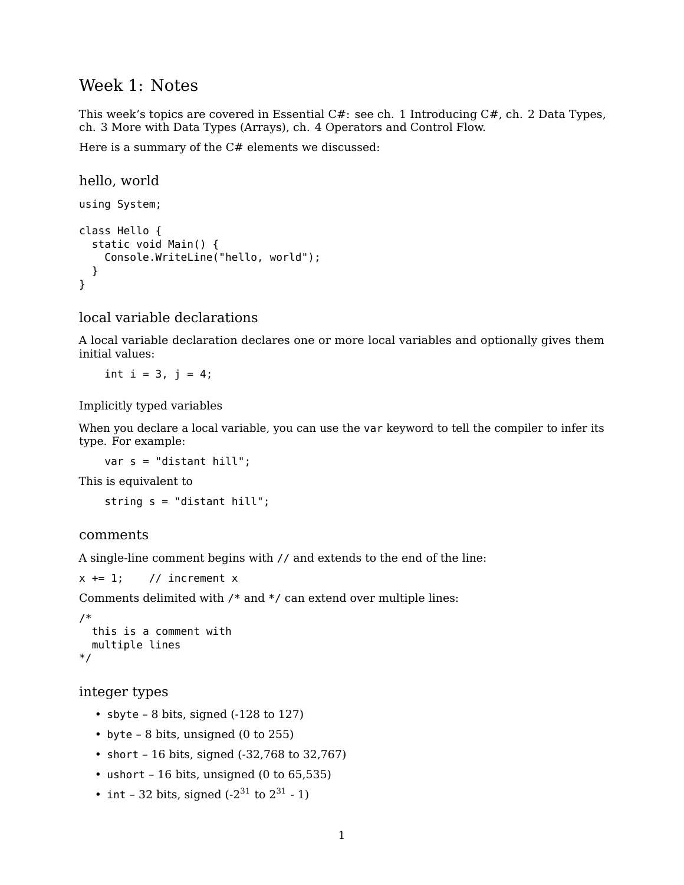# Week 1: Notes

This week's topics are covered in Essential C#: see ch. 1 Introducing C#, ch. 2 Data Types, ch. 3 More with Data Types (Arrays), ch. 4 Operators and Control Flow.

Here is a summary of the C# elements we discussed:

## hello, world

```
using System;

class Hello {
  static void Main() {
    Console.WriteLine("hello, world");
  }
}
```

## local variable declarations

A local variable declaration declares one or more local variables and optionally gives them initial values:

```
int i = 3, j = 4;
```

Implicitly typed variables

When you declare a local variable, you can use the `var` keyword to tell the compiler to infer its type. For example:

```
var s = "distant hill";
```

This is equivalent to

```
string s = "distant hill";
```

## comments

A single-line comment begins with `//` and extends to the end of the line:

```
x += 1;    // increment x
```

Comments delimited with `/*` and `*/` can extend over multiple lines:

```
/*
  this is a comment with
  multiple lines
*/
```

## integer types

- `sbyte` – 8 bits, signed (-128 to 127)
- `byte` – 8 bits, unsigned (0 to 255)
- `short` – 16 bits, signed (-32,768 to 32,767)
- `ushort` – 16 bits, unsigned (0 to 65,535)
- `int` – 32 bits, signed ($-2^{31}$ to $2^{31} - 1$)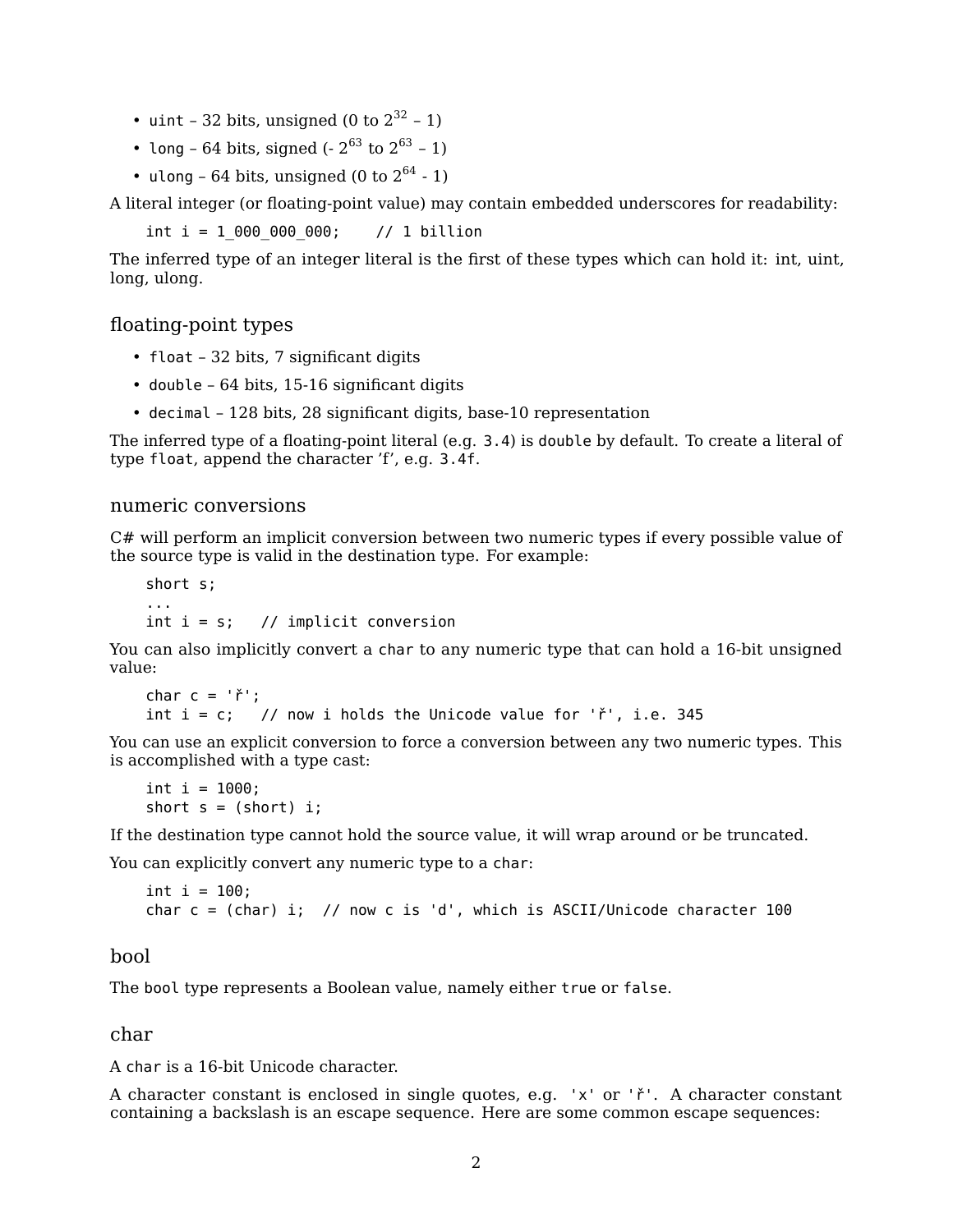- `uint` – 32 bits, unsigned (0 to $2^{32}$ – 1)
- `long` – 64 bits, signed (- $2^{63}$ to $2^{63}$ – 1)
- `ulong` – 64 bits, unsigned (0 to $2^{64}$ - 1)

A literal integer (or floating-point value) may contain embedded underscores for readability:

```
int i = 1_000_000_000;    // 1 billion
```

The inferred type of an integer literal is the first of these types which can hold it: int, uint, long, ulong.

## floating-point types

- `float` – 32 bits, 7 significant digits
- `double` – 64 bits, 15-16 significant digits
- `decimal` – 128 bits, 28 significant digits, base-10 representation

The inferred type of a floating-point literal (e.g. `3.4`) is `double` by default. To create a literal of type `float`, append the character 'f', e.g. `3.4f`.

## numeric conversions

C# will perform an implicit conversion between two numeric types if every possible value of the source type is valid in the destination type. For example:

```
short s;
...
int i = s;   // implicit conversion
```

You can also implicitly convert a `char` to any numeric type that can hold a 16-bit unsigned value:

```
char c = 'ř';
int i = c;   // now i holds the Unicode value for 'ř', i.e. 345
```

You can use an explicit conversion to force a conversion between any two numeric types. This is accomplished with a type cast:

```
int i = 1000;
short s = (short) i;
```

If the destination type cannot hold the source value, it will wrap around or be truncated.

You can explicitly convert any numeric type to a `char`:

```
int i = 100;
char c = (char) i;  // now c is 'd', which is ASCII/Unicode character 100
```

## bool

The `bool` type represents a Boolean value, namely either `true` or `false`.

## char

A `char` is a 16-bit Unicode character.

A character constant is enclosed in single quotes, e.g. `'x'` or `'ř'`. A character constant containing a backslash is an escape sequence. Here are some common escape sequences: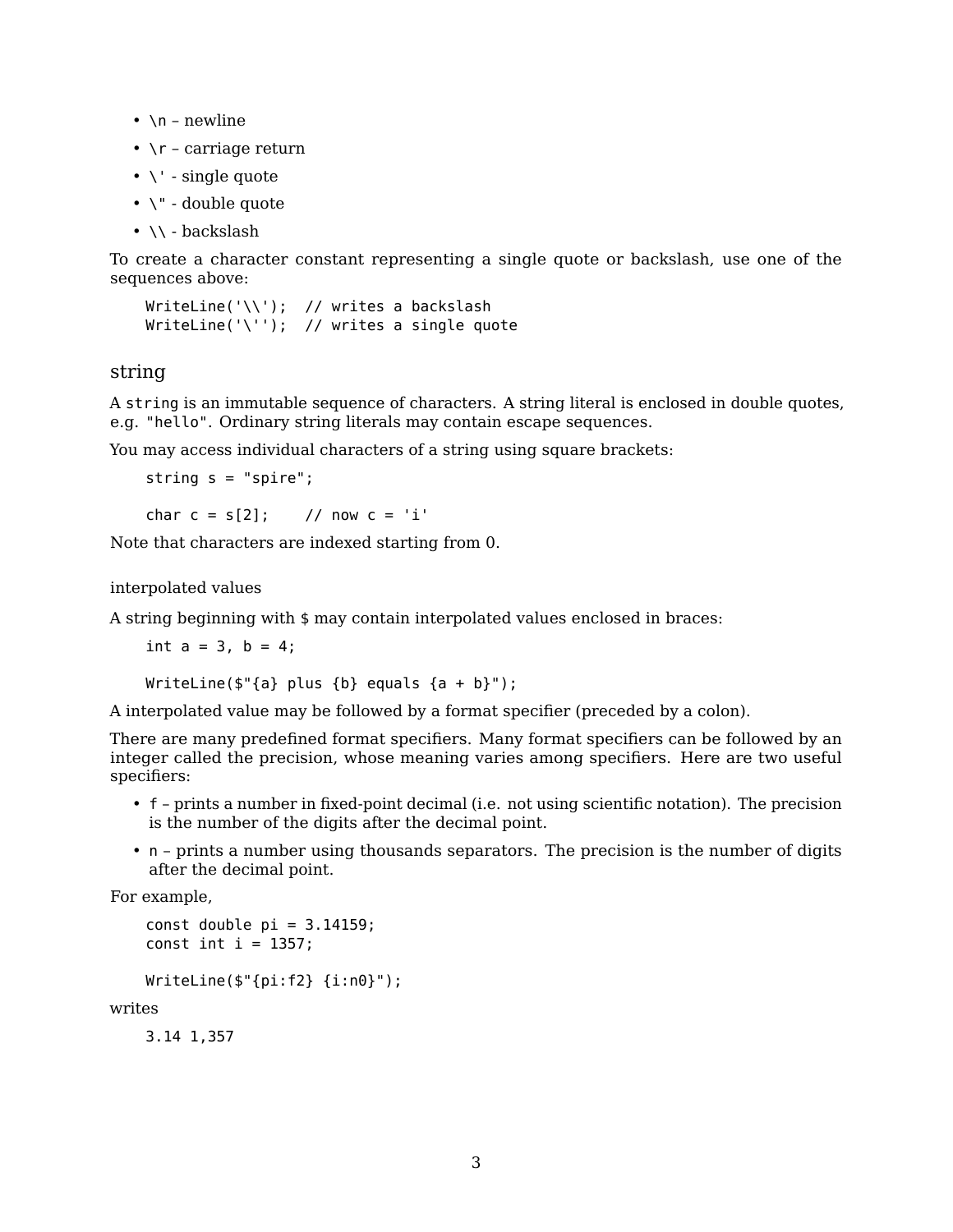- `\n` – newline
- `\r` – carriage return
- `\'` - single quote
- `\"` - double quote
- `\\` - backslash

To create a character constant representing a single quote or backslash, use one of the sequences above:

```
WriteLine('\\');  // writes a backslash
WriteLine('\'');  // writes a single quote
```

## string

A `string` is an immutable sequence of characters. A string literal is enclosed in double quotes, e.g. `"hello"`. Ordinary string literals may contain escape sequences.

You may access individual characters of a string using square brackets:

```
string s = "spire";

char c = s[2];    // now c = 'i'
```

Note that characters are indexed starting from 0.

### interpolated values

A string beginning with `$` may contain interpolated values enclosed in braces:

```
int a = 3, b = 4;

WriteLine($"{a} plus {b} equals {a + b}");
```

A interpolated value may be followed by a format specifier (preceded by a colon).

There are many predefined format specifiers. Many format specifiers can be followed by an integer called the precision, whose meaning varies among specifiers. Here are two useful specifiers:

- `f` – prints a number in fixed-point decimal (i.e. not using scientific notation). The precision is the number of the digits after the decimal point.
- `n` – prints a number using thousands separators. The precision is the number of digits after the decimal point.

For example,

```
const double pi = 3.14159;
const int i = 1357;

WriteLine($"{pi:f2} {i:n0}");
```

writes

```
3.14 1,357
```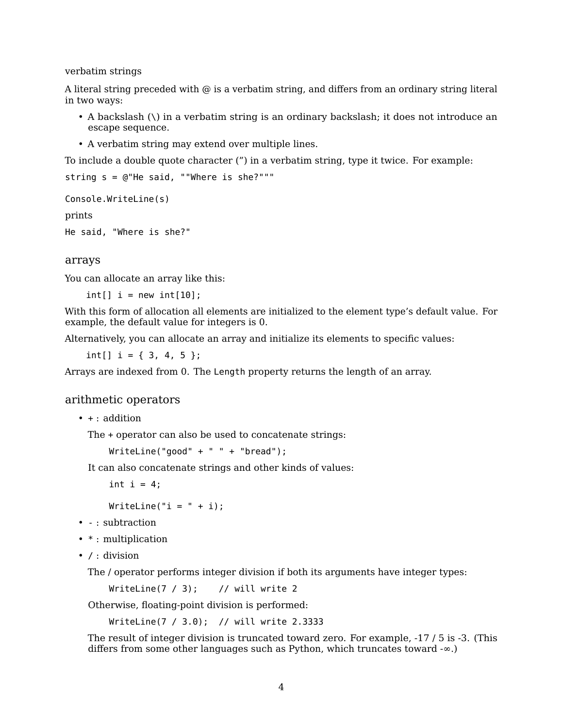verbatim strings

A literal string preceded with @ is a verbatim string, and differs from an ordinary string literal in two ways:

- A backslash (\) in a verbatim string is an ordinary backslash; it does not introduce an escape sequence.
- A verbatim string may extend over multiple lines.

To include a double quote character (") in a verbatim string, type it twice. For example:

```
string s = @"He said, ""Where is she?"""

Console.WriteLine(s)
```

prints

```
He said, "Where is she?"
```

## arrays

You can allocate an array like this:

```
int[] i = new int[10];
```

With this form of allocation all elements are initialized to the element type's default value. For example, the default value for integers is 0.

Alternatively, you can allocate an array and initialize its elements to specific values:

```
int[] i = { 3, 4, 5 };
```

Arrays are indexed from 0. The `Length` property returns the length of an array.

## arithmetic operators

- `+` : addition

  The + operator can also be used to concatenate strings:

  ```
  WriteLine("good" + " " + "bread");
  ```

  It can also concatenate strings and other kinds of values:

  ```
  int i = 4;

  WriteLine("i = " + i);
  ```

- `-` : subtraction
- `*` : multiplication
- `/` : division

  The / operator performs integer division if both its arguments have integer types:

  ```
  WriteLine(7 / 3);    // will write 2
  ```

  Otherwise, floating-point division is performed:

  ```
  WriteLine(7 / 3.0);  // will write 2.3333
  ```

  The result of integer division is truncated toward zero. For example, -17 / 5 is -3. (This differs from some other languages such as Python, which truncates toward -∞.)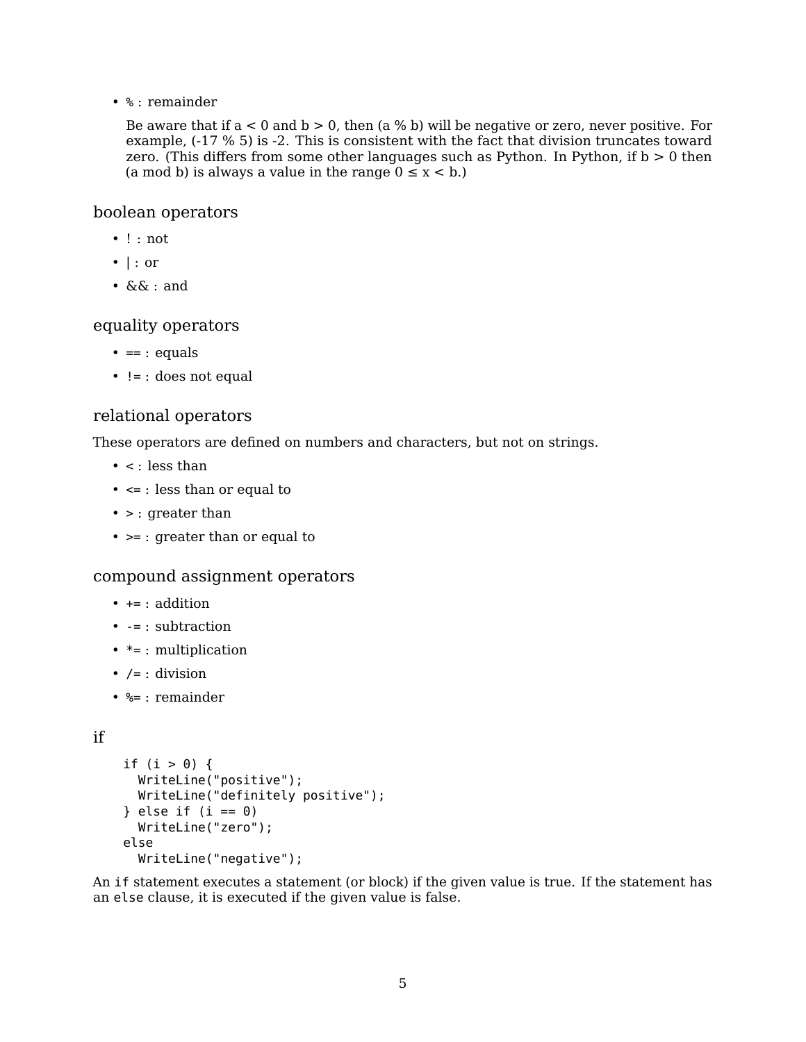- `%` : remainder

  Be aware that if a < 0 and b > 0, then (a % b) will be negative or zero, never positive. For example, (-17 % 5) is -2. This is consistent with the fact that division truncates toward zero. (This differs from some other languages such as Python. In Python, if b > 0 then (a mod b) is always a value in the range 0 ≤ x < b.)

## boolean operators

- `!` : not
- `|` : or
- `&&` : and

## equality operators

- `==` : equals
- `!=` : does not equal

## relational operators

These operators are defined on numbers and characters, but not on strings.

- `<` : less than
- `<=` : less than or equal to
- `>` : greater than
- `>=` : greater than or equal to

## compound assignment operators

- `+=` : addition
- `-=` : subtraction
- `*=` : multiplication
- `/=` : division
- `%=` : remainder

## if

```
if (i > 0) {
  WriteLine("positive");
  WriteLine("definitely positive");
} else if (i == 0)
  WriteLine("zero");
else
  WriteLine("negative");
```

An `if` statement executes a statement (or block) if the given value is true. If the statement has an `else` clause, it is executed if the given value is false.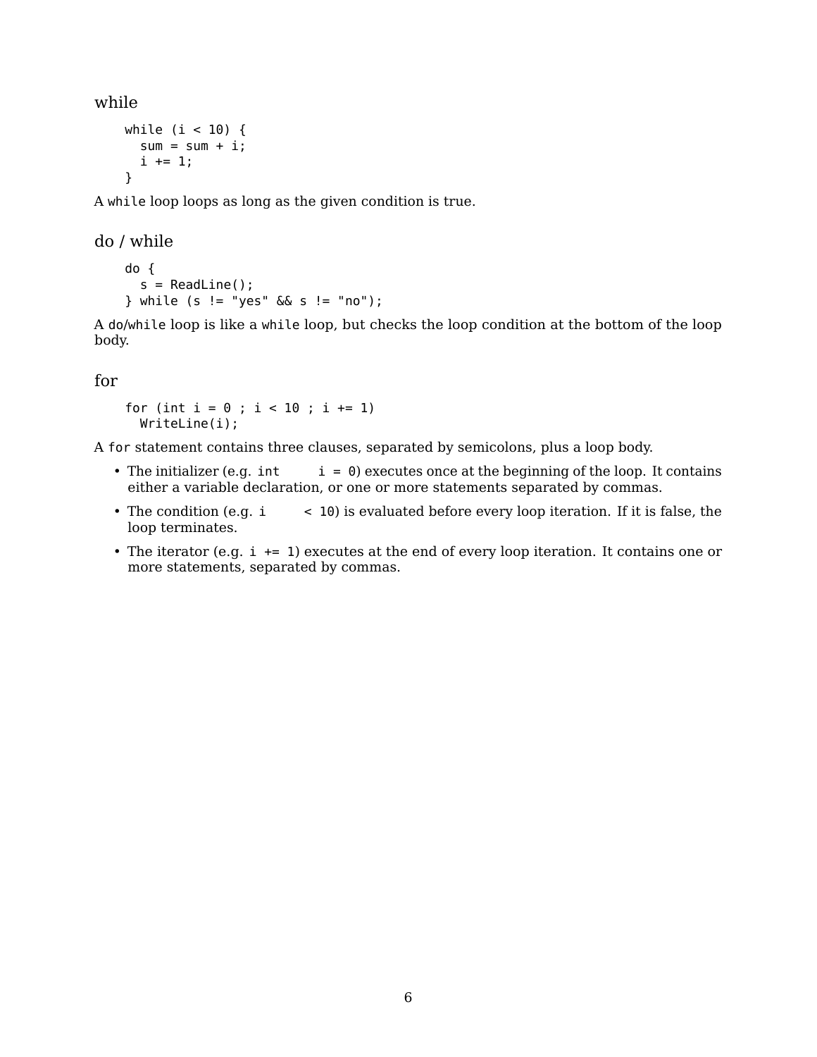### while

```
while (i < 10) {
  sum = sum + i;
  i += 1;
}
```

A `while` loop loops as long as the given condition is true.

### do / while

```
do {
  s = ReadLine();
} while (s != "yes" && s != "no");
```

A `do`/`while` loop is like a `while` loop, but checks the loop condition at the bottom of the loop body.

### for

```
for (int i = 0 ; i < 10 ; i += 1)
  WriteLine(i);
```

A `for` statement contains three clauses, separated by semicolons, plus a loop body.

- The initializer (e.g. `int i = 0`) executes once at the beginning of the loop. It contains either a variable declaration, or one or more statements separated by commas.
- The condition (e.g. `i < 10`) is evaluated before every loop iteration. If it is false, the loop terminates.
- The iterator (e.g. `i += 1`) executes at the end of every loop iteration. It contains one or more statements, separated by commas.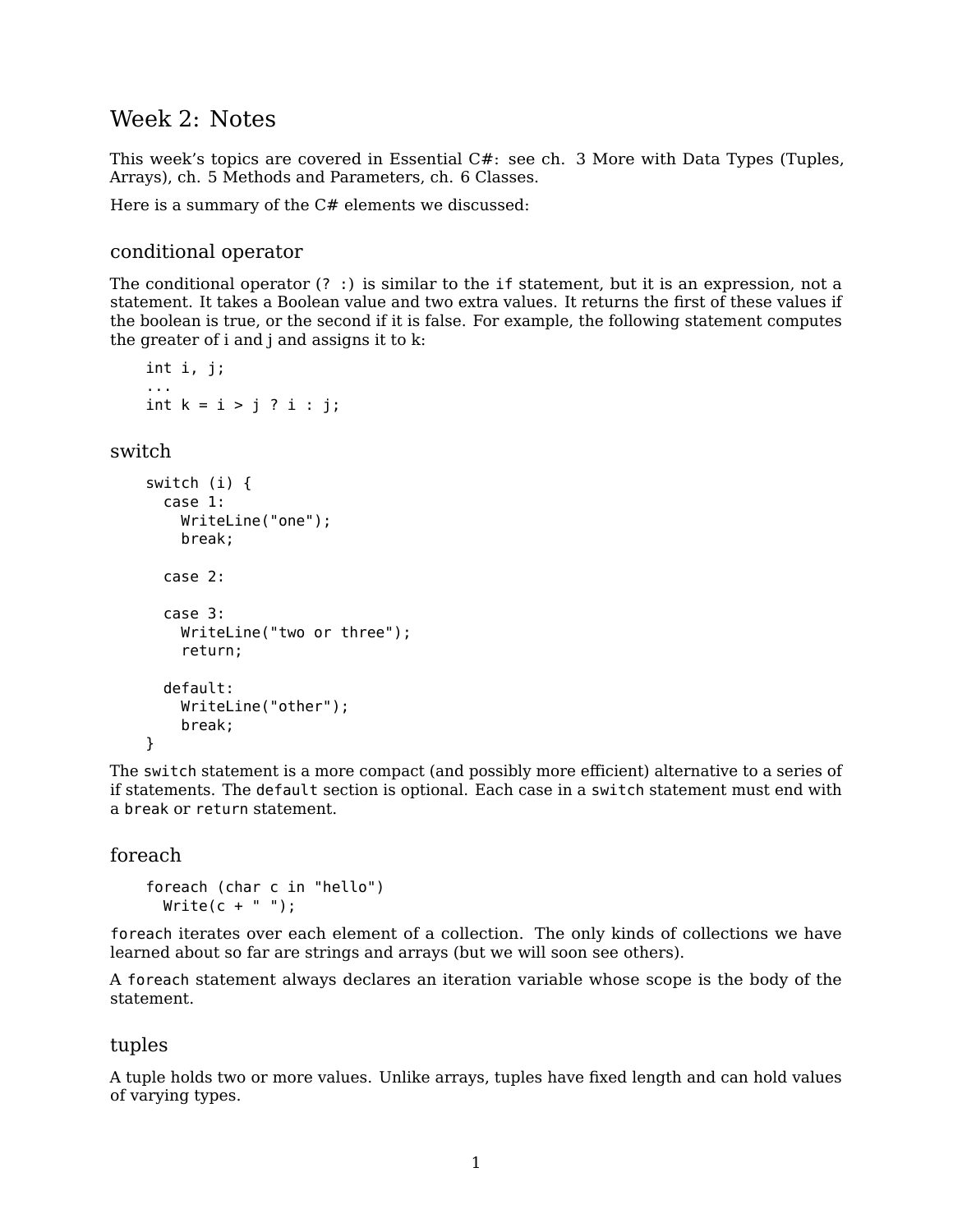# Week 2: Notes

This week's topics are covered in Essential C#: see ch. 3 More with Data Types (Tuples, Arrays), ch. 5 Methods and Parameters, ch. 6 Classes.

Here is a summary of the C# elements we discussed:

## conditional operator

The conditional operator (`? :`) is similar to the `if` statement, but it is an expression, not a statement. It takes a Boolean value and two extra values. It returns the first of these values if the boolean is true, or the second if it is false. For example, the following statement computes the greater of i and j and assigns it to k:

```
int i, j;
...
int k = i > j ? i : j;
```

## switch

```
switch (i) {
  case 1:
    WriteLine("one");
    break;

  case 2:

  case 3:
    WriteLine("two or three");
    return;

  default:
    WriteLine("other");
    break;
}
```

The `switch` statement is a more compact (and possibly more efficient) alternative to a series of if statements. The `default` section is optional. Each case in a `switch` statement must end with a `break` or `return` statement.

## foreach

```
foreach (char c in "hello")
  Write(c + " ");
```

`foreach` iterates over each element of a collection. The only kinds of collections we have learned about so far are strings and arrays (but we will soon see others).

A `foreach` statement always declares an iteration variable whose scope is the body of the statement.

## tuples

A tuple holds two or more values. Unlike arrays, tuples have fixed length and can hold values of varying types.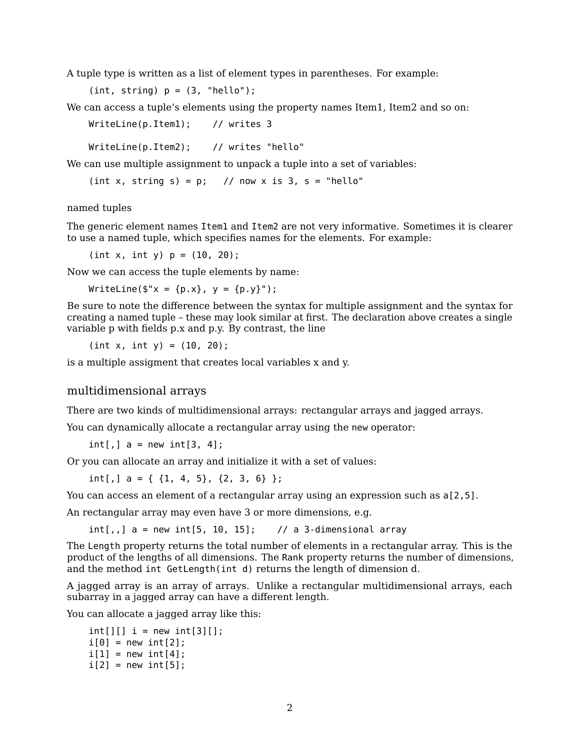A tuple type is written as a list of element types in parentheses. For example:

```
(int, string) p = (3, "hello");
```

We can access a tuple's elements using the property names Item1, Item2 and so on:

```
WriteLine(p.Item1);    // writes 3

WriteLine(p.Item2);    // writes "hello"
```

We can use multiple assignment to unpack a tuple into a set of variables:

```
(int x, string s) = p;   // now x is 3, s = "hello"
```

### named tuples

The generic element names `Item1` and `Item2` are not very informative. Sometimes it is clearer to use a named tuple, which specifies names for the elements. For example:

```
(int x, int y) p = (10, 20);
```

Now we can access the tuple elements by name:

```
WriteLine($"x = {p.x}, y = {p.y}");
```

Be sure to note the difference between the syntax for multiple assignment and the syntax for creating a named tuple – these may look similar at first. The declaration above creates a single variable p with fields p.x and p.y. By contrast, the line

```
(int x, int y) = (10, 20);
```

is a multiple assigment that creates local variables x and y.

## multidimensional arrays

There are two kinds of multidimensional arrays: rectangular arrays and jagged arrays.

You can dynamically allocate a rectangular array using the `new` operator:

```
int[,] a = new int[3, 4];
```

Or you can allocate an array and initialize it with a set of values:

```
int[,] a = { {1, 4, 5}, {2, 3, 6} };
```

You can access an element of a rectangular array using an expression such as `a[2,5]`.

An rectangular array may even have 3 or more dimensions, e.g.

```
int[,,] a = new int[5, 10, 15];    // a 3-dimensional array
```

The `Length` property returns the total number of elements in a rectangular array. This is the product of the lengths of all dimensions. The `Rank` property returns the number of dimensions, and the method `int GetLength(int d)` returns the length of dimension d.

A jagged array is an array of arrays. Unlike a rectangular multidimensional arrays, each subarray in a jagged array can have a different length.

You can allocate a jagged array like this:

```
int[][] i = new int[3][];
i[0] = new int[2];
i[1] = new int[4];
i[2] = new int[5];
```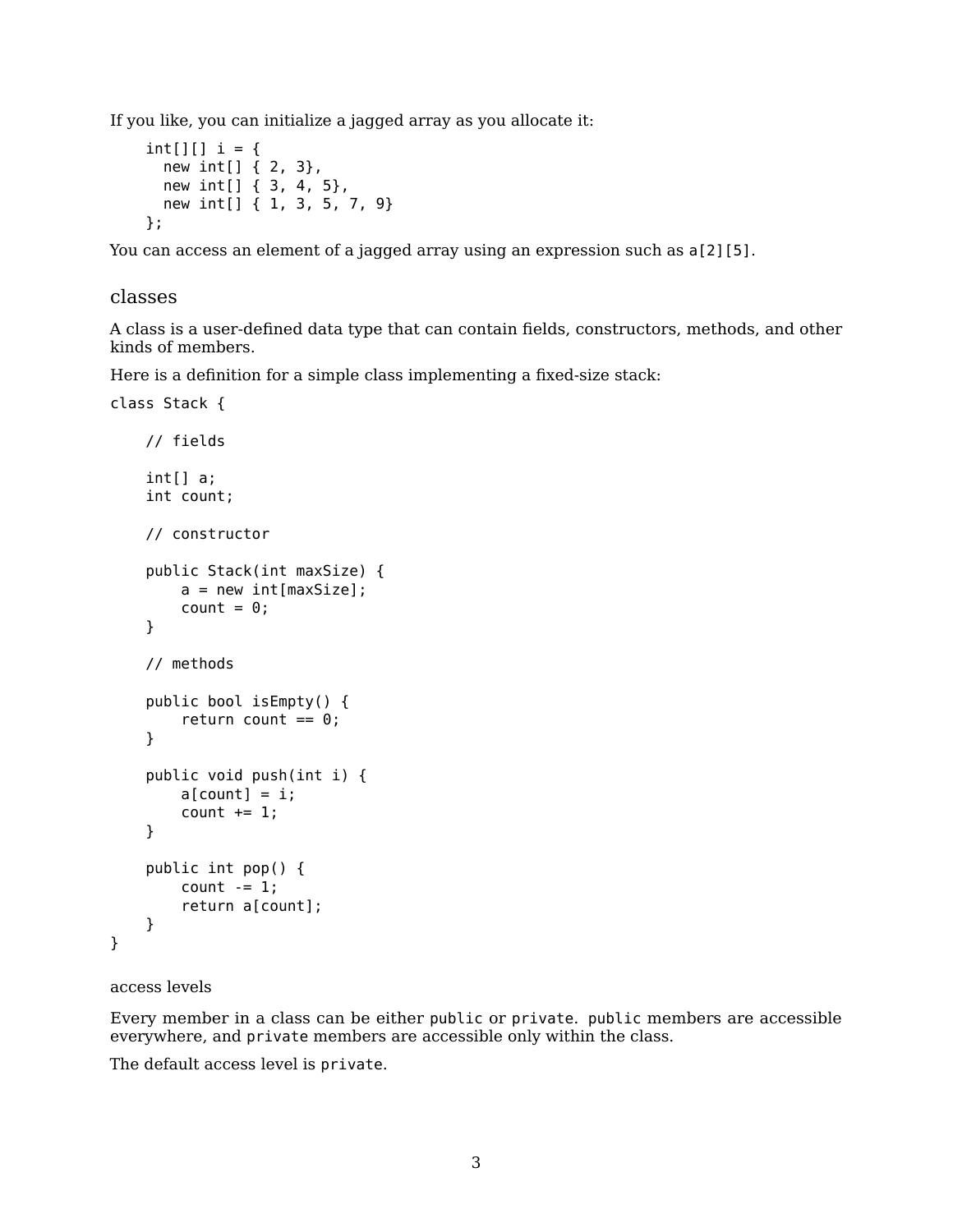If you like, you can initialize a jagged array as you allocate it:

```
int[][] i = {
  new int[] { 2, 3},
  new int[] { 3, 4, 5},
  new int[] { 1, 3, 5, 7, 9}
};
```

You can access an element of a jagged array using an expression such as `a[2][5]`.

## classes

A class is a user-defined data type that can contain fields, constructors, methods, and other kinds of members.

Here is a definition for a simple class implementing a fixed-size stack:

```
class Stack {

    // fields

    int[] a;
    int count;

    // constructor

    public Stack(int maxSize) {
        a = new int[maxSize];
        count = 0;
    }

    // methods

    public bool isEmpty() {
        return count == 0;
    }

    public void push(int i) {
        a[count] = i;
        count += 1;
    }

    public int pop() {
        count -= 1;
        return a[count];
    }
}
```

### access levels

Every member in a class can be either `public` or `private`. `public` members are accessible everywhere, and `private` members are accessible only within the class.

The default access level is `private`.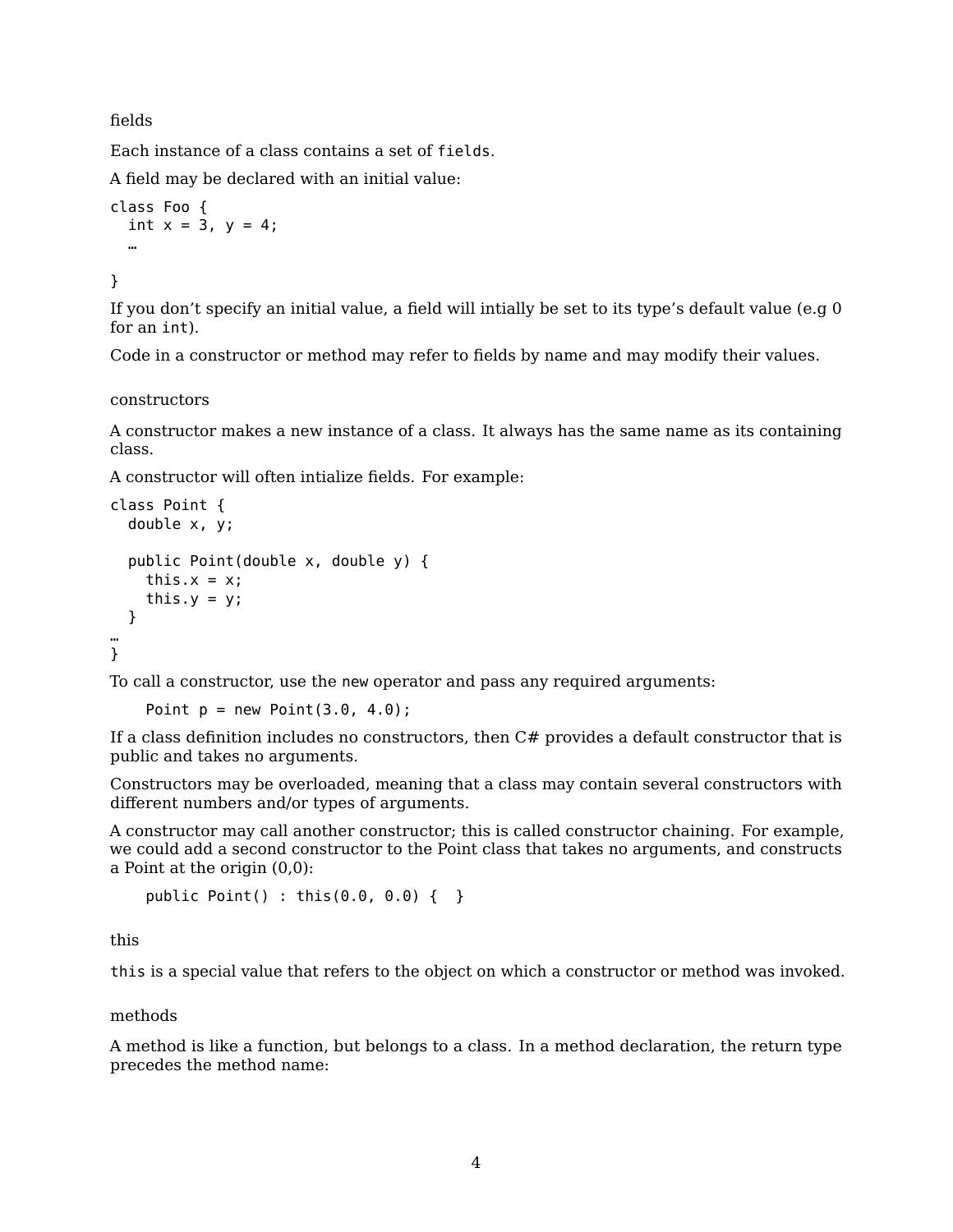### fields

Each instance of a class contains a set of `fields`.

A field may be declared with an initial value:

```
class Foo {
  int x = 3, y = 4;
  …

}
```

If you don't specify an initial value, a field will intially be set to its type's default value (e.g 0 for an `int`).

Code in a constructor or method may refer to fields by name and may modify their values.

### constructors

A constructor makes a new instance of a class. It always has the same name as its containing class.

A constructor will often intialize fields. For example:

```
class Point {
  double x, y;

  public Point(double x, double y) {
    this.x = x;
    this.y = y;
  }
…
}
```

To call a constructor, use the `new` operator and pass any required arguments:

```
    Point p = new Point(3.0, 4.0);
```

If a class definition includes no constructors, then C# provides a default constructor that is public and takes no arguments.

Constructors may be overloaded, meaning that a class may contain several constructors with different numbers and/or types of arguments.

A constructor may call another constructor; this is called constructor chaining. For example, we could add a second constructor to the Point class that takes no arguments, and constructs a Point at the origin (0,0):

```
    public Point() : this(0.0, 0.0) {  }
```

### this

`this` is a special value that refers to the object on which a constructor or method was invoked.

### methods

A method is like a function, but belongs to a class. In a method declaration, the return type precedes the method name: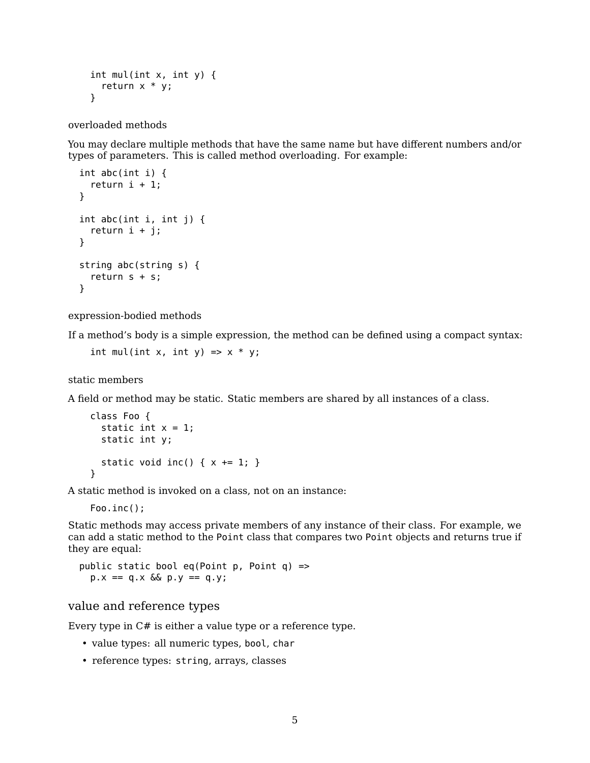```
int mul(int x, int y) {
  return x * y;
}
```

overloaded methods

You may declare multiple methods that have the same name but have different numbers and/or types of parameters. This is called method overloading. For example:

```
int abc(int i) {
  return i + 1;
}

int abc(int i, int j) {
  return i + j;
}

string abc(string s) {
  return s + s;
}
```

expression-bodied methods

If a method's body is a simple expression, the method can be defined using a compact syntax:

```
int mul(int x, int y) => x * y;
```

static members

A field or method may be static. Static members are shared by all instances of a class.

```
class Foo {
  static int x = 1;
  static int y;

  static void inc() { x += 1; }
}
```

A static method is invoked on a class, not on an instance:

```
Foo.inc();
```

Static methods may access private members of any instance of their class. For example, we can add a static method to the `Point` class that compares two `Point` objects and returns true if they are equal:

```
public static bool eq(Point p, Point q) =>
  p.x == q.x && p.y == q.y;
```

## value and reference types

Every type in C# is either a value type or a reference type.

- value types: all numeric types, `bool`, `char`
- reference types: `string`, arrays, classes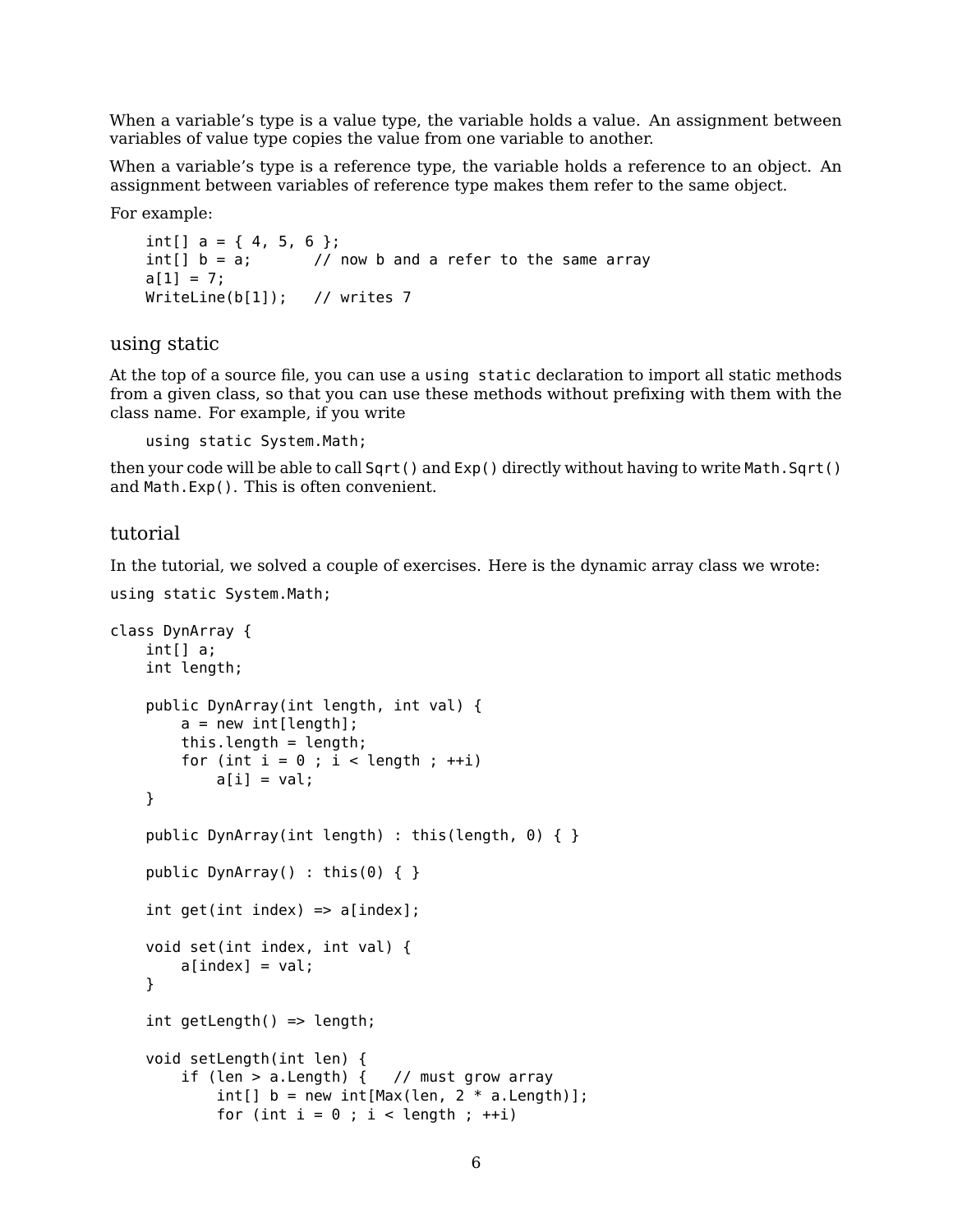When a variable's type is a value type, the variable holds a value. An assignment between variables of value type copies the value from one variable to another.

When a variable's type is a reference type, the variable holds a reference to an object. An assignment between variables of reference type makes them refer to the same object.

For example:

```
int[] a = { 4, 5, 6 };
int[] b = a;       // now b and a refer to the same array
a[1] = 7;
WriteLine(b[1]);   // writes 7
```

## using static

At the top of a source file, you can use a `using static` declaration to import all static methods from a given class, so that you can use these methods without prefixing with them with the class name. For example, if you write

```
using static System.Math;
```

then your code will be able to call `Sqrt()` and `Exp()` directly without having to write `Math.Sqrt()` and `Math.Exp()`. This is often convenient.

## tutorial

In the tutorial, we solved a couple of exercises. Here is the dynamic array class we wrote:

```
using static System.Math;

class DynArray {
    int[] a;
    int length;

    public DynArray(int length, int val) {
        a = new int[length];
        this.length = length;
        for (int i = 0 ; i < length ; ++i)
            a[i] = val;
    }

    public DynArray(int length) : this(length, 0) { }

    public DynArray() : this(0) { }

    int get(int index) => a[index];

    void set(int index, int val) {
        a[index] = val;
    }

    int getLength() => length;

    void setLength(int len) {
        if (len > a.Length) {   // must grow array
            int[] b = new int[Max(len, 2 * a.Length)];
            for (int i = 0 ; i < length ; ++i)
```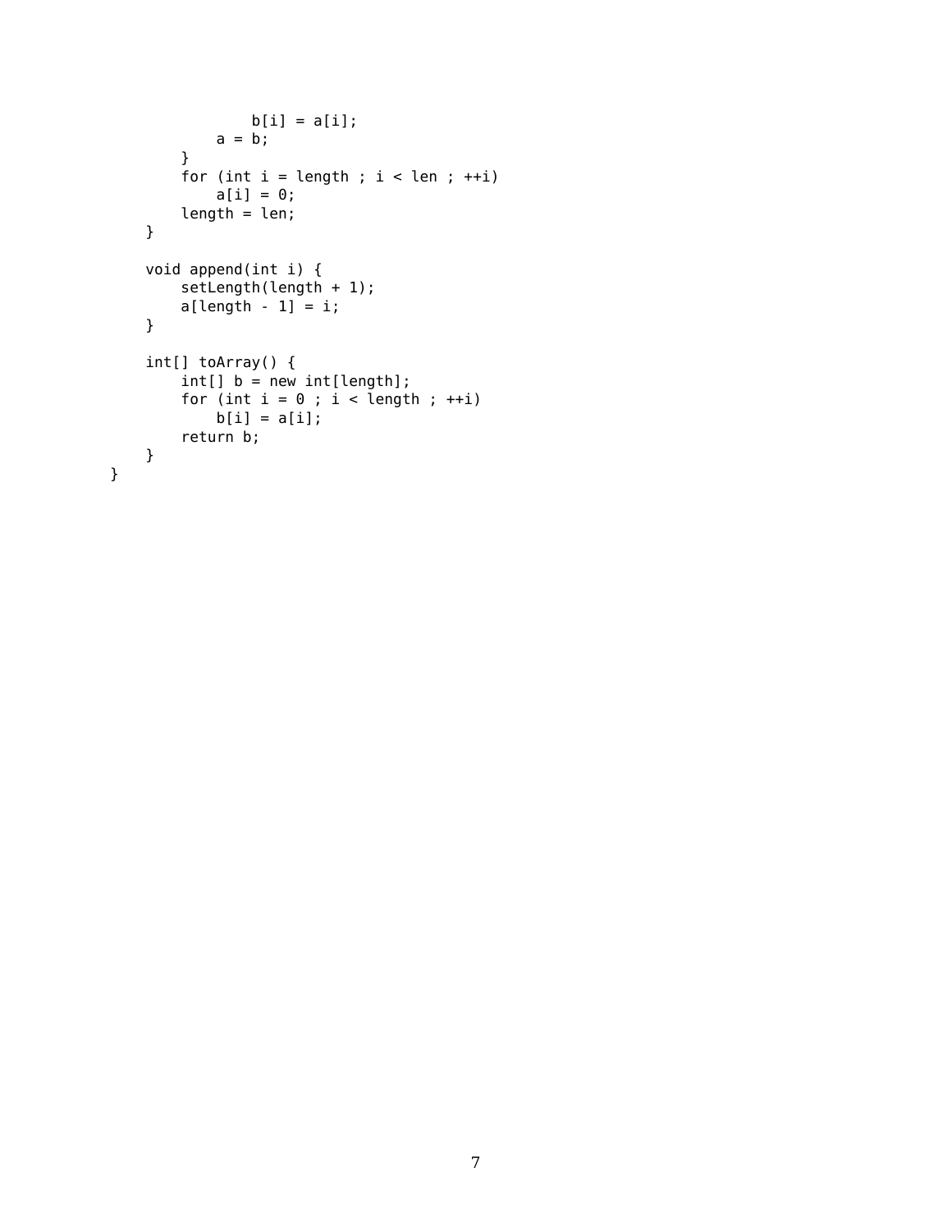```
                b[i] = a[i];
            a = b;
        }
        for (int i = length ; i < len ; ++i)
            a[i] = 0;
        length = len;
    }

    void append(int i) {
        setLength(length + 1);
        a[length - 1] = i;
    }

    int[] toArray() {
        int[] b = new int[length];
        for (int i = 0 ; i < length ; ++i)
            b[i] = a[i];
        return b;
    }
}
```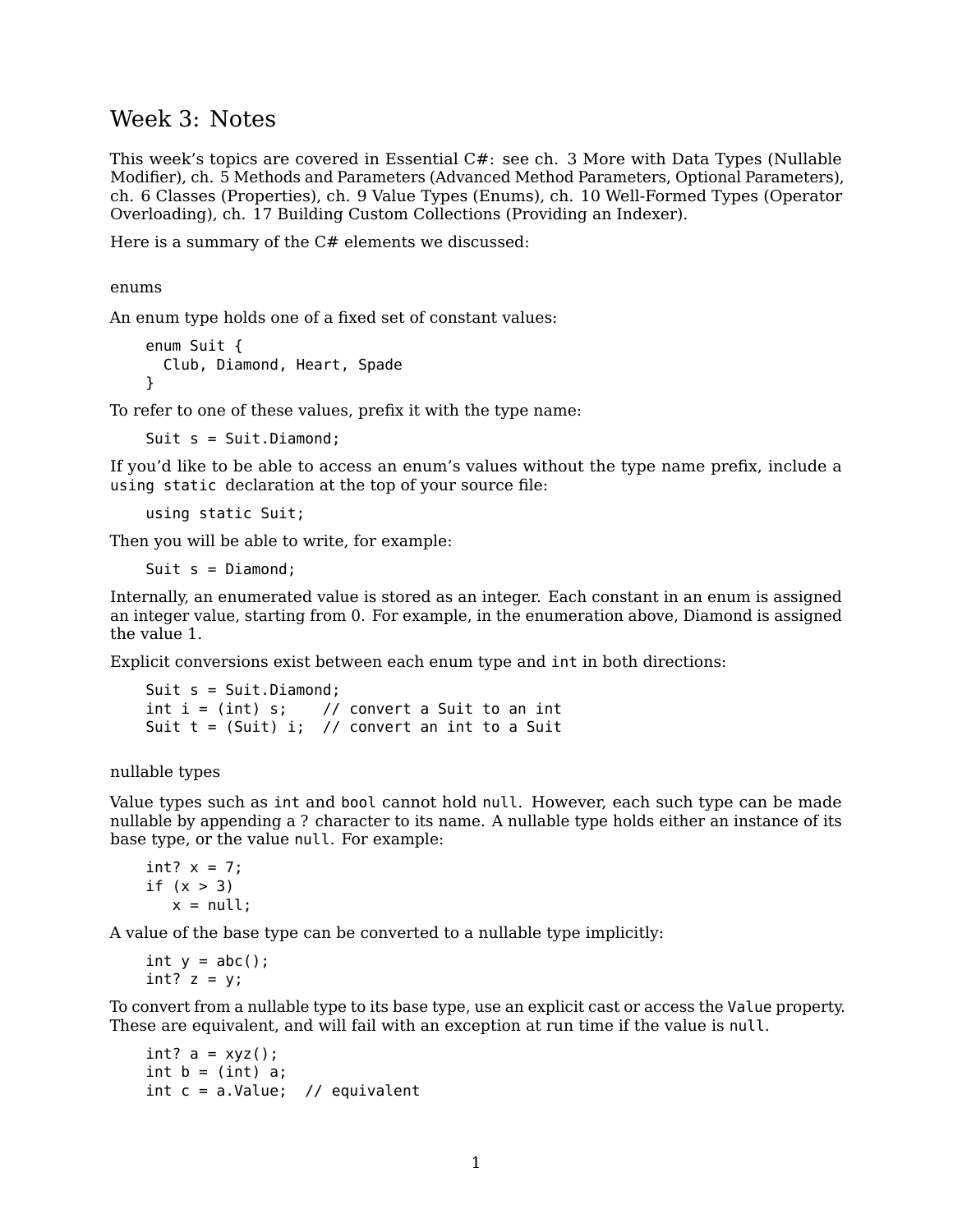# Week 3: Notes

This week's topics are covered in Essential C#: see ch. 3 More with Data Types (Nullable Modifier), ch. 5 Methods and Parameters (Advanced Method Parameters, Optional Parameters), ch. 6 Classes (Properties), ch. 9 Value Types (Enums), ch. 10 Well-Formed Types (Operator Overloading), ch. 17 Building Custom Collections (Providing an Indexer).

Here is a summary of the C# elements we discussed:

## enums

An enum type holds one of a fixed set of constant values:

```
enum Suit {
  Club, Diamond, Heart, Spade
}
```

To refer to one of these values, prefix it with the type name:

```
Suit s = Suit.Diamond;
```

If you'd like to be able to access an enum's values without the type name prefix, include a `using static` declaration at the top of your source file:

```
using static Suit;
```

Then you will be able to write, for example:

```
Suit s = Diamond;
```

Internally, an enumerated value is stored as an integer. Each constant in an enum is assigned an integer value, starting from 0. For example, in the enumeration above, Diamond is assigned the value 1.

Explicit conversions exist between each enum type and `int` in both directions:

```
Suit s = Suit.Diamond;
int i = (int) s;    // convert a Suit to an int
Suit t = (Suit) i;  // convert an int to a Suit
```

## nullable types

Value types such as `int` and `bool` cannot hold `null`. However, each such type can be made nullable by appending a ? character to its name. A nullable type holds either an instance of its base type, or the value `null`. For example:

```
int? x = 7;
if (x > 3)
   x = null;
```

A value of the base type can be converted to a nullable type implicitly:

```
int y = abc();
int? z = y;
```

To convert from a nullable type to its base type, use an explicit cast or access the `Value` property. These are equivalent, and will fail with an exception at run time if the value is `null`.

```
int? a = xyz();
int b = (int) a;
int c = a.Value;  // equivalent
```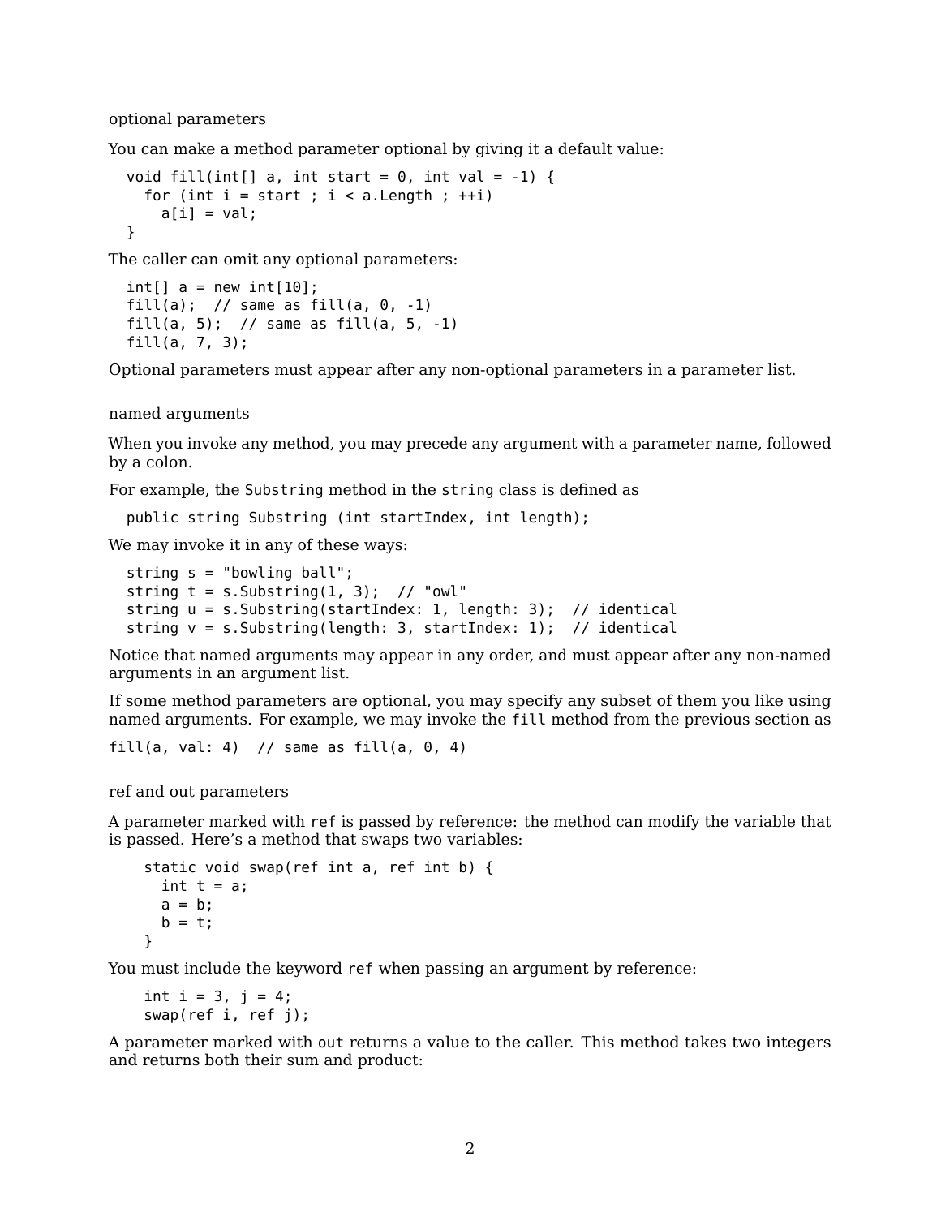## optional parameters

You can make a method parameter optional by giving it a default value:

```
void fill(int[] a, int start = 0, int val = -1) {
  for (int i = start ; i < a.Length ; ++i)
    a[i] = val;
}
```

The caller can omit any optional parameters:

```
int[] a = new int[10];
fill(a);  // same as fill(a, 0, -1)
fill(a, 5);  // same as fill(a, 5, -1)
fill(a, 7, 3);
```

Optional parameters must appear after any non-optional parameters in a parameter list.

## named arguments

When you invoke any method, you may precede any argument with a parameter name, followed by a colon.

For example, the `Substring` method in the `string` class is defined as

```
public string Substring (int startIndex, int length);
```

We may invoke it in any of these ways:

```
string s = "bowling ball";
string t = s.Substring(1, 3);  // "owl"
string u = s.Substring(startIndex: 1, length: 3);  // identical
string v = s.Substring(length: 3, startIndex: 1);  // identical
```

Notice that named arguments may appear in any order, and must appear after any non-named arguments in an argument list.

If some method parameters are optional, you may specify any subset of them you like using named arguments. For example, we may invoke the `fill` method from the previous section as

```
fill(a, val: 4)  // same as fill(a, 0, 4)
```

## ref and out parameters

A parameter marked with `ref` is passed by reference: the method can modify the variable that is passed. Here's a method that swaps two variables:

```
static void swap(ref int a, ref int b) {
  int t = a;
  a = b;
  b = t;
}
```

You must include the keyword `ref` when passing an argument by reference:

```
int i = 3, j = 4;
swap(ref i, ref j);
```

A parameter marked with `out` returns a value to the caller. This method takes two integers and returns both their sum and product: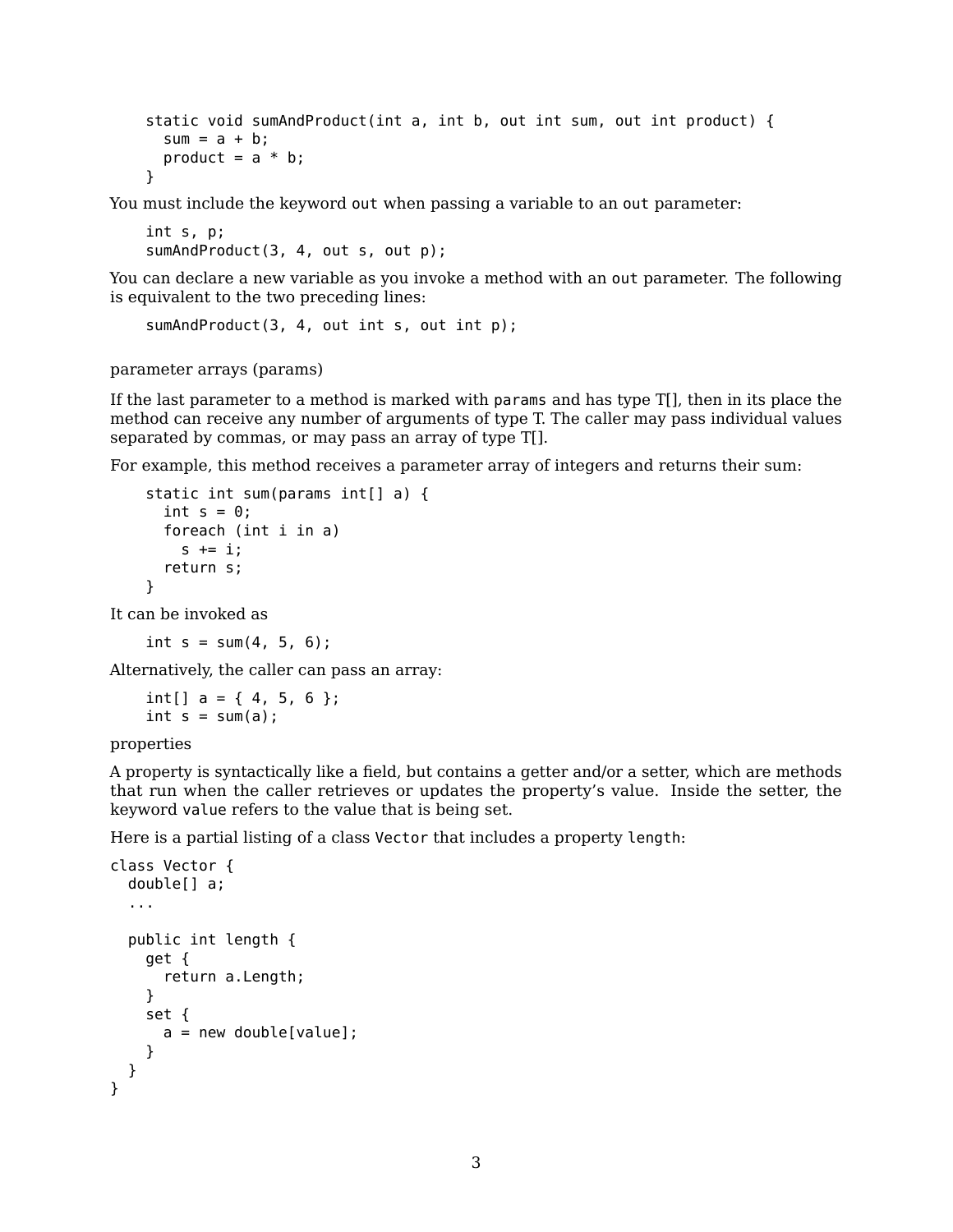```
static void sumAndProduct(int a, int b, out int sum, out int product) {
  sum = a + b;
  product = a * b;
}
```

You must include the keyword `out` when passing a variable to an `out` parameter:

```
int s, p;
sumAndProduct(3, 4, out s, out p);
```

You can declare a new variable as you invoke a method with an `out` parameter. The following is equivalent to the two preceding lines:

```
sumAndProduct(3, 4, out int s, out int p);
```

### parameter arrays (params)

If the last parameter to a method is marked with `params` and has type T[], then in its place the method can receive any number of arguments of type T. The caller may pass individual values separated by commas, or may pass an array of type T[].

For example, this method receives a parameter array of integers and returns their sum:

```
static int sum(params int[] a) {
  int s = 0;
  foreach (int i in a)
    s += i;
  return s;
}
```

It can be invoked as

```
int s = sum(4, 5, 6);
```

Alternatively, the caller can pass an array:

```
int[] a = { 4, 5, 6 };
int s = sum(a);
```

### properties

A property is syntactically like a field, but contains a getter and/or a setter, which are methods that run when the caller retrieves or updates the property's value. Inside the setter, the keyword `value` refers to the value that is being set.

Here is a partial listing of a class `Vector` that includes a property `length`:

```
class Vector {
  double[] a;
  ...

  public int length {
    get {
      return a.Length;
    }
    set {
      a = new double[value];
    }
  }
}
```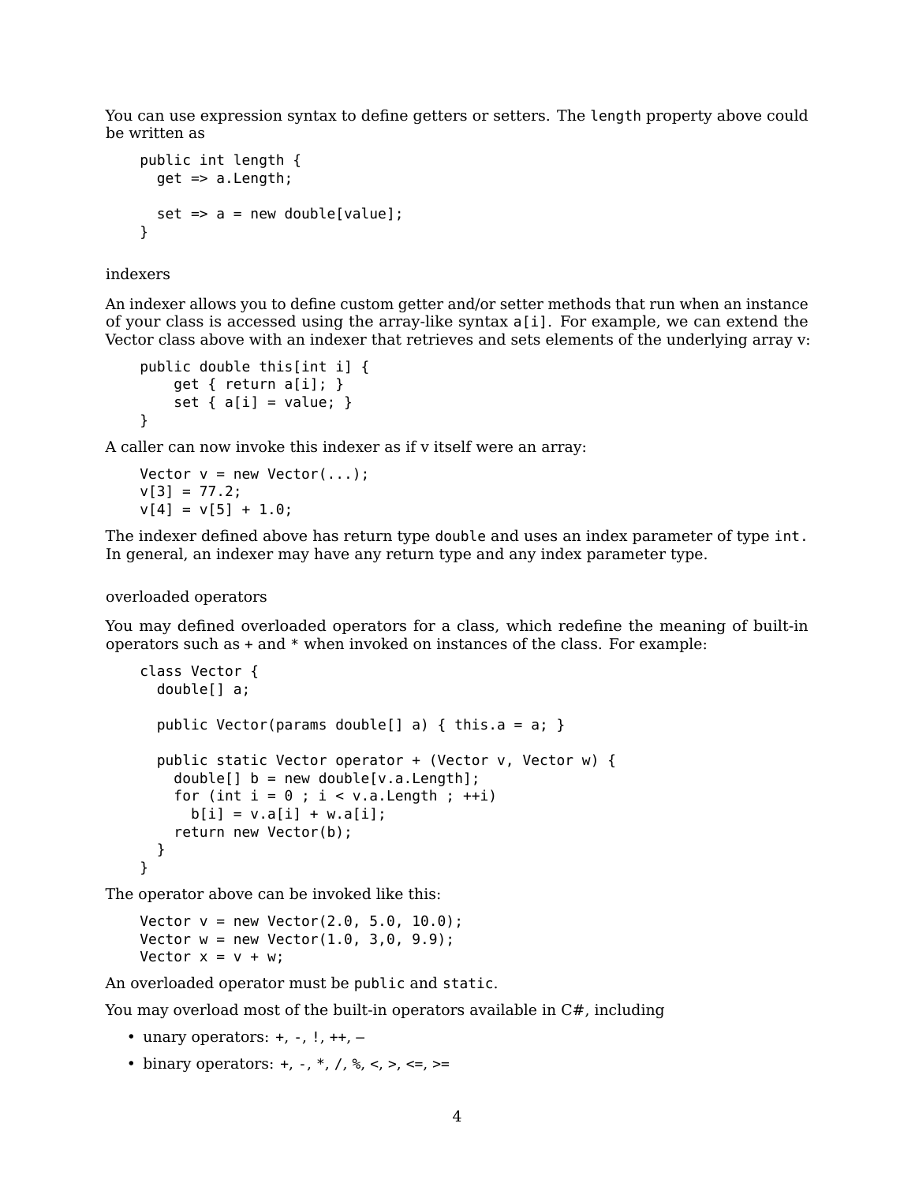You can use expression syntax to define getters or setters. The `length` property above could be written as

```
public int length {
  get => a.Length;

  set => a = new double[value];
}
```

indexers

An indexer allows you to define custom getter and/or setter methods that run when an instance of your class is accessed using the array-like syntax `a[i]`. For example, we can extend the Vector class above with an indexer that retrieves and sets elements of the underlying array v:

```
public double this[int i] {
    get { return a[i]; }
    set { a[i] = value; }
}
```

A caller can now invoke this indexer as if v itself were an array:

```
Vector v = new Vector(...);
v[3] = 77.2;
v[4] = v[5] + 1.0;
```

The indexer defined above has return type `double` and uses an index parameter of type `int`. In general, an indexer may have any return type and any index parameter type.

overloaded operators

You may defined overloaded operators for a class, which redefine the meaning of built-in operators such as + and * when invoked on instances of the class. For example:

```
class Vector {
  double[] a;

  public Vector(params double[] a) { this.a = a; }

  public static Vector operator + (Vector v, Vector w) {
    double[] b = new double[v.a.Length];
    for (int i = 0 ; i < v.a.Length ; ++i)
      b[i] = v.a[i] + w.a[i];
    return new Vector(b);
  }
}
```

The operator above can be invoked like this:

```
Vector v = new Vector(2.0, 5.0, 10.0);
Vector w = new Vector(1.0, 3,0, 9.9);
Vector x = v + w;
```

An overloaded operator must be `public` and `static`.

You may overload most of the built-in operators available in C#, including

- unary operators: +, -, !, ++, --
- binary operators: +, -, *, /, %, <, >, <=, >=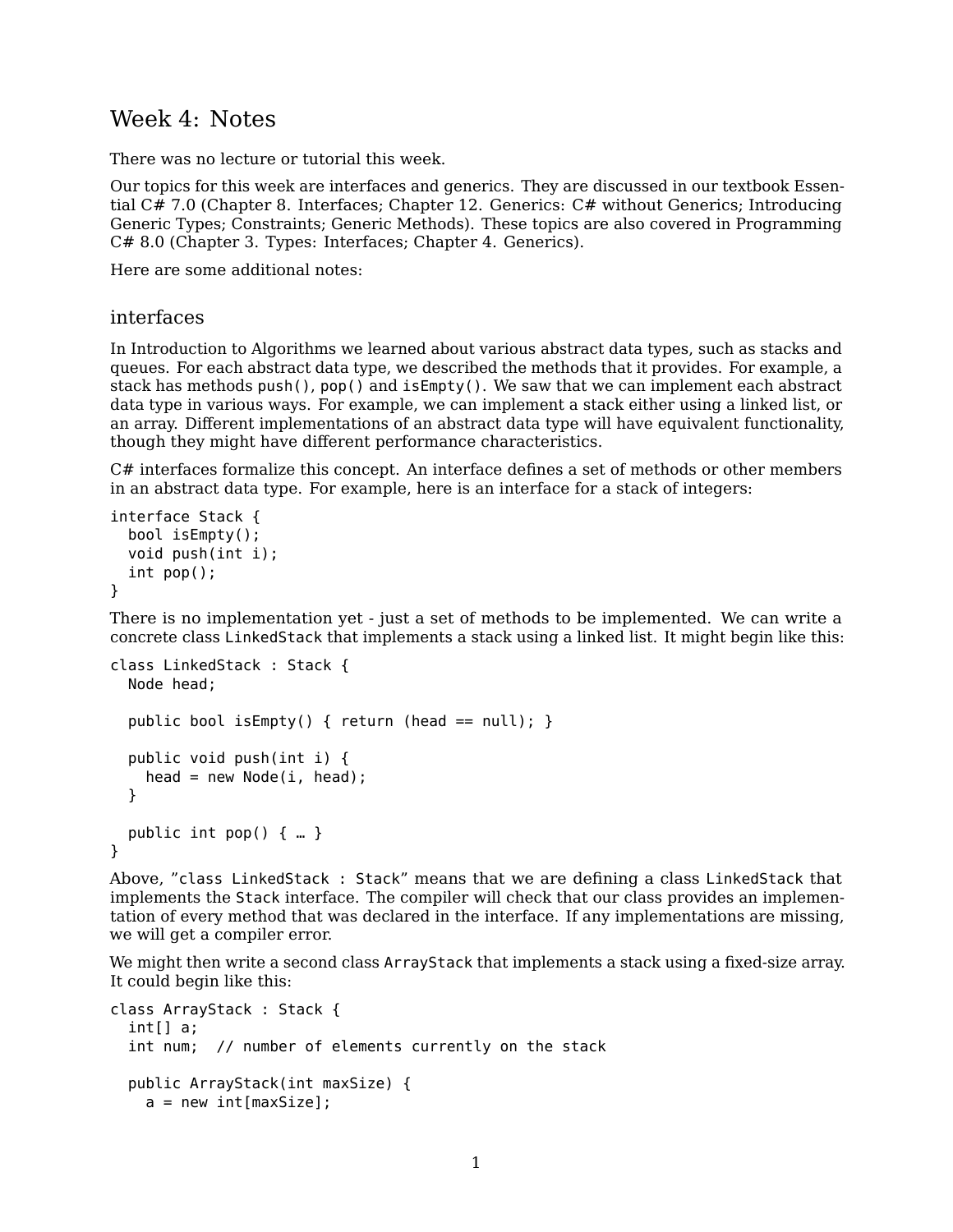# Week 4: Notes

There was no lecture or tutorial this week.

Our topics for this week are interfaces and generics. They are discussed in our textbook Essential C# 7.0 (Chapter 8. Interfaces; Chapter 12. Generics: C# without Generics; Introducing Generic Types; Constraints; Generic Methods). These topics are also covered in Programming C# 8.0 (Chapter 3. Types: Interfaces; Chapter 4. Generics).

Here are some additional notes:

## interfaces

In Introduction to Algorithms we learned about various abstract data types, such as stacks and queues. For each abstract data type, we described the methods that it provides. For example, a stack has methods `push()`, `pop()` and `isEmpty()`. We saw that we can implement each abstract data type in various ways. For example, we can implement a stack either using a linked list, or an array. Different implementations of an abstract data type will have equivalent functionality, though they might have different performance characteristics.

C# interfaces formalize this concept. An interface defines a set of methods or other members in an abstract data type. For example, here is an interface for a stack of integers:

```
interface Stack {
  bool isEmpty();
  void push(int i);
  int pop();
}
```

There is no implementation yet - just a set of methods to be implemented. We can write a concrete class `LinkedStack` that implements a stack using a linked list. It might begin like this:

```
class LinkedStack : Stack {
  Node head;

  public bool isEmpty() { return (head == null); }

  public void push(int i) {
    head = new Node(i, head);
  }

  public int pop() { … }
}
```

Above, "`class LinkedStack : Stack`" means that we are defining a class `LinkedStack` that implements the `Stack` interface. The compiler will check that our class provides an implementation of every method that was declared in the interface. If any implementations are missing, we will get a compiler error.

We might then write a second class `ArrayStack` that implements a stack using a fixed-size array. It could begin like this:

```
class ArrayStack : Stack {
  int[] a;
  int num;  // number of elements currently on the stack

  public ArrayStack(int maxSize) {
    a = new int[maxSize];
```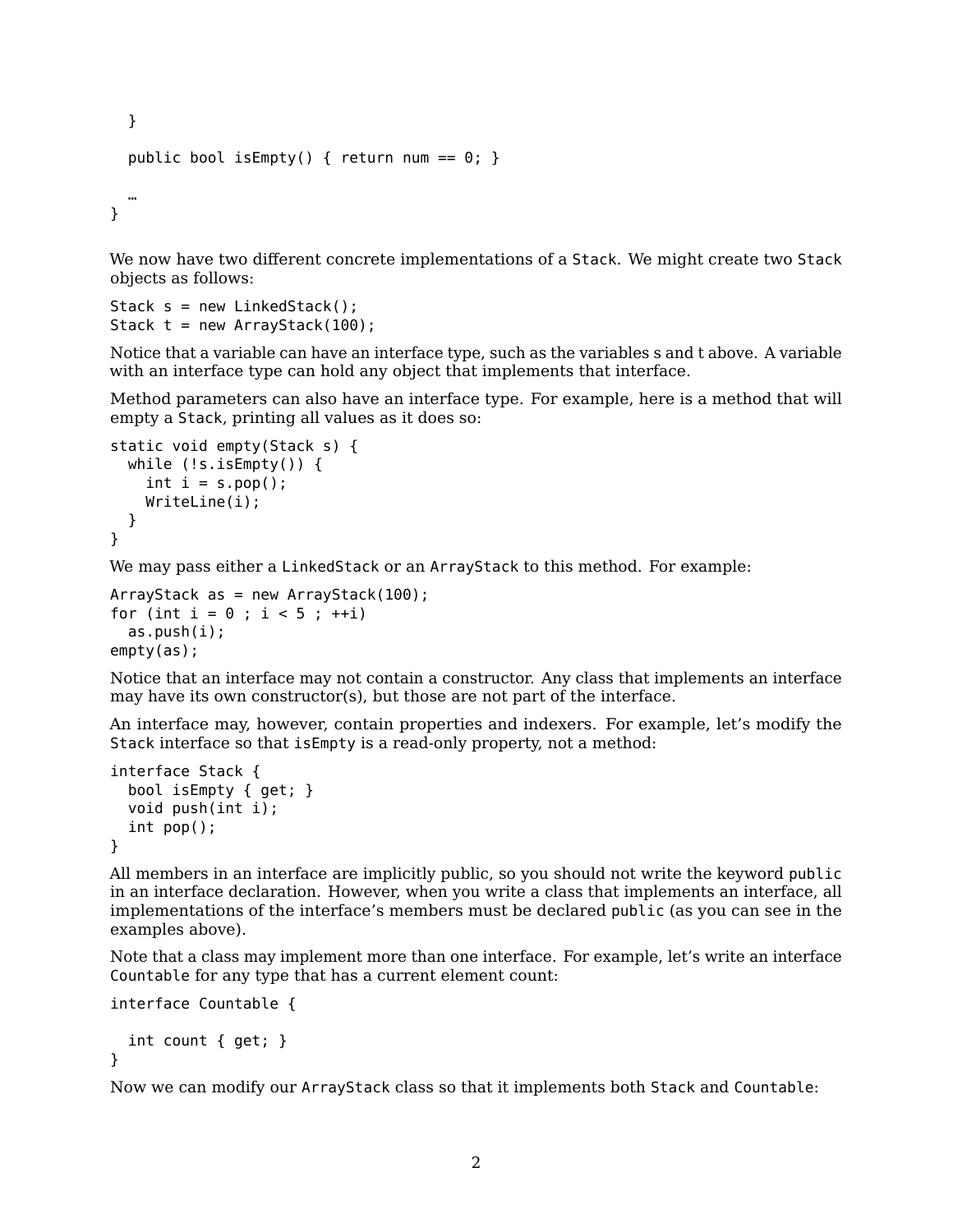```
  }

  public bool isEmpty() { return num == 0; }

  …
}
```

We now have two different concrete implementations of a `Stack`. We might create two `Stack` objects as follows:

```
Stack s = new LinkedStack();
Stack t = new ArrayStack(100);
```

Notice that a variable can have an interface type, such as the variables s and t above. A variable with an interface type can hold any object that implements that interface.

Method parameters can also have an interface type. For example, here is a method that will empty a `Stack`, printing all values as it does so:

```
static void empty(Stack s) {
  while (!s.isEmpty()) {
    int i = s.pop();
    WriteLine(i);
  }
}
```

We may pass either a `LinkedStack` or an `ArrayStack` to this method. For example:

```
ArrayStack as = new ArrayStack(100);
for (int i = 0 ; i < 5 ; ++i)
  as.push(i);
empty(as);
```

Notice that an interface may not contain a constructor. Any class that implements an interface may have its own constructor(s), but those are not part of the interface.

An interface may, however, contain properties and indexers. For example, let's modify the `Stack` interface so that `isEmpty` is a read-only property, not a method:

```
interface Stack {
  bool isEmpty { get; }
  void push(int i);
  int pop();
}
```

All members in an interface are implicitly public, so you should not write the keyword `public` in an interface declaration. However, when you write a class that implements an interface, all implementations of the interface's members must be declared `public` (as you can see in the examples above).

Note that a class may implement more than one interface. For example, let's write an interface `Countable` for any type that has a current element count:

```
interface Countable {

  int count { get; }
}
```

Now we can modify our `ArrayStack` class so that it implements both `Stack` and `Countable`: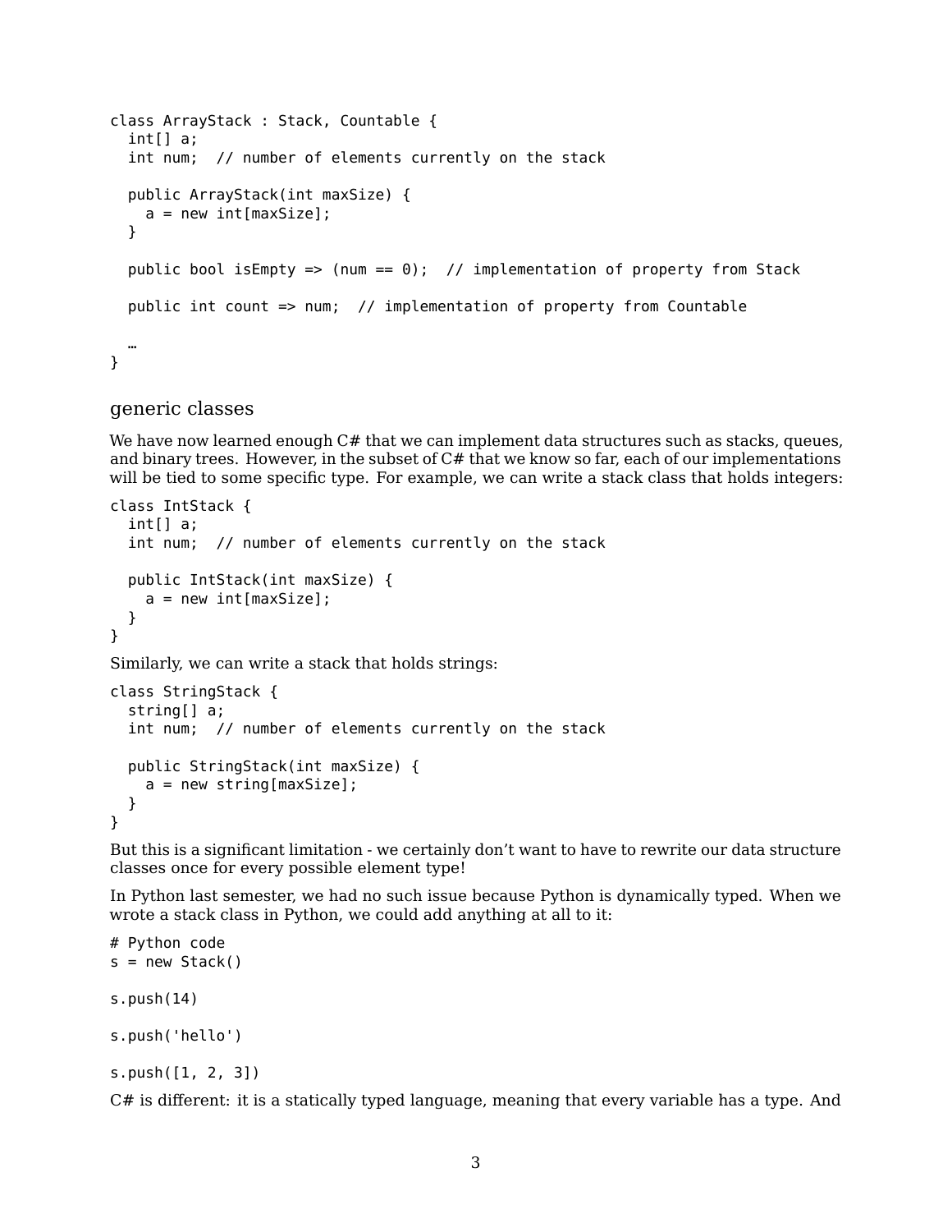```
class ArrayStack : Stack, Countable {
  int[] a;
  int num;  // number of elements currently on the stack

  public ArrayStack(int maxSize) {
    a = new int[maxSize];
  }

  public bool isEmpty => (num == 0);  // implementation of property from Stack

  public int count => num;  // implementation of property from Countable

  …
}
```

## generic classes

We have now learned enough C# that we can implement data structures such as stacks, queues, and binary trees. However, in the subset of C# that we know so far, each of our implementations will be tied to some specific type. For example, we can write a stack class that holds integers:

```
class IntStack {
  int[] a;
  int num;  // number of elements currently on the stack

  public IntStack(int maxSize) {
    a = new int[maxSize];
  }
}
```

Similarly, we can write a stack that holds strings:

```
class StringStack {
  string[] a;
  int num;  // number of elements currently on the stack

  public StringStack(int maxSize) {
    a = new string[maxSize];
  }
}
```

But this is a significant limitation - we certainly don't want to have to rewrite our data structure classes once for every possible element type!

In Python last semester, we had no such issue because Python is dynamically typed. When we wrote a stack class in Python, we could add anything at all to it:

```
# Python code
s = new Stack()

s.push(14)

s.push('hello')

s.push([1, 2, 3])
```

C# is different: it is a statically typed language, meaning that every variable has a type. And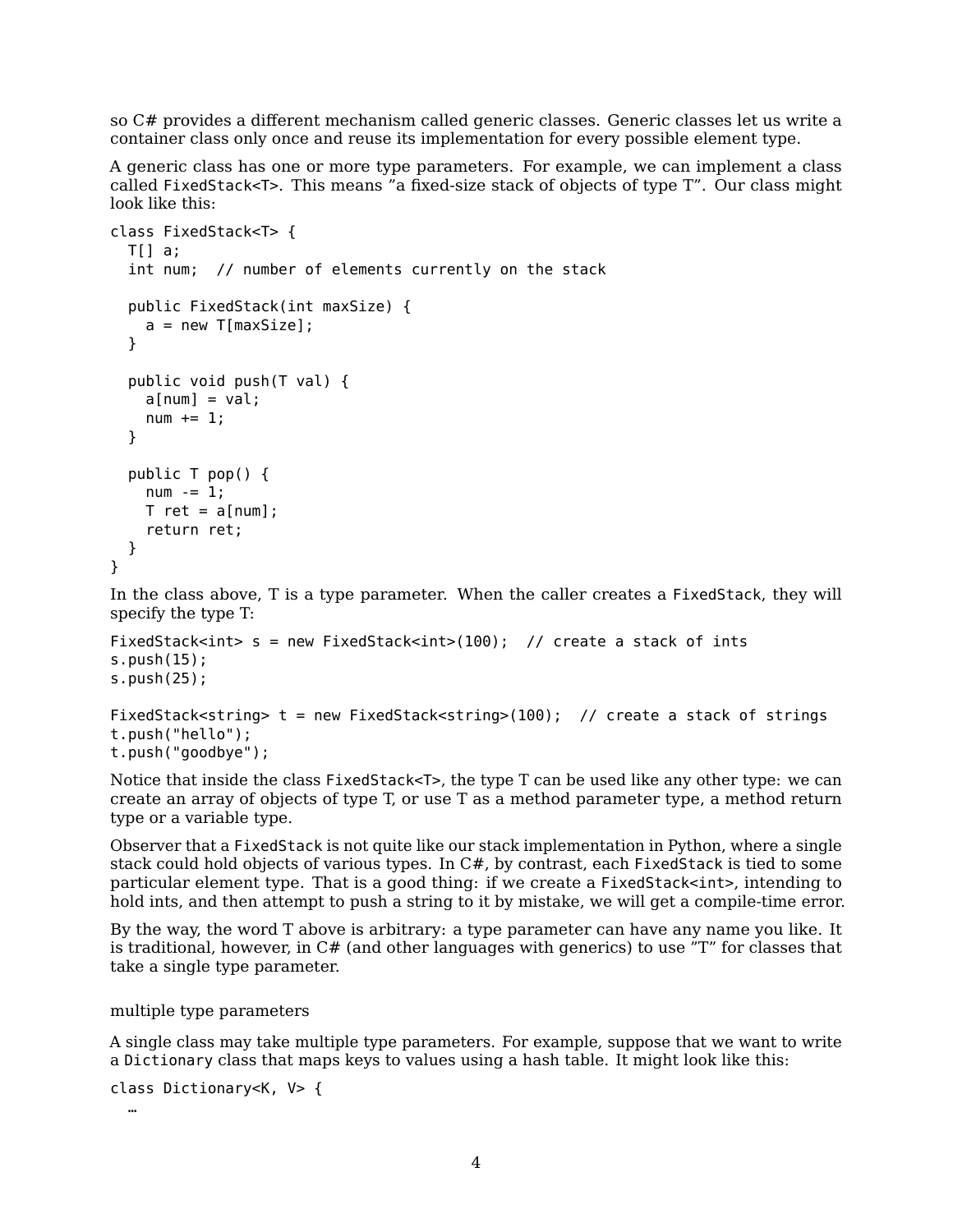so C# provides a different mechanism called generic classes. Generic classes let us write a container class only once and reuse its implementation for every possible element type.

A generic class has one or more type parameters. For example, we can implement a class called `FixedStack<T>`. This means "a fixed-size stack of objects of type T". Our class might look like this:

```
class FixedStack<T> {
  T[] a;
  int num;  // number of elements currently on the stack

  public FixedStack(int maxSize) {
    a = new T[maxSize];
  }

  public void push(T val) {
    a[num] = val;
    num += 1;
  }

  public T pop() {
    num -= 1;
    T ret = a[num];
    return ret;
  }
}
```

In the class above, T is a type parameter. When the caller creates a `FixedStack`, they will specify the type T:

```
FixedStack<int> s = new FixedStack<int>(100);  // create a stack of ints
s.push(15);
s.push(25);

FixedStack<string> t = new FixedStack<string>(100);  // create a stack of strings
t.push("hello");
t.push("goodbye");
```

Notice that inside the class `FixedStack<T>`, the type T can be used like any other type: we can create an array of objects of type T, or use T as a method parameter type, a method return type or a variable type.

Observer that a `FixedStack` is not quite like our stack implementation in Python, where a single stack could hold objects of various types. In C#, by contrast, each `FixedStack` is tied to some particular element type. That is a good thing: if we create a `FixedStack<int>`, intending to hold ints, and then attempt to push a string to it by mistake, we will get a compile-time error.

By the way, the word T above is arbitrary: a type parameter can have any name you like. It is traditional, however, in C# (and other languages with generics) to use "T" for classes that take a single type parameter.

### multiple type parameters

A single class may take multiple type parameters. For example, suppose that we want to write a `Dictionary` class that maps keys to values using a hash table. It might look like this:

```
class Dictionary<K, V> {
  …
```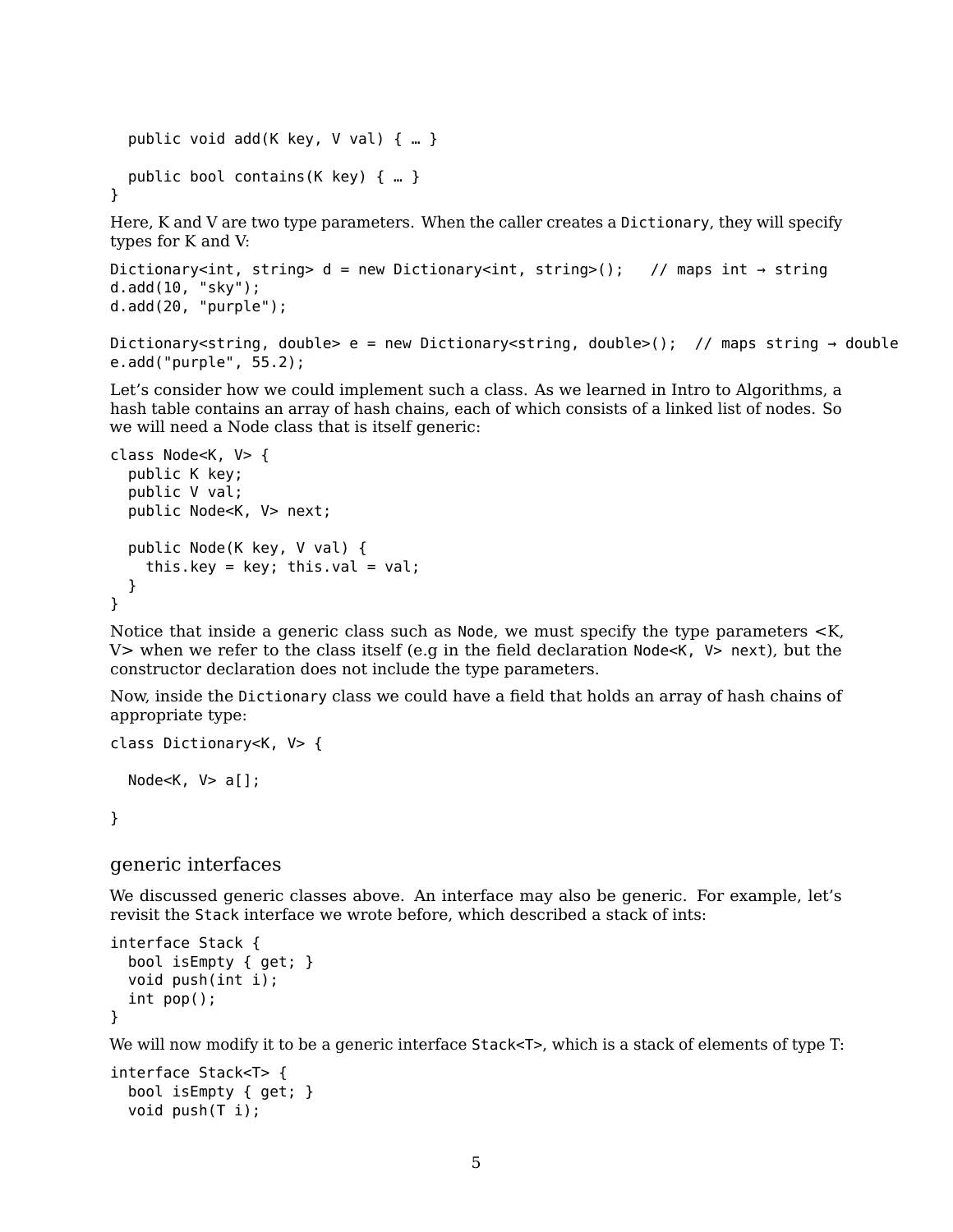```
  public void add(K key, V val) { … }

  public bool contains(K key) { … }
}
```

Here, K and V are two type parameters. When the caller creates a `Dictionary`, they will specify types for K and V:

```
Dictionary<int, string> d = new Dictionary<int, string>();   // maps int → string
d.add(10, "sky");
d.add(20, "purple");

Dictionary<string, double> e = new Dictionary<string, double>();  // maps string → double
e.add("purple", 55.2);
```

Let's consider how we could implement such a class. As we learned in Intro to Algorithms, a hash table contains an array of hash chains, each of which consists of a linked list of nodes. So we will need a Node class that is itself generic:

```
class Node<K, V> {
  public K key;
  public V val;
  public Node<K, V> next;

  public Node(K key, V val) {
    this.key = key; this.val = val;
  }
}
```

Notice that inside a generic class such as `Node`, we must specify the type parameters <K, V> when we refer to the class itself (e.g in the field declaration `Node<K, V> next`), but the constructor declaration does not include the type parameters.

Now, inside the `Dictionary` class we could have a field that holds an array of hash chains of appropriate type:

```
class Dictionary<K, V> {

  Node<K, V> a[];

}
```

## generic interfaces

We discussed generic classes above. An interface may also be generic. For example, let's revisit the `Stack` interface we wrote before, which described a stack of ints:

```
interface Stack {
  bool isEmpty { get; }
  void push(int i);
  int pop();
}
```

We will now modify it to be a generic interface `Stack<T>`, which is a stack of elements of type T:

```
interface Stack<T> {
  bool isEmpty { get; }
  void push(T i);
```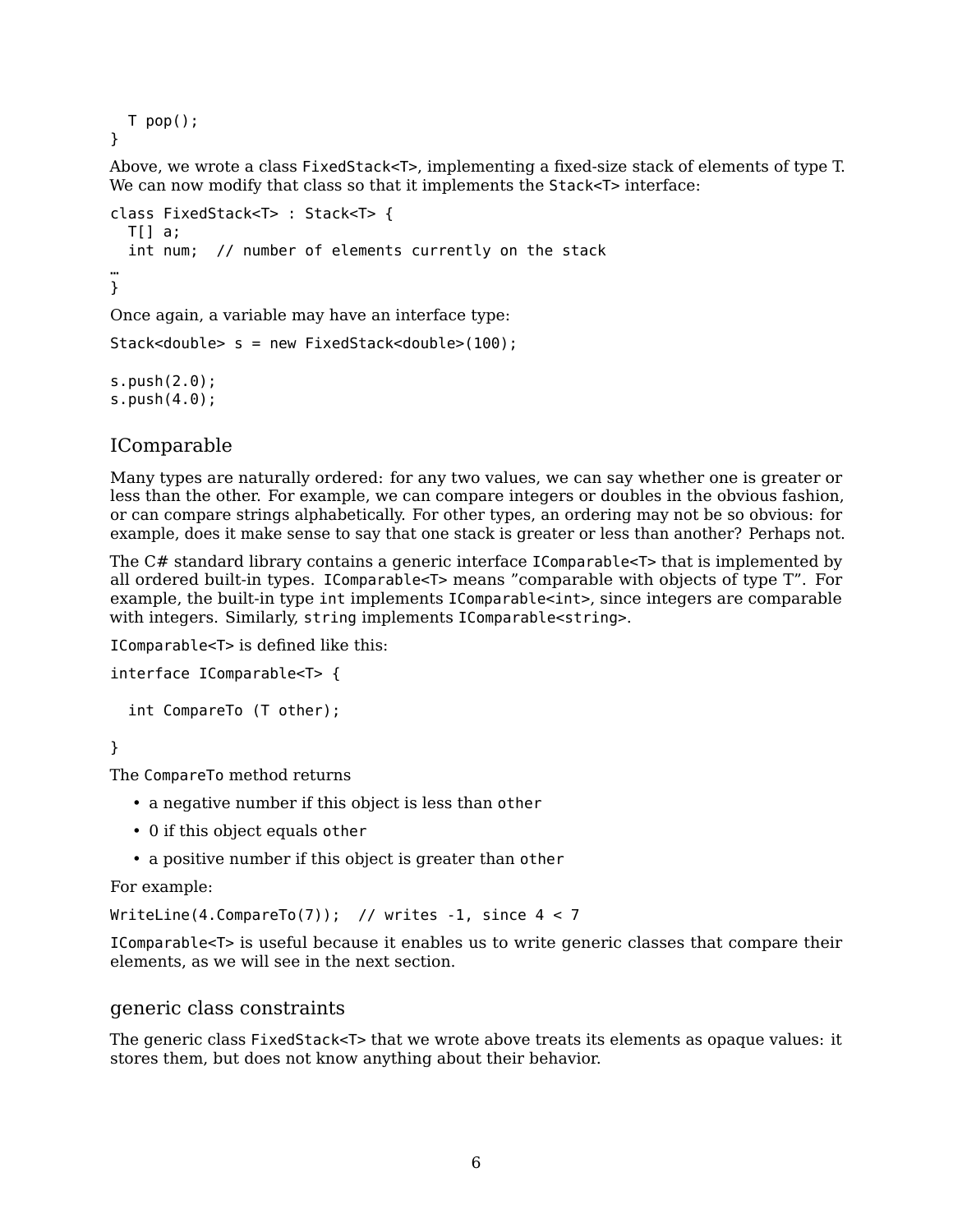```
  T pop();
}
```

Above, we wrote a class `FixedStack<T>`, implementing a fixed-size stack of elements of type T. We can now modify that class so that it implements the `Stack<T>` interface:

```
class FixedStack<T> : Stack<T> {
  T[] a;
  int num;  // number of elements currently on the stack
…
}
```

Once again, a variable may have an interface type:

```
Stack<double> s = new FixedStack<double>(100);

s.push(2.0);
s.push(4.0);
```

## IComparable

Many types are naturally ordered: for any two values, we can say whether one is greater or less than the other. For example, we can compare integers or doubles in the obvious fashion, or can compare strings alphabetically. For other types, an ordering may not be so obvious: for example, does it make sense to say that one stack is greater or less than another? Perhaps not.

The C# standard library contains a generic interface `IComparable<T>` that is implemented by all ordered built-in types. `IComparable<T>` means "comparable with objects of type T". For example, the built-in type `int` implements `IComparable<int>`, since integers are comparable with integers. Similarly, `string` implements `IComparable<string>`.

`IComparable<T>` is defined like this:

```
interface IComparable<T> {

  int CompareTo (T other);

}
```

The `CompareTo` method returns

- a negative number if this object is less than `other`
- 0 if this object equals `other`
- a positive number if this object is greater than `other`

For example:

```
WriteLine(4.CompareTo(7));  // writes -1, since 4 < 7
```

`IComparable<T>` is useful because it enables us to write generic classes that compare their elements, as we will see in the next section.

## generic class constraints

The generic class `FixedStack<T>` that we wrote above treats its elements as opaque values: it stores them, but does not know anything about their behavior.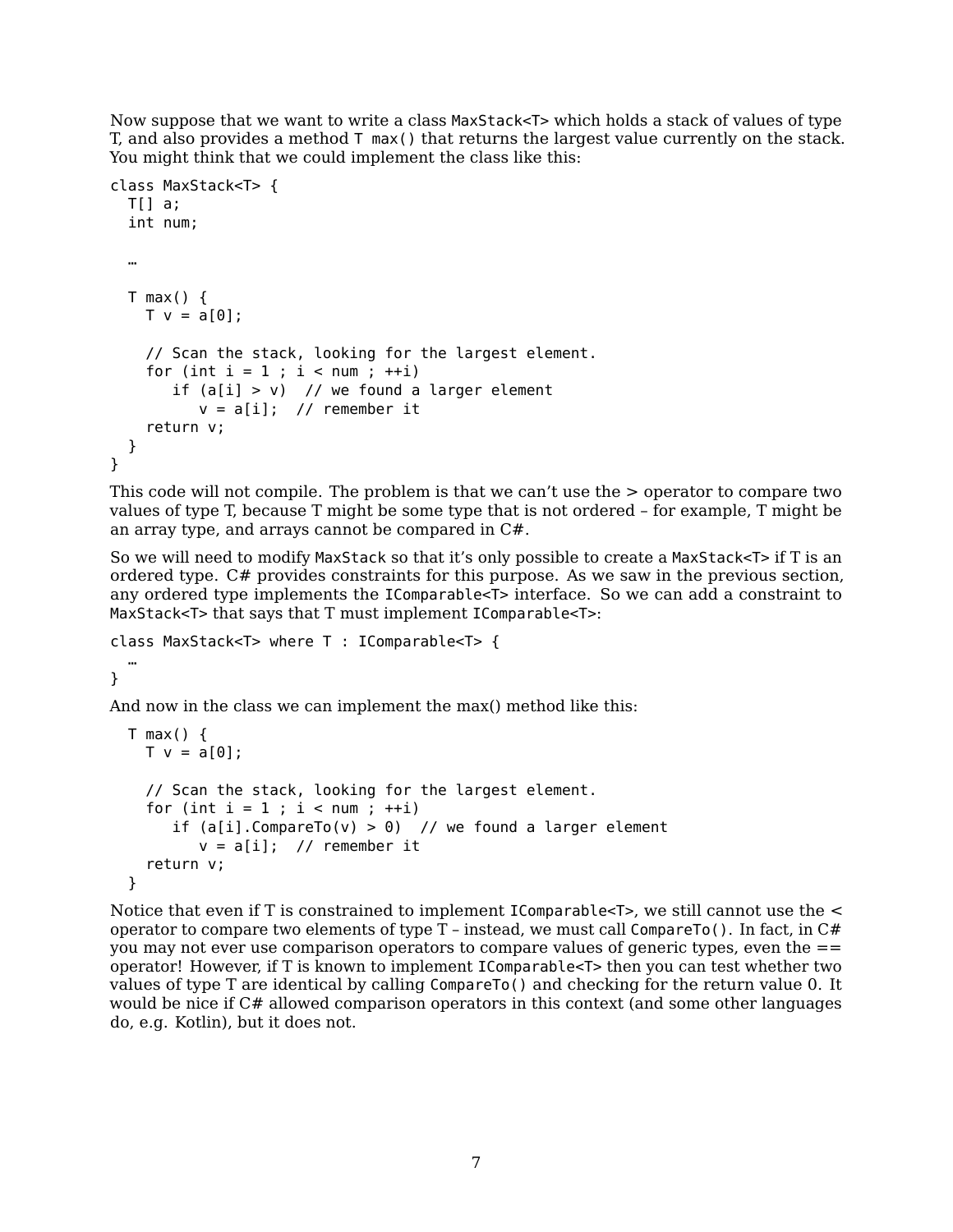Now suppose that we want to write a class `MaxStack<T>` which holds a stack of values of type T, and also provides a method `T max()` that returns the largest value currently on the stack. You might think that we could implement the class like this:

```
class MaxStack<T> {
  T[] a;
  int num;

  …

  T max() {
    T v = a[0];

    // Scan the stack, looking for the largest element.
    for (int i = 1 ; i < num ; ++i)
       if (a[i] > v)  // we found a larger element
          v = a[i];  // remember it
    return v;
  }
}
```

This code will not compile. The problem is that we can't use the > operator to compare two values of type T, because T might be some type that is not ordered – for example, T might be an array type, and arrays cannot be compared in C#.

So we will need to modify `MaxStack` so that it's only possible to create a `MaxStack<T>` if T is an ordered type. C# provides constraints for this purpose. As we saw in the previous section, any ordered type implements the `IComparable<T>` interface. So we can add a constraint to `MaxStack<T>` that says that T must implement `IComparable<T>`:

```
class MaxStack<T> where T : IComparable<T> {
  …
}
```

And now in the class we can implement the max() method like this:

```
  T max() {
    T v = a[0];

    // Scan the stack, looking for the largest element.
    for (int i = 1 ; i < num ; ++i)
       if (a[i].CompareTo(v) > 0)  // we found a larger element
          v = a[i];  // remember it
    return v;
  }
```

Notice that even if T is constrained to implement `IComparable<T>`, we still cannot use the < operator to compare two elements of type T – instead, we must call `CompareTo()`. In fact, in C# you may not ever use comparison operators to compare values of generic types, even the == operator! However, if T is known to implement `IComparable<T>` then you can test whether two values of type T are identical by calling `CompareTo()` and checking for the return value 0. It would be nice if C# allowed comparison operators in this context (and some other languages do, e.g. Kotlin), but it does not.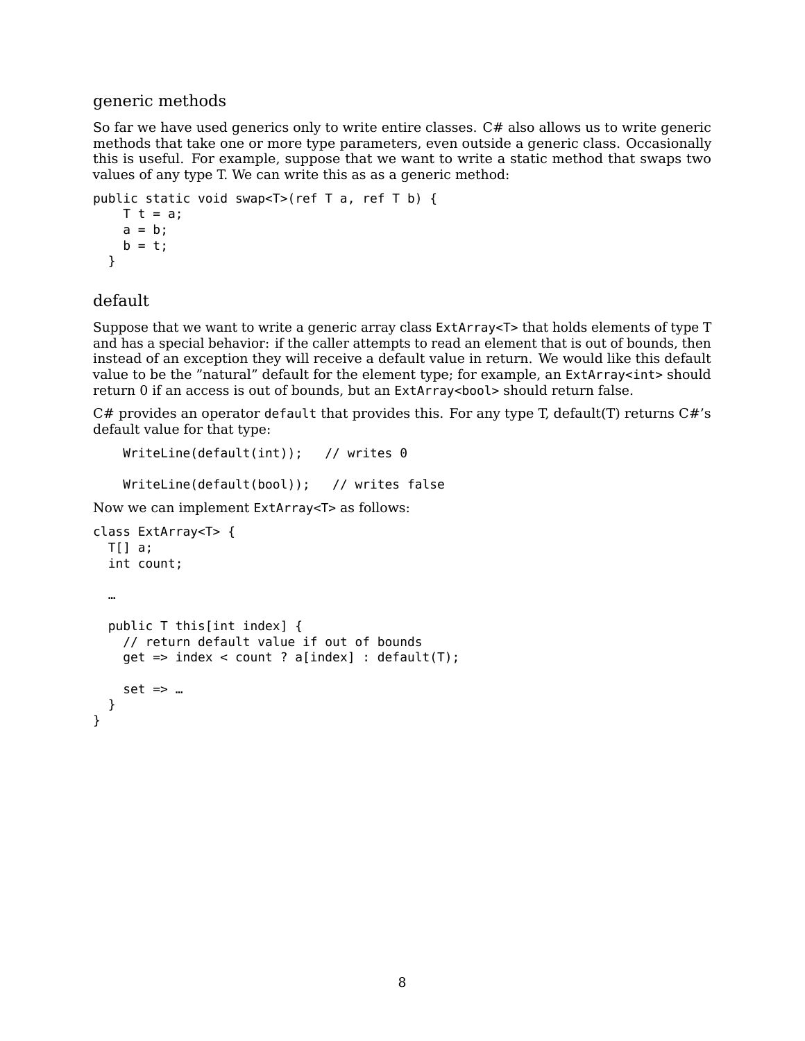## generic methods

So far we have used generics only to write entire classes. C# also allows us to write generic methods that take one or more type parameters, even outside a generic class. Occasionally this is useful. For example, suppose that we want to write a static method that swaps two values of any type T. We can write this as as a generic method:

```
public static void swap<T>(ref T a, ref T b) {
    T t = a;
    a = b;
    b = t;
  }
```

## default

Suppose that we want to write a generic array class `ExtArray<T>` that holds elements of type T and has a special behavior: if the caller attempts to read an element that is out of bounds, then instead of an exception they will receive a default value in return. We would like this default value to be the "natural" default for the element type; for example, an `ExtArray<int>` should return 0 if an access is out of bounds, but an `ExtArray<bool>` should return false.

C# provides an operator `default` that provides this. For any type T, default(T) returns C#'s default value for that type:

```
    WriteLine(default(int));   // writes 0

    WriteLine(default(bool));   // writes false
```

Now we can implement `ExtArray<T>` as follows:

```
class ExtArray<T> {
  T[] a;
  int count;

  …

  public T this[int index] {
    // return default value if out of bounds
    get => index < count ? a[index] : default(T);

    set => …
  }
}
```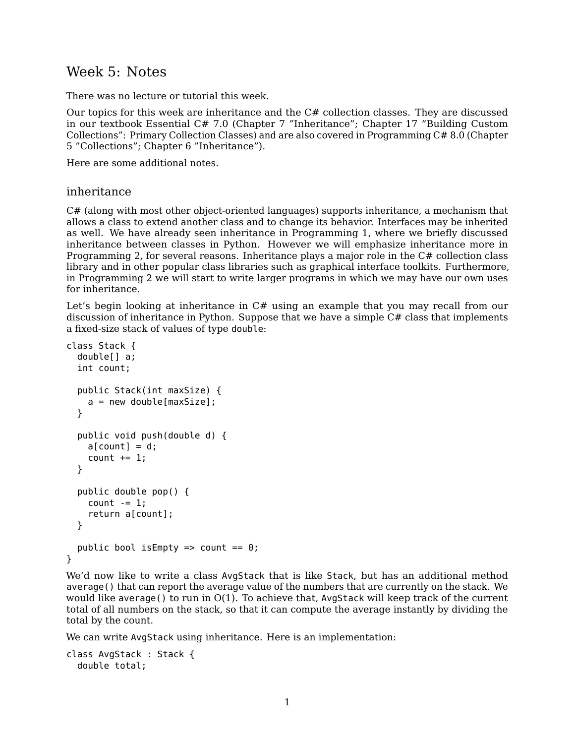# Week 5: Notes

There was no lecture or tutorial this week.

Our topics for this week are inheritance and the C# collection classes. They are discussed in our textbook Essential C# 7.0 (Chapter 7 "Inheritance"; Chapter 17 "Building Custom Collections": Primary Collection Classes) and are also covered in Programming C# 8.0 (Chapter 5 "Collections"; Chapter 6 "Inheritance").

Here are some additional notes.

## inheritance

C# (along with most other object-oriented languages) supports inheritance, a mechanism that allows a class to extend another class and to change its behavior. Interfaces may be inherited as well. We have already seen inheritance in Programming 1, where we briefly discussed inheritance between classes in Python. However we will emphasize inheritance more in Programming 2, for several reasons. Inheritance plays a major role in the C# collection class library and in other popular class libraries such as graphical interface toolkits. Furthermore, in Programming 2 we will start to write larger programs in which we may have our own uses for inheritance.

Let's begin looking at inheritance in C# using an example that you may recall from our discussion of inheritance in Python. Suppose that we have a simple C# class that implements a fixed-size stack of values of type `double`:

```
class Stack {
  double[] a;
  int count;

  public Stack(int maxSize) {
    a = new double[maxSize];
  }

  public void push(double d) {
    a[count] = d;
    count += 1;
  }

  public double pop() {
    count -= 1;
    return a[count];
  }

  public bool isEmpty => count == 0;
}
```

We'd now like to write a class `AvgStack` that is like `Stack`, but has an additional method `average()` that can report the average value of the numbers that are currently on the stack. We would like `average()` to run in O(1). To achieve that, `AvgStack` will keep track of the current total of all numbers on the stack, so that it can compute the average instantly by dividing the total by the count.

We can write `AvgStack` using inheritance. Here is an implementation:

```
class AvgStack : Stack {
  double total;
```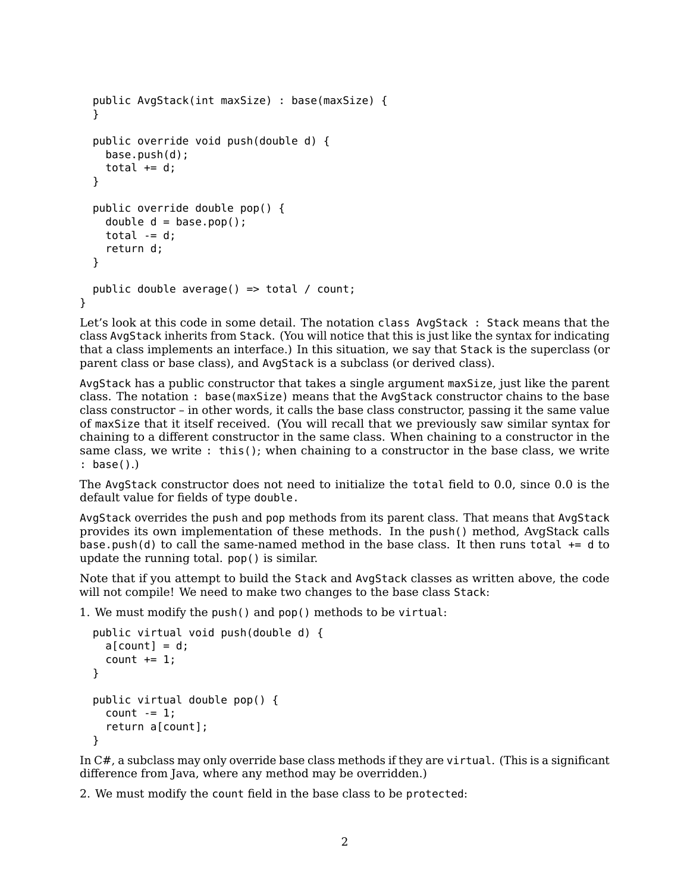```
  public AvgStack(int maxSize) : base(maxSize) {
  }

  public override void push(double d) {
    base.push(d);
    total += d;
  }

  public override double pop() {
    double d = base.pop();
    total -= d;
    return d;
  }

  public double average() => total / count;
}
```

Let's look at this code in some detail. The notation `class AvgStack : Stack` means that the class `AvgStack` inherits from `Stack`. (You will notice that this is just like the syntax for indicating that a class implements an interface.) In this situation, we say that `Stack` is the superclass (or parent class or base class), and `AvgStack` is a subclass (or derived class).

`AvgStack` has a public constructor that takes a single argument `maxSize`, just like the parent class. The notation `: base(maxSize)` means that the `AvgStack` constructor chains to the base class constructor – in other words, it calls the base class constructor, passing it the same value of `maxSize` that it itself received. (You will recall that we previously saw similar syntax for chaining to a different constructor in the same class. When chaining to a constructor in the same class, we write `: this()`; when chaining to a constructor in the base class, we write `: base()`.)

The `AvgStack` constructor does not need to initialize the `total` field to 0.0, since 0.0 is the default value for fields of type `double`.

`AvgStack` overrides the `push` and `pop` methods from its parent class. That means that `AvgStack` provides its own implementation of these methods. In the `push()` method, AvgStack calls `base.push(d)` to call the same-named method in the base class. It then runs `total += d` to update the running total. `pop()` is similar.

Note that if you attempt to build the `Stack` and `AvgStack` classes as written above, the code will not compile! We need to make two changes to the base class `Stack`:

1. We must modify the `push()` and `pop()` methods to be `virtual`:

```
  public virtual void push(double d) {
    a[count] = d;
    count += 1;
  }

  public virtual double pop() {
    count -= 1;
    return a[count];
  }
```

In C#, a subclass may only override base class methods if they are `virtual`. (This is a significant difference from Java, where any method may be overridden.)

2. We must modify the `count` field in the base class to be `protected`: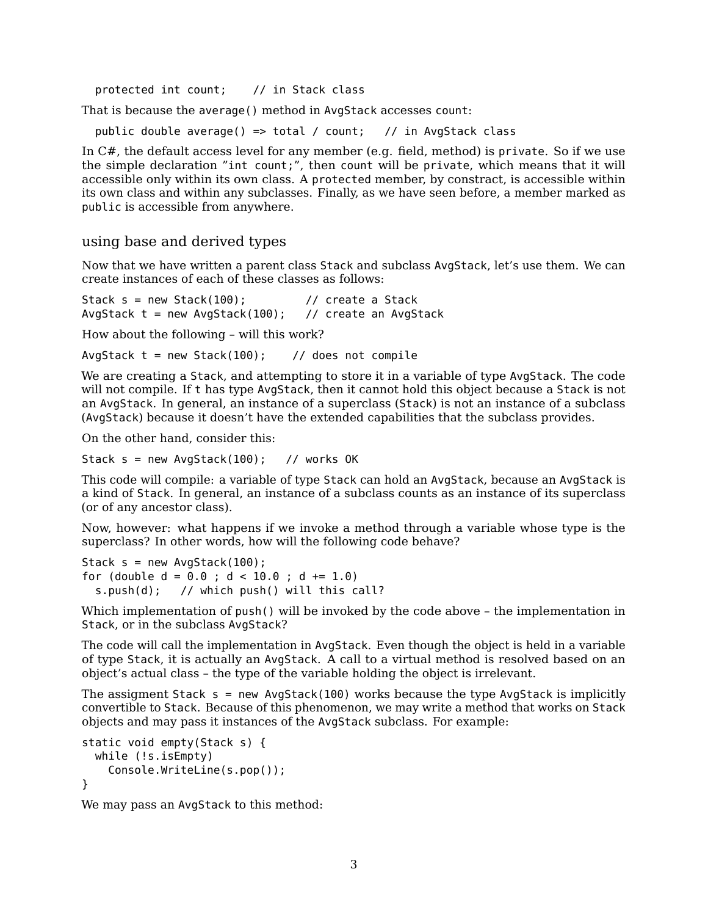```
  protected int count;    // in Stack class
```

That is because the `average()` method in `AvgStack` accesses `count`:

```
  public double average() => total / count;   // in AvgStack class
```

In C#, the default access level for any member (e.g. field, method) is `private`. So if we use the simple declaration "`int count;`", then `count` will be `private`, which means that it will accessible only within its own class. A `protected` member, by constract, is accessible within its own class and within any subclasses. Finally, as we have seen before, a member marked as `public` is accessible from anywhere.

## using base and derived types

Now that we have written a parent class `Stack` and subclass `AvgStack`, let's use them. We can create instances of each of these classes as follows:

```
Stack s = new Stack(100);         // create a Stack
AvgStack t = new AvgStack(100);   // create an AvgStack
```

How about the following – will this work?

```
AvgStack t = new Stack(100);    // does not compile
```

We are creating a `Stack`, and attempting to store it in a variable of type `AvgStack`. The code will not compile. If `t` has type `AvgStack`, then it cannot hold this object because a `Stack` is not an `AvgStack`. In general, an instance of a superclass (`Stack`) is not an instance of a subclass (`AvgStack`) because it doesn't have the extended capabilities that the subclass provides.

On the other hand, consider this:

```
Stack s = new AvgStack(100);   // works OK
```

This code will compile: a variable of type `Stack` can hold an `AvgStack`, because an `AvgStack` is a kind of `Stack`. In general, an instance of a subclass counts as an instance of its superclass (or of any ancestor class).

Now, however: what happens if we invoke a method through a variable whose type is the superclass? In other words, how will the following code behave?

```
Stack s = new AvgStack(100);
for (double d = 0.0 ; d < 10.0 ; d += 1.0)
  s.push(d);   // which push() will this call?
```

Which implementation of `push()` will be invoked by the code above – the implementation in `Stack`, or in the subclass `AvgStack`?

The code will call the implementation in `AvgStack`. Even though the object is held in a variable of type `Stack`, it is actually an `AvgStack`. A call to a virtual method is resolved based on an object's actual class – the type of the variable holding the object is irrelevant.

The assigment `Stack s = new AvgStack(100)` works because the type `AvgStack` is implicitly convertible to `Stack`. Because of this phenomenon, we may write a method that works on `Stack` objects and may pass it instances of the `AvgStack` subclass. For example:

```
static void empty(Stack s) {
  while (!s.isEmpty)
    Console.WriteLine(s.pop());
}
```

We may pass an `AvgStack` to this method: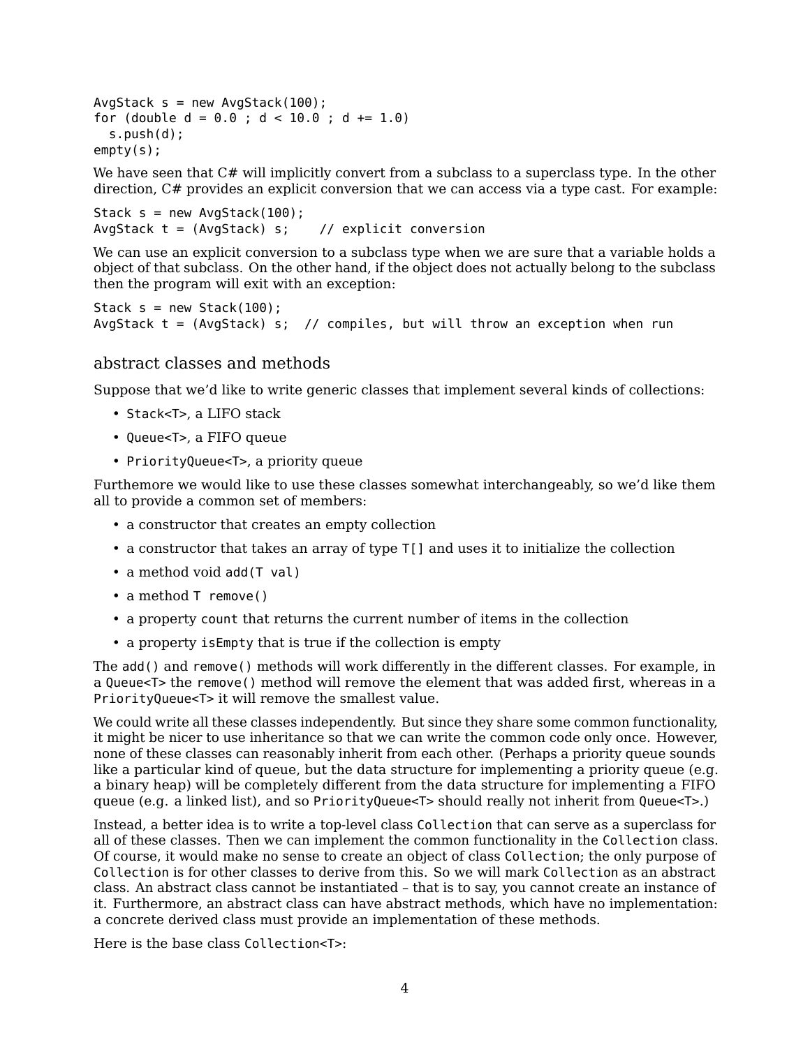```
AvgStack s = new AvgStack(100);
for (double d = 0.0 ; d < 10.0 ; d += 1.0)
  s.push(d);
empty(s);
```

We have seen that C# will implicitly convert from a subclass to a superclass type. In the other direction, C# provides an explicit conversion that we can access via a type cast. For example:

```
Stack s = new AvgStack(100);
AvgStack t = (AvgStack) s;    // explicit conversion
```

We can use an explicit conversion to a subclass type when we are sure that a variable holds a object of that subclass. On the other hand, if the object does not actually belong to the subclass then the program will exit with an exception:

```
Stack s = new Stack(100);
AvgStack t = (AvgStack) s;  // compiles, but will throw an exception when run
```

## abstract classes and methods

Suppose that we'd like to write generic classes that implement several kinds of collections:

- `Stack<T>`, a LIFO stack
- `Queue<T>`, a FIFO queue
- `PriorityQueue<T>`, a priority queue

Furthemore we would like to use these classes somewhat interchangeably, so we'd like them all to provide a common set of members:

- a constructor that creates an empty collection
- a constructor that takes an array of type `T[]` and uses it to initialize the collection
- a method void `add(T val)`
- a method `T remove()`
- a property `count` that returns the current number of items in the collection
- a property `isEmpty` that is true if the collection is empty

The `add()` and `remove()` methods will work differently in the different classes. For example, in a `Queue<T>` the `remove()` method will remove the element that was added first, whereas in a `PriorityQueue<T>` it will remove the smallest value.

We could write all these classes independently. But since they share some common functionality, it might be nicer to use inheritance so that we can write the common code only once. However, none of these classes can reasonably inherit from each other. (Perhaps a priority queue sounds like a particular kind of queue, but the data structure for implementing a priority queue (e.g. a binary heap) will be completely different from the data structure for implementing a FIFO queue (e.g. a linked list), and so `PriorityQueue<T>` should really not inherit from `Queue<T>`.)

Instead, a better idea is to write a top-level class `Collection` that can serve as a superclass for all of these classes. Then we can implement the common functionality in the `Collection` class. Of course, it would make no sense to create an object of class `Collection`; the only purpose of `Collection` is for other classes to derive from this. So we will mark `Collection` as an abstract class. An abstract class cannot be instantiated – that is to say, you cannot create an instance of it. Furthermore, an abstract class can have abstract methods, which have no implementation: a concrete derived class must provide an implementation of these methods.

Here is the base class `Collection<T>`: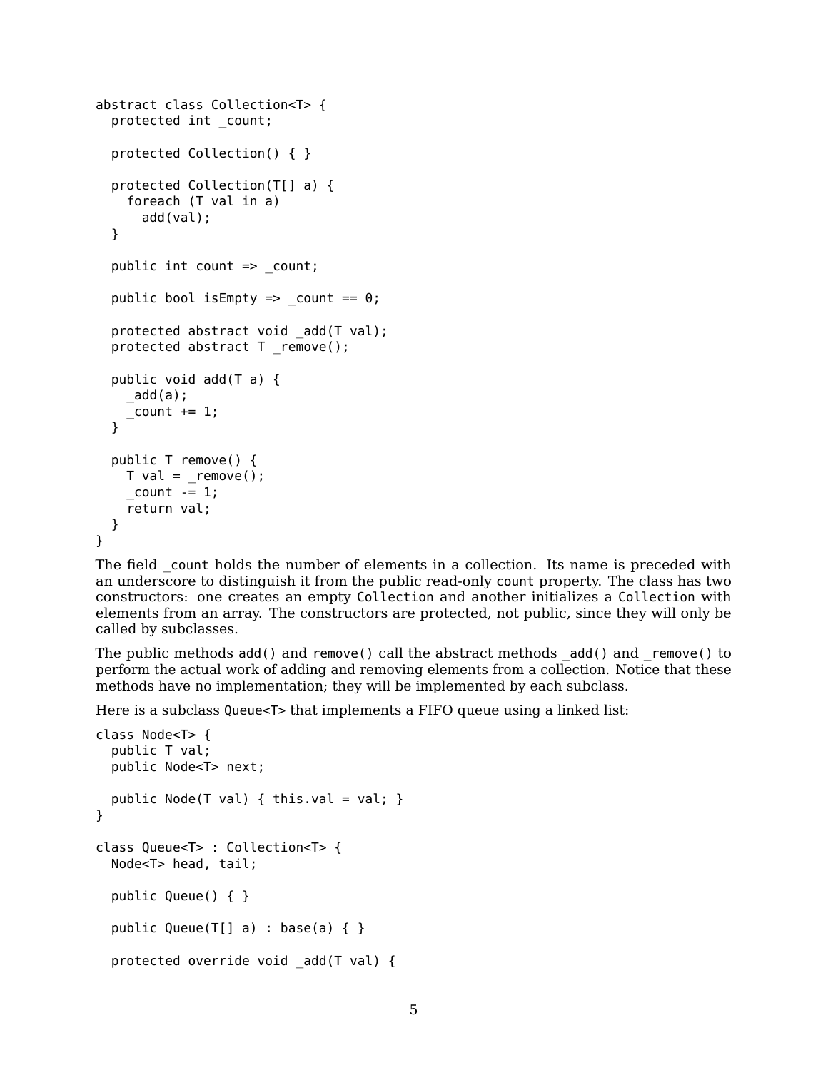```
abstract class Collection<T> {
  protected int _count;

  protected Collection() { }

  protected Collection(T[] a) {
    foreach (T val in a)
      add(val);
  }

  public int count => _count;

  public bool isEmpty => _count == 0;

  protected abstract void _add(T val);
  protected abstract T _remove();

  public void add(T a) {
    _add(a);
    _count += 1;
  }

  public T remove() {
    T val = _remove();
    _count -= 1;
    return val;
  }
}
```

The field `_count` holds the number of elements in a collection. Its name is preceded with an underscore to distinguish it from the public read-only `count` property. The class has two constructors: one creates an empty `Collection` and another initializes a `Collection` with elements from an array. The constructors are protected, not public, since they will only be called by subclasses.

The public methods `add()` and `remove()` call the abstract methods `_add()` and `_remove()` to perform the actual work of adding and removing elements from a collection. Notice that these methods have no implementation; they will be implemented by each subclass.

Here is a subclass `Queue<T>` that implements a FIFO queue using a linked list:

```
class Node<T> {
  public T val;
  public Node<T> next;

  public Node(T val) { this.val = val; }
}

class Queue<T> : Collection<T> {
  Node<T> head, tail;

  public Queue() { }

  public Queue(T[] a) : base(a) { }

  protected override void _add(T val) {
```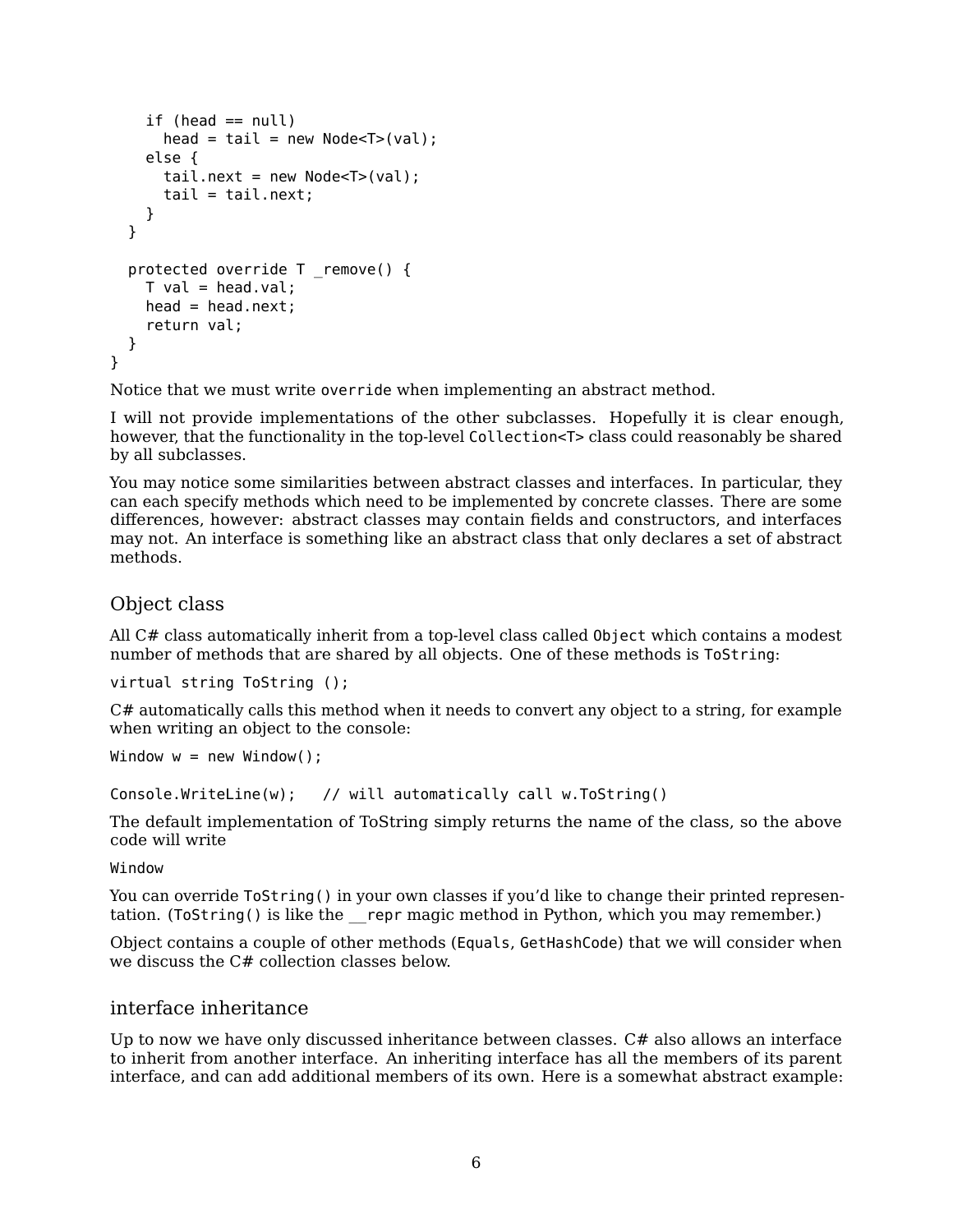```
    if (head == null)
      head = tail = new Node<T>(val);
    else {
      tail.next = new Node<T>(val);
      tail = tail.next;
    }
  }

  protected override T _remove() {
    T val = head.val;
    head = head.next;
    return val;
  }
}
```

Notice that we must write `override` when implementing an abstract method.

I will not provide implementations of the other subclasses. Hopefully it is clear enough, however, that the functionality in the top-level `Collection<T>` class could reasonably be shared by all subclasses.

You may notice some similarities between abstract classes and interfaces. In particular, they can each specify methods which need to be implemented by concrete classes. There are some differences, however: abstract classes may contain fields and constructors, and interfaces may not. An interface is something like an abstract class that only declares a set of abstract methods.

## Object class

All C# class automatically inherit from a top-level class called `Object` which contains a modest number of methods that are shared by all objects. One of these methods is `ToString`:

```
virtual string ToString ();
```

C# automatically calls this method when it needs to convert any object to a string, for example when writing an object to the console:

```
Window w = new Window();

Console.WriteLine(w);   // will automatically call w.ToString()
```

The default implementation of ToString simply returns the name of the class, so the above code will write

```
Window
```

You can override `ToString()` in your own classes if you'd like to change their printed representation. (`ToString()` is like the `__repr` magic method in Python, which you may remember.)

Object contains a couple of other methods (`Equals`, `GetHashCode`) that we will consider when we discuss the C# collection classes below.

## interface inheritance

Up to now we have only discussed inheritance between classes. C# also allows an interface to inherit from another interface. An inheriting interface has all the members of its parent interface, and can add additional members of its own. Here is a somewhat abstract example: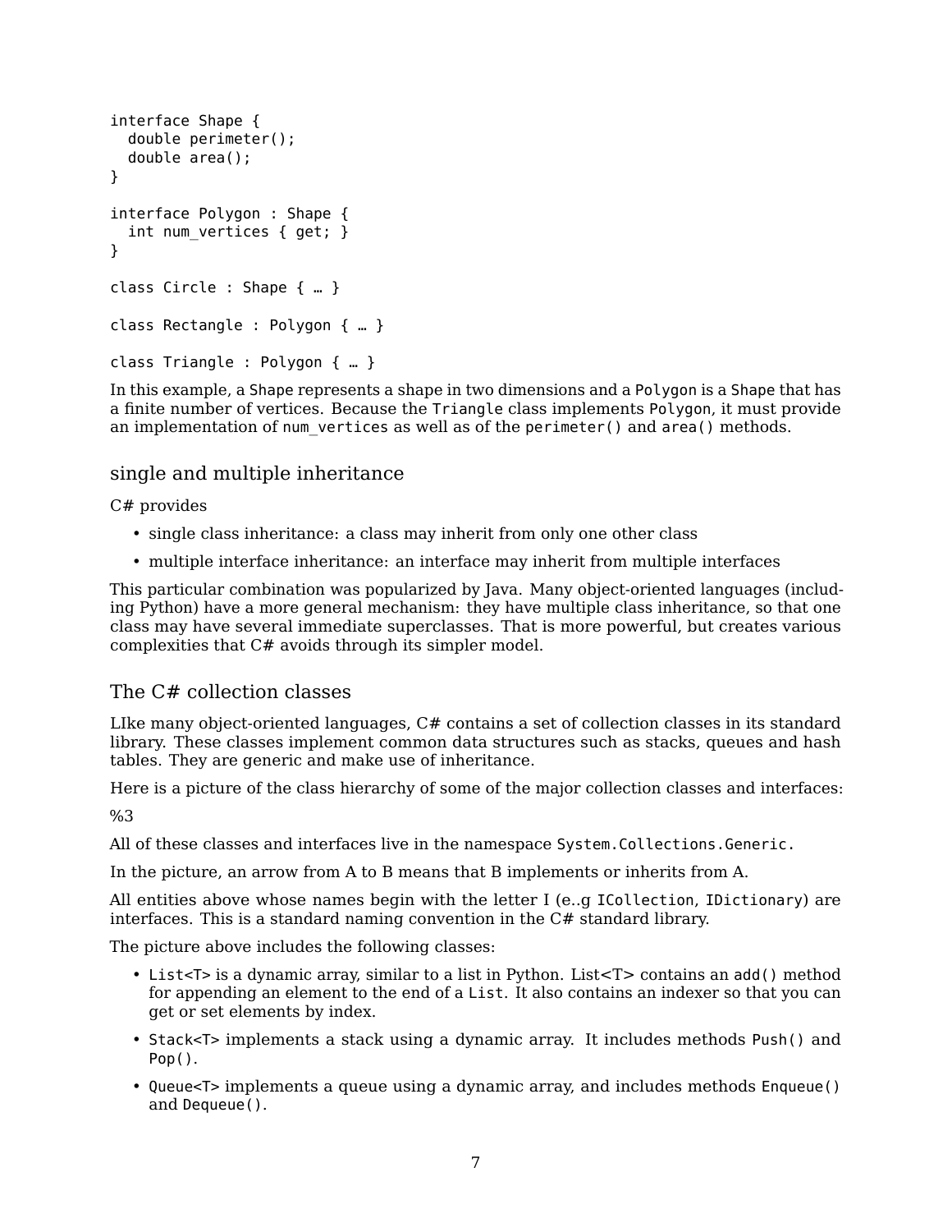```
interface Shape {
  double perimeter();
  double area();
}

interface Polygon : Shape {
  int num_vertices { get; }
}

class Circle : Shape { … }

class Rectangle : Polygon { … }

class Triangle : Polygon { … }
```

In this example, a `Shape` represents a shape in two dimensions and a `Polygon` is a `Shape` that has a finite number of vertices. Because the `Triangle` class implements `Polygon`, it must provide an implementation of `num_vertices` as well as of the `perimeter()` and `area()` methods.

## single and multiple inheritance

C# provides

- single class inheritance: a class may inherit from only one other class
- multiple interface inheritance: an interface may inherit from multiple interfaces

This particular combination was popularized by Java. Many object-oriented languages (including Python) have a more general mechanism: they have multiple class inheritance, so that one class may have several immediate superclasses. That is more powerful, but creates various complexities that C# avoids through its simpler model.

## The C# collection classes

LIke many object-oriented languages, C# contains a set of collection classes in its standard library. These classes implement common data structures such as stacks, queues and hash tables. They are generic and make use of inheritance.

Here is a picture of the class hierarchy of some of the major collection classes and interfaces:

%3

All of these classes and interfaces live in the namespace `System.Collections.Generic`.

In the picture, an arrow from A to B means that B implements or inherits from A.

All entities above whose names begin with the letter I (e..g `ICollection`, `IDictionary`) are interfaces. This is a standard naming convention in the C# standard library.

The picture above includes the following classes:

- `List<T>` is a dynamic array, similar to a list in Python. List<T> contains an `add()` method for appending an element to the end of a `List`. It also contains an indexer so that you can get or set elements by index.
- `Stack<T>` implements a stack using a dynamic array. It includes methods `Push()` and `Pop()`.
- `Queue<T>` implements a queue using a dynamic array, and includes methods `Enqueue()` and `Dequeue()`.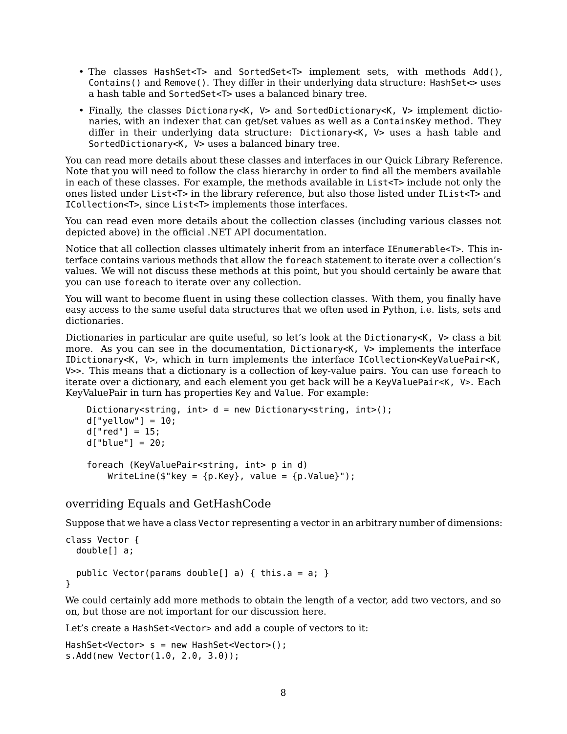- The classes `HashSet<T>` and `SortedSet<T>` implement sets, with methods `Add()`, `Contains()` and `Remove()`. They differ in their underlying data structure: `HashSet<>` uses a hash table and `SortedSet<T>` uses a balanced binary tree.
- Finally, the classes `Dictionary<K, V>` and `SortedDictionary<K, V>` implement dictionaries, with an indexer that can get/set values as well as a `ContainsKey` method. They differ in their underlying data structure: `Dictionary<K, V>` uses a hash table and `SortedDictionary<K, V>` uses a balanced binary tree.

You can read more details about these classes and interfaces in our Quick Library Reference. Note that you will need to follow the class hierarchy in order to find all the members available in each of these classes. For example, the methods available in `List<T>` include not only the ones listed under `List<T>` in the library reference, but also those listed under `IList<T>` and `ICollection<T>`, since `List<T>` implements those interfaces.

You can read even more details about the collection classes (including various classes not depicted above) in the official .NET API documentation.

Notice that all collection classes ultimately inherit from an interface `IEnumerable<T>`. This interface contains various methods that allow the `foreach` statement to iterate over a collection's values. We will not discuss these methods at this point, but you should certainly be aware that you can use `foreach` to iterate over any collection.

You will want to become fluent in using these collection classes. With them, you finally have easy access to the same useful data structures that we often used in Python, i.e. lists, sets and dictionaries.

Dictionaries in particular are quite useful, so let's look at the `Dictionary<K, V>` class a bit more. As you can see in the documentation, `Dictionary<K, V>` implements the interface `IDictionary<K, V>`, which in turn implements the interface `ICollection<KeyValuePair<K, V>>`. This means that a dictionary is a collection of key-value pairs. You can use `foreach` to iterate over a dictionary, and each element you get back will be a `KeyValuePair<K, V>`. Each KeyValuePair in turn has properties `Key` and `Value`. For example:

```
Dictionary<string, int> d = new Dictionary<string, int>();
d["yellow"] = 10;
d["red"] = 15;
d["blue"] = 20;

foreach (KeyValuePair<string, int> p in d)
    WriteLine($"key = {p.Key}, value = {p.Value}");
```

## overriding Equals and GetHashCode

Suppose that we have a class `Vector` representing a vector in an arbitrary number of dimensions:

```
class Vector {
  double[] a;

  public Vector(params double[] a) { this.a = a; }
}
```

We could certainly add more methods to obtain the length of a vector, add two vectors, and so on, but those are not important for our discussion here.

Let's create a `HashSet<Vector>` and add a couple of vectors to it:

```
HashSet<Vector> s = new HashSet<Vector>();
s.Add(new Vector(1.0, 2.0, 3.0));
```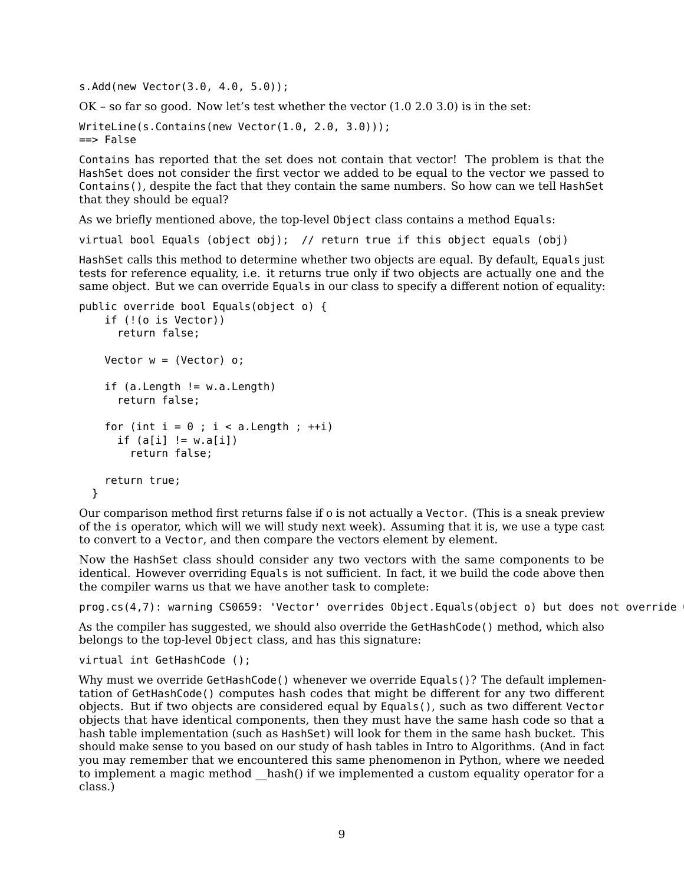```
s.Add(new Vector(3.0, 4.0, 5.0));
```

OK – so far so good. Now let's test whether the vector (1.0 2.0 3.0) is in the set:

```
WriteLine(s.Contains(new Vector(1.0, 2.0, 3.0)));
==> False
```

`Contains` has reported that the set does not contain that vector! The problem is that the `HashSet` does not consider the first vector we added to be equal to the vector we passed to `Contains()`, despite the fact that they contain the same numbers. So how can we tell `HashSet` that they should be equal?

As we briefly mentioned above, the top-level `Object` class contains a method `Equals`:

```
virtual bool Equals (object obj);  // return true if this object equals (obj)
```

`HashSet` calls this method to determine whether two objects are equal. By default, `Equals` just tests for reference equality, i.e. it returns true only if two objects are actually one and the same object. But we can override `Equals` in our class to specify a different notion of equality:

```
public override bool Equals(object o) {
    if (!(o is Vector))
      return false;

    Vector w = (Vector) o;

    if (a.Length != w.a.Length)
      return false;

    for (int i = 0 ; i < a.Length ; ++i)
      if (a[i] != w.a[i])
        return false;

    return true;
  }
```

Our comparison method first returns false if o is not actually a `Vector`. (This is a sneak preview of the `is` operator, which will we will study next week). Assuming that it is, we use a type cast to convert to a `Vector`, and then compare the vectors element by element.

Now the `HashSet` class should consider any two vectors with the same components to be identical. However overriding `Equals` is not sufficient. In fact, it we build the code above then the compiler warns us that we have another task to complete:

```
prog.cs(4,7): warning CS0659: 'Vector' overrides Object.Equals(object o) but does not override (
```

As the compiler has suggested, we should also override the `GetHashCode()` method, which also belongs to the top-level `Object` class, and has this signature:

```
virtual int GetHashCode ();
```

Why must we override `GetHashCode()` whenever we override `Equals()`? The default implementation of `GetHashCode()` computes hash codes that might be different for any two different objects. But if two objects are considered equal by `Equals()`, such as two different `Vector` objects that have identical components, then they must have the same hash code so that a hash table implementation (such as `HashSet`) will look for them in the same hash bucket. This should make sense to you based on our study of hash tables in Intro to Algorithms. (And in fact you may remember that we encountered this same phenomenon in Python, where we needed to implement a magic method __hash() if we implemented a custom equality operator for a class.)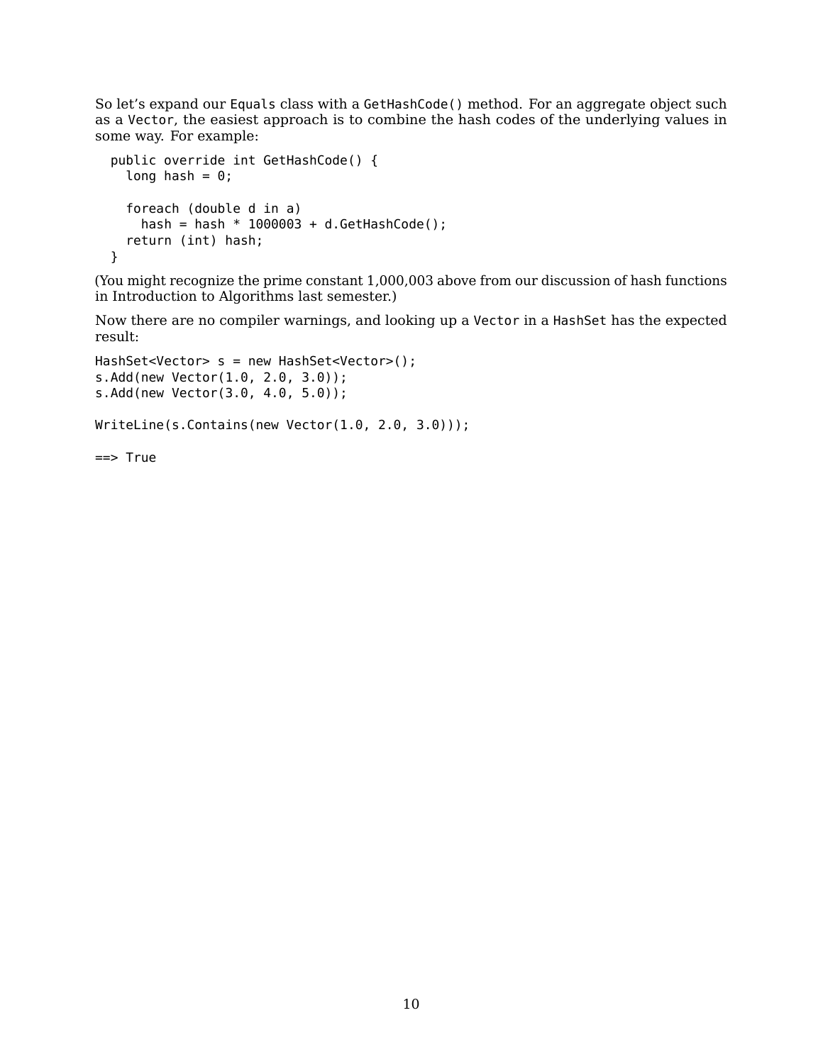So let's expand our `Equals` class with a `GetHashCode()` method. For an aggregate object such as a `Vector`, the easiest approach is to combine the hash codes of the underlying values in some way. For example:

```
  public override int GetHashCode() {
    long hash = 0;

    foreach (double d in a)
      hash = hash * 1000003 + d.GetHashCode();
    return (int) hash;
  }
```

(You might recognize the prime constant 1,000,003 above from our discussion of hash functions in Introduction to Algorithms last semester.)

Now there are no compiler warnings, and looking up a `Vector` in a `HashSet` has the expected result:

```
HashSet<Vector> s = new HashSet<Vector>();
s.Add(new Vector(1.0, 2.0, 3.0));
s.Add(new Vector(3.0, 4.0, 5.0));

WriteLine(s.Contains(new Vector(1.0, 2.0, 3.0)));

==> True
```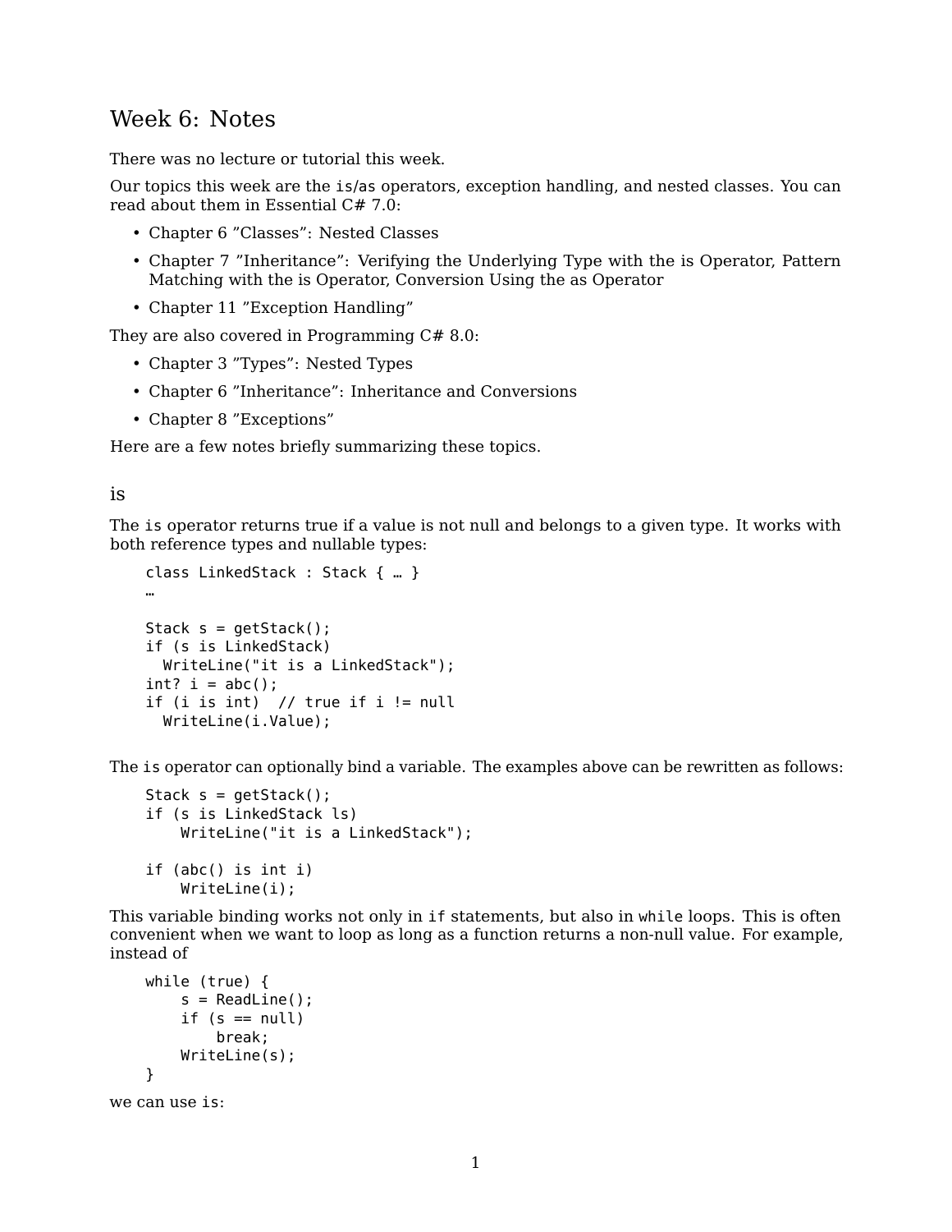# Week 6: Notes

There was no lecture or tutorial this week.

Our topics this week are the `is`/`as` operators, exception handling, and nested classes. You can read about them in Essential C# 7.0:

- Chapter 6 "Classes": Nested Classes
- Chapter 7 "Inheritance": Verifying the Underlying Type with the is Operator, Pattern Matching with the is Operator, Conversion Using the as Operator
- Chapter 11 "Exception Handling"

They are also covered in Programming C# 8.0:

- Chapter 3 "Types": Nested Types
- Chapter 6 "Inheritance": Inheritance and Conversions
- Chapter 8 "Exceptions"

Here are a few notes briefly summarizing these topics.

## is

The `is` operator returns true if a value is not null and belongs to a given type. It works with both reference types and nullable types:

```
class LinkedStack : Stack { … }
…

Stack s = getStack();
if (s is LinkedStack)
  WriteLine("it is a LinkedStack");
int? i = abc();
if (i is int)  // true if i != null
  WriteLine(i.Value);
```

The `is` operator can optionally bind a variable. The examples above can be rewritten as follows:

```
Stack s = getStack();
if (s is LinkedStack ls)
    WriteLine("it is a LinkedStack");

if (abc() is int i)
    WriteLine(i);
```

This variable binding works not only in `if` statements, but also in `while` loops. This is often convenient when we want to loop as long as a function returns a non-null value. For example, instead of

```
while (true) {
    s = ReadLine();
    if (s == null)
        break;
    WriteLine(s);
}
```

we can use `is`: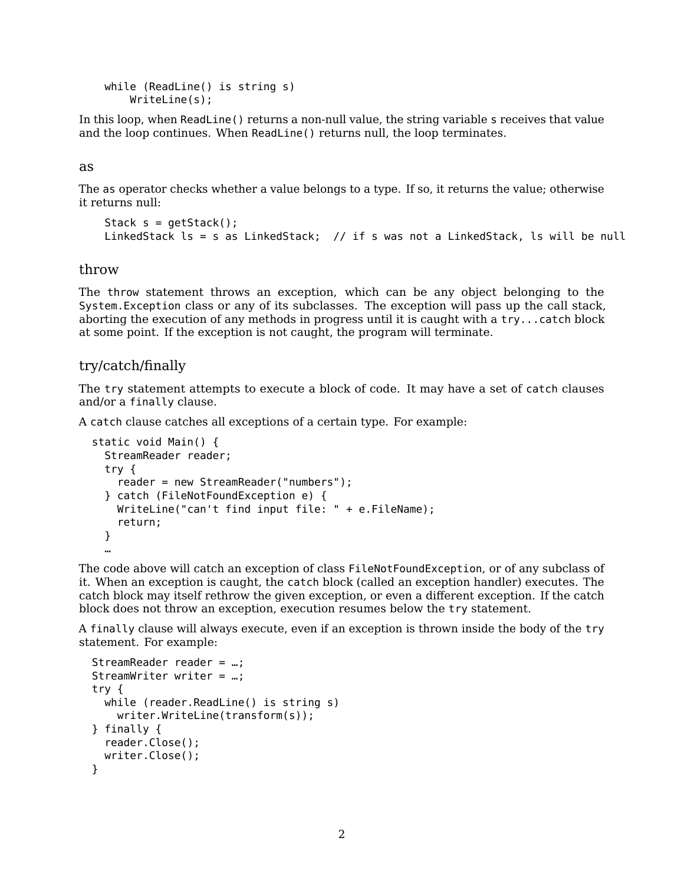```
while (ReadLine() is string s)
    WriteLine(s);
```

In this loop, when `ReadLine()` returns a non-null value, the string variable `s` receives that value and the loop continues. When `ReadLine()` returns null, the loop terminates.

## as

The `as` operator checks whether a value belongs to a type. If so, it returns the value; otherwise it returns null:

```
Stack s = getStack();
LinkedStack ls = s as LinkedStack;  // if s was not a LinkedStack, ls will be null
```

## throw

The `throw` statement throws an exception, which can be any object belonging to the `System.Exception` class or any of its subclasses. The exception will pass up the call stack, aborting the execution of any methods in progress until it is caught with a `try...catch` block at some point. If the exception is not caught, the program will terminate.

## try/catch/finally

The `try` statement attempts to execute a block of code. It may have a set of `catch` clauses and/or a `finally` clause.

A `catch` clause catches all exceptions of a certain type. For example:

```
static void Main() {
  StreamReader reader;
  try {
    reader = new StreamReader("numbers");
  } catch (FileNotFoundException e) {
    WriteLine("can't find input file: " + e.FileName);
    return;
  }
  …
```

The code above will catch an exception of class `FileNotFoundException`, or of any subclass of it. When an exception is caught, the `catch` block (called an exception handler) executes. The catch block may itself rethrow the given exception, or even a different exception. If the catch block does not throw an exception, execution resumes below the `try` statement.

A `finally` clause will always execute, even if an exception is thrown inside the body of the `try` statement. For example:

```
StreamReader reader = …;
StreamWriter writer = …;
try {
  while (reader.ReadLine() is string s)
    writer.WriteLine(transform(s));
} finally {
  reader.Close();
  writer.Close();
}
```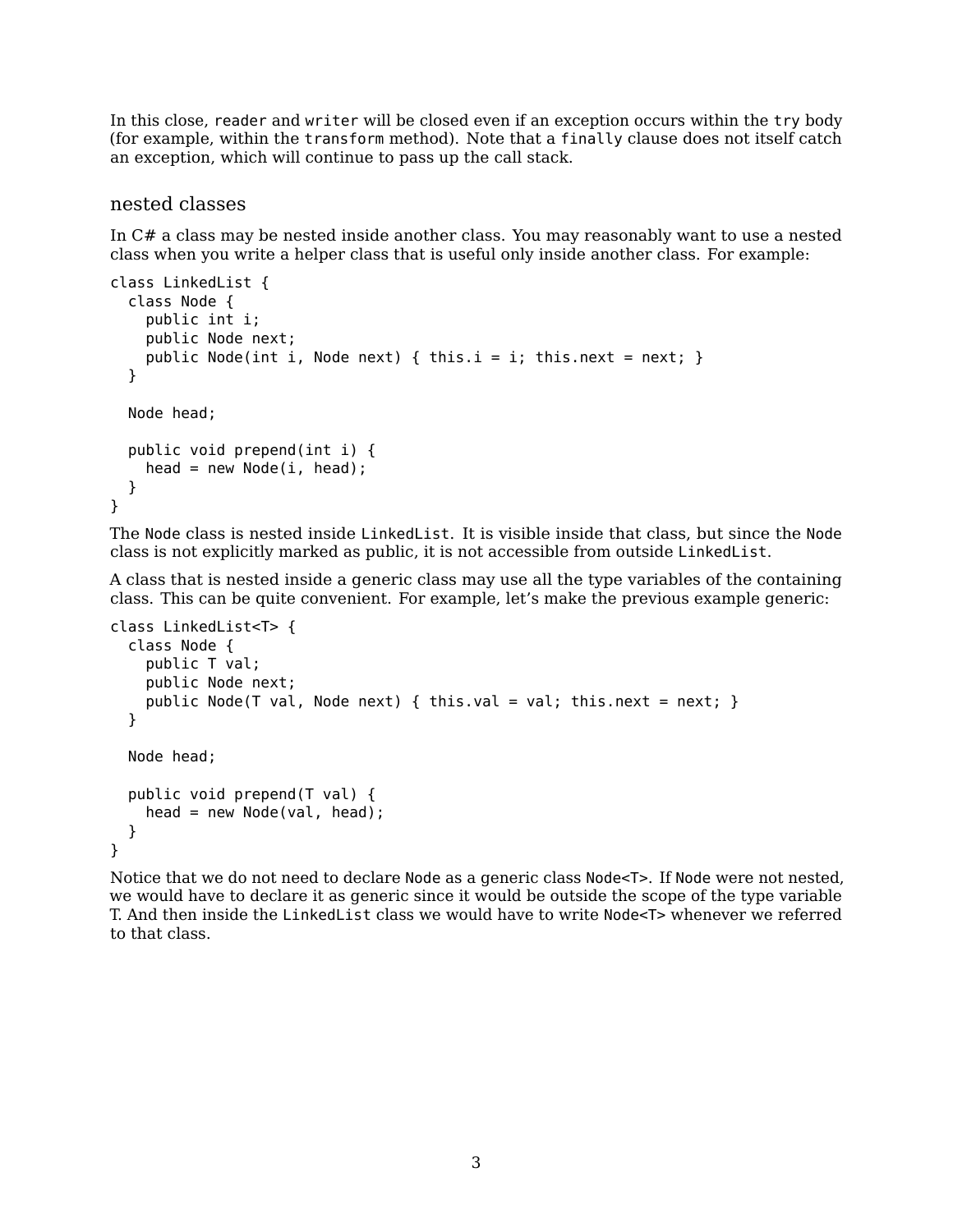In this close, `reader` and `writer` will be closed even if an exception occurs within the `try` body (for example, within the `transform` method). Note that a `finally` clause does not itself catch an exception, which will continue to pass up the call stack.

## nested classes

In C# a class may be nested inside another class. You may reasonably want to use a nested class when you write a helper class that is useful only inside another class. For example:

```
class LinkedList {
  class Node {
    public int i;
    public Node next;
    public Node(int i, Node next) { this.i = i; this.next = next; }
  }

  Node head;

  public void prepend(int i) {
    head = new Node(i, head);
  }
}
```

The `Node` class is nested inside `LinkedList`. It is visible inside that class, but since the `Node` class is not explicitly marked as public, it is not accessible from outside `LinkedList`.

A class that is nested inside a generic class may use all the type variables of the containing class. This can be quite convenient. For example, let's make the previous example generic:

```
class LinkedList<T> {
  class Node {
    public T val;
    public Node next;
    public Node(T val, Node next) { this.val = val; this.next = next; }
  }

  Node head;

  public void prepend(T val) {
    head = new Node(val, head);
  }
}
```

Notice that we do not need to declare `Node` as a generic class `Node<T>`. If `Node` were not nested, we would have to declare it as generic since it would be outside the scope of the type variable T. And then inside the `LinkedList` class we would have to write `Node<T>` whenever we referred to that class.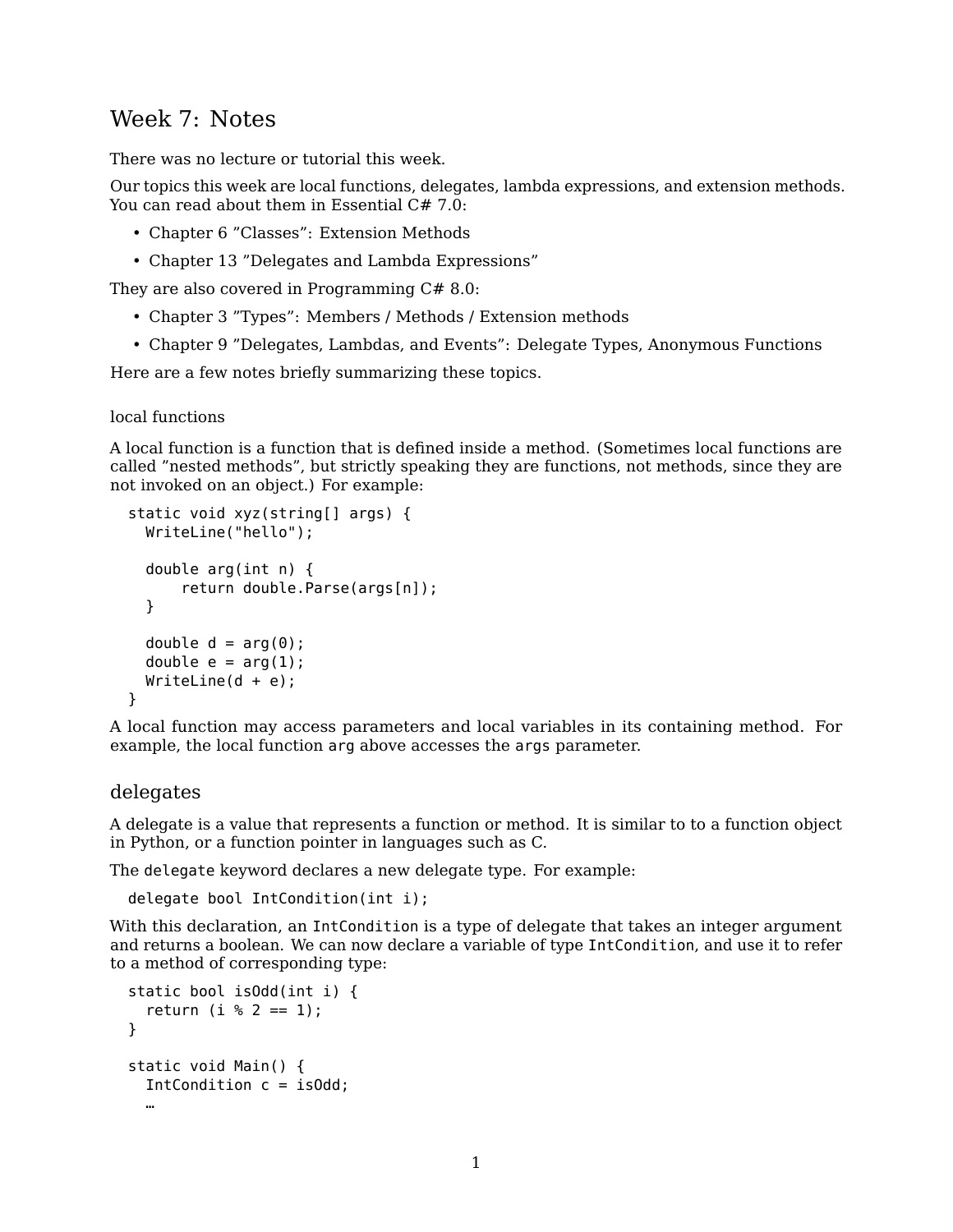# Week 7: Notes

There was no lecture or tutorial this week.

Our topics this week are local functions, delegates, lambda expressions, and extension methods. You can read about them in Essential C# 7.0:

- Chapter 6 ”Classes”: Extension Methods
- Chapter 13 ”Delegates and Lambda Expressions”

They are also covered in Programming C# 8.0:

- Chapter 3 ”Types”: Members / Methods / Extension methods
- Chapter 9 ”Delegates, Lambdas, and Events”: Delegate Types, Anonymous Functions

Here are a few notes briefly summarizing these topics.

### local functions

A local function is a function that is defined inside a method. (Sometimes local functions are called ”nested methods”, but strictly speaking they are functions, not methods, since they are not invoked on an object.) For example:

```
static void xyz(string[] args) {
  WriteLine("hello");

  double arg(int n) {
      return double.Parse(args[n]);
  }

  double d = arg(0);
  double e = arg(1);
  WriteLine(d + e);
}
```

A local function may access parameters and local variables in its containing method. For example, the local function `arg` above accesses the `args` parameter.

## delegates

A delegate is a value that represents a function or method. It is similar to to a function object in Python, or a function pointer in languages such as C.

The `delegate` keyword declares a new delegate type. For example:

```
delegate bool IntCondition(int i);
```

With this declaration, an `IntCondition` is a type of delegate that takes an integer argument and returns a boolean. We can now declare a variable of type `IntCondition`, and use it to refer to a method of corresponding type:

```
static bool isOdd(int i) {
  return (i % 2 == 1);
}

static void Main() {
  IntCondition c = isOdd;
  …
```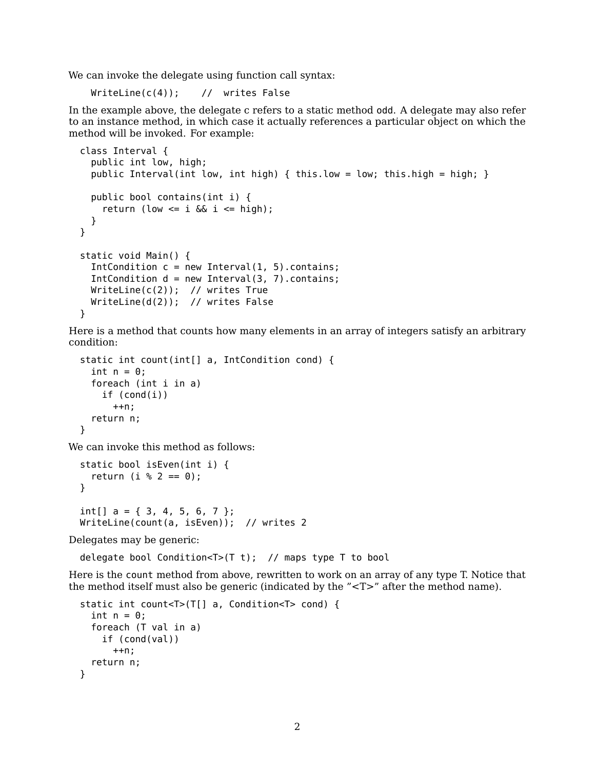We can invoke the delegate using function call syntax:

```
WriteLine(c(4));    //  writes False
```

In the example above, the delegate c refers to a static method odd. A delegate may also refer to an instance method, in which case it actually references a particular object on which the method will be invoked. For example:

```
class Interval {
  public int low, high;
  public Interval(int low, int high) { this.low = low; this.high = high; }

  public bool contains(int i) {
    return (low <= i && i <= high);
  }
}

static void Main() {
  IntCondition c = new Interval(1, 5).contains;
  IntCondition d = new Interval(3, 7).contains;
  WriteLine(c(2));  // writes True
  WriteLine(d(2));  // writes False
}
```

Here is a method that counts how many elements in an array of integers satisfy an arbitrary condition:

```
static int count(int[] a, IntCondition cond) {
  int n = 0;
  foreach (int i in a)
    if (cond(i))
      ++n;
  return n;
}
```

We can invoke this method as follows:

```
static bool isEven(int i) {
  return (i % 2 == 0);
}

int[] a = { 3, 4, 5, 6, 7 };
WriteLine(count(a, isEven));  // writes 2
```

Delegates may be generic:

```
delegate bool Condition<T>(T t);  // maps type T to bool
```

Here is the count method from above, rewritten to work on an array of any type T. Notice that the method itself must also be generic (indicated by the "<T>" after the method name).

```
static int count<T>(T[] a, Condition<T> cond) {
  int n = 0;
  foreach (T val in a)
    if (cond(val))
      ++n;
  return n;
}
```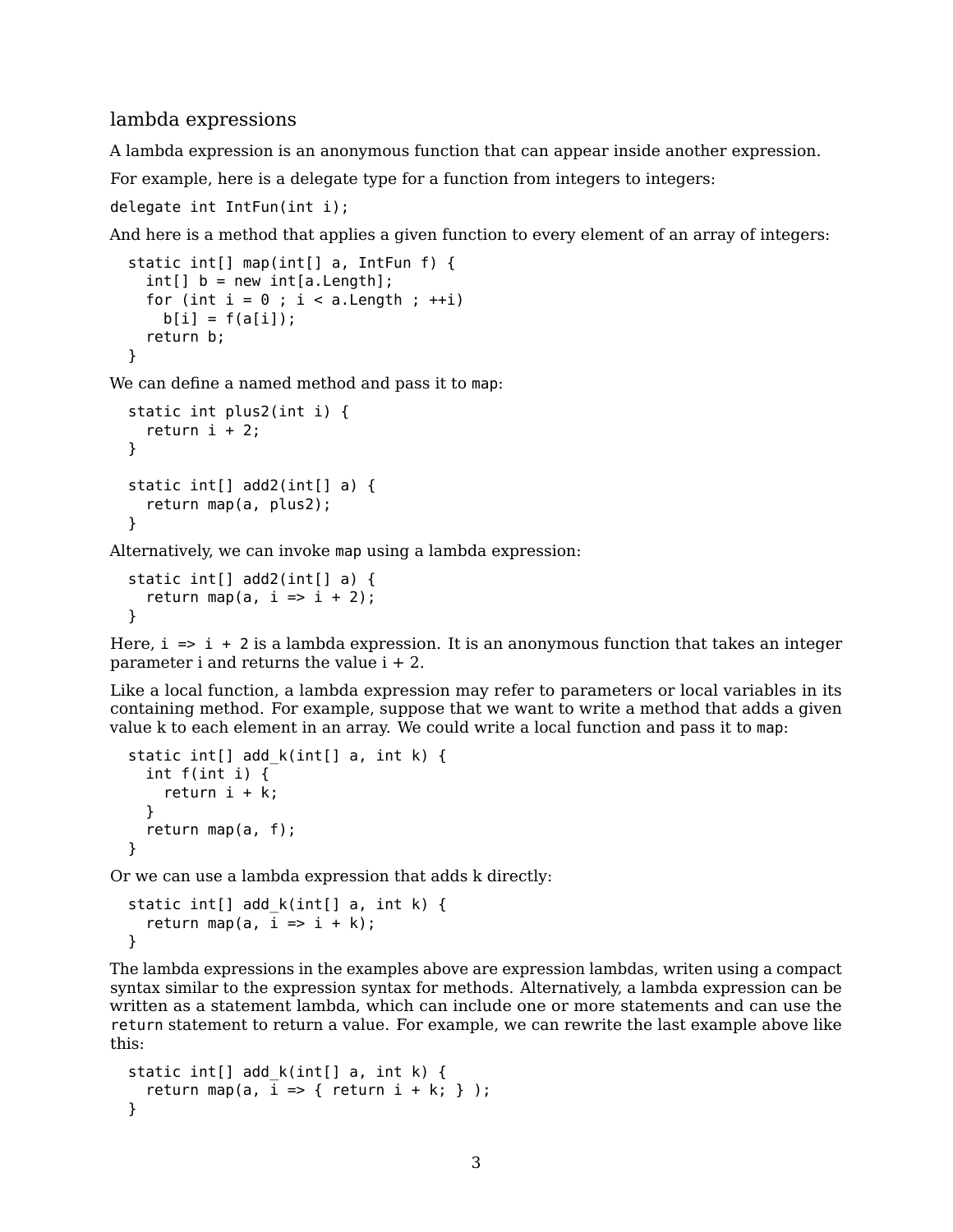## lambda expressions

A lambda expression is an anonymous function that can appear inside another expression.

For example, here is a delegate type for a function from integers to integers:

```
delegate int IntFun(int i);
```

And here is a method that applies a given function to every element of an array of integers:

```
static int[] map(int[] a, IntFun f) {
  int[] b = new int[a.Length];
  for (int i = 0 ; i < a.Length ; ++i)
    b[i] = f(a[i]);
  return b;
}
```

We can define a named method and pass it to `map`:

```
static int plus2(int i) {
  return i + 2;
}

static int[] add2(int[] a) {
  return map(a, plus2);
}
```

Alternatively, we can invoke `map` using a lambda expression:

```
static int[] add2(int[] a) {
  return map(a, i => i + 2);
}
```

Here, `i => i + 2` is a lambda expression. It is an anonymous function that takes an integer parameter i and returns the value i + 2.

Like a local function, a lambda expression may refer to parameters or local variables in its containing method. For example, suppose that we want to write a method that adds a given value k to each element in an array. We could write a local function and pass it to `map`:

```
static int[] add_k(int[] a, int k) {
  int f(int i) {
    return i + k;
  }
  return map(a, f);
}
```

Or we can use a lambda expression that adds k directly:

```
static int[] add_k(int[] a, int k) {
  return map(a, i => i + k);
}
```

The lambda expressions in the examples above are expression lambdas, writen using a compact syntax similar to the expression syntax for methods. Alternatively, a lambda expression can be written as a statement lambda, which can include one or more statements and can use the `return` statement to return a value. For example, we can rewrite the last example above like this:

```
static int[] add_k(int[] a, int k) {
  return map(a, i => { return i + k; } );
}
```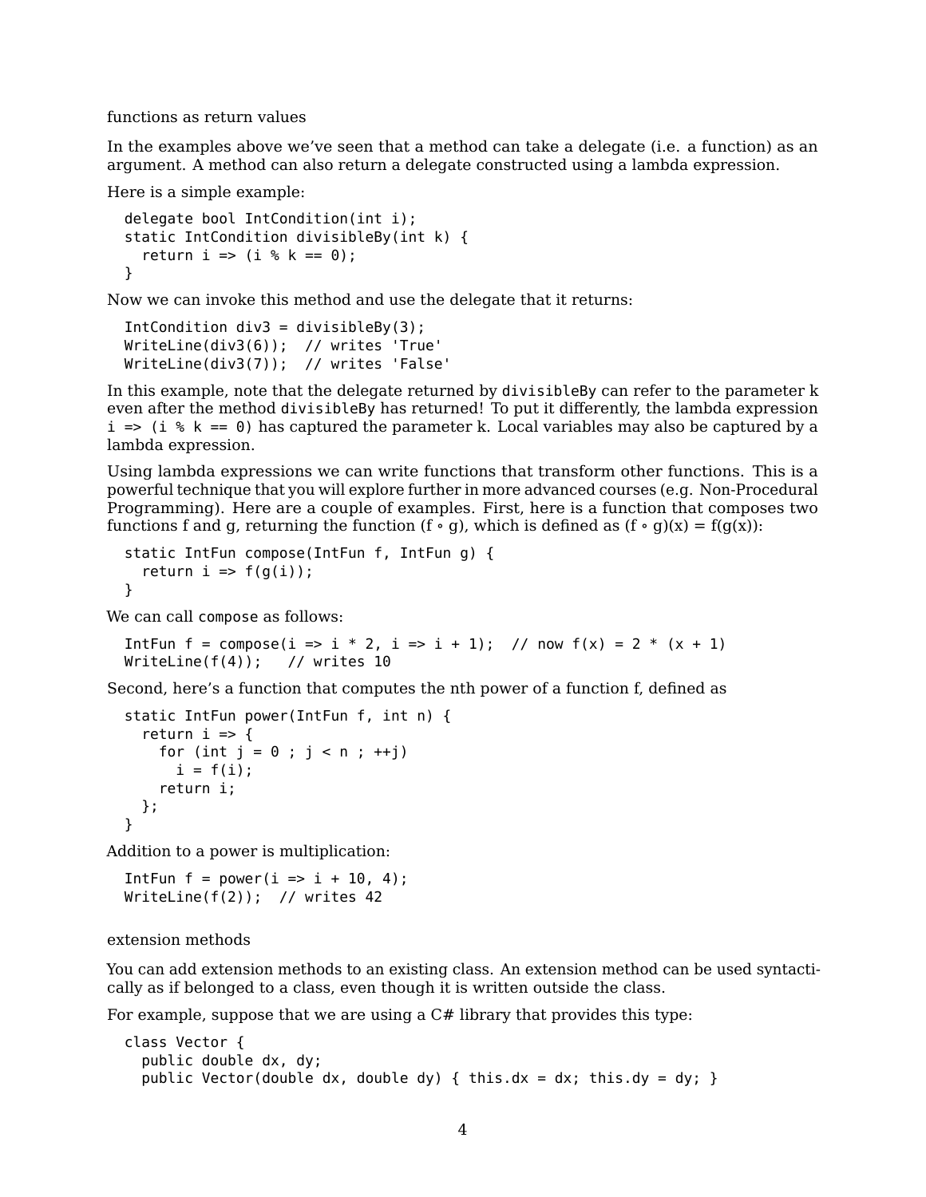### functions as return values

In the examples above we've seen that a method can take a delegate (i.e. a function) as an argument. A method can also return a delegate constructed using a lambda expression.

Here is a simple example:

```
delegate bool IntCondition(int i);
static IntCondition divisibleBy(int k) {
  return i => (i % k == 0);
}
```

Now we can invoke this method and use the delegate that it returns:

```
IntCondition div3 = divisibleBy(3);
WriteLine(div3(6));  // writes 'True'
WriteLine(div3(7));  // writes 'False'
```

In this example, note that the delegate returned by `divisibleBy` can refer to the parameter k even after the method `divisibleBy` has returned! To put it differently, the lambda expression `i => (i % k == 0)` has captured the parameter k. Local variables may also be captured by a lambda expression.

Using lambda expressions we can write functions that transform other functions. This is a powerful technique that you will explore further in more advanced courses (e.g. Non-Procedural Programming). Here are a couple of examples. First, here is a function that composes two functions f and g, returning the function $(f \circ g)$, which is defined as $(f \circ g)(x) = f(g(x))$:

```
static IntFun compose(IntFun f, IntFun g) {
  return i => f(g(i));
}
```

We can call `compose` as follows:

```
IntFun f = compose(i => i * 2, i => i + 1);  // now f(x) = 2 * (x + 1)
WriteLine(f(4));   // writes 10
```

Second, here's a function that computes the nth power of a function f, defined as

```
static IntFun power(IntFun f, int n) {
  return i => {
    for (int j = 0 ; j < n ; ++j)
      i = f(i);
    return i;
  };
}
```

Addition to a power is multiplication:

```
IntFun f = power(i => i + 10, 4);
WriteLine(f(2));  // writes 42
```

### extension methods

You can add extension methods to an existing class. An extension method can be used syntactically as if belonged to a class, even though it is written outside the class.

For example, suppose that we are using a C# library that provides this type:

```
class Vector {
  public double dx, dy;
  public Vector(double dx, double dy) { this.dx = dx; this.dy = dy; }
```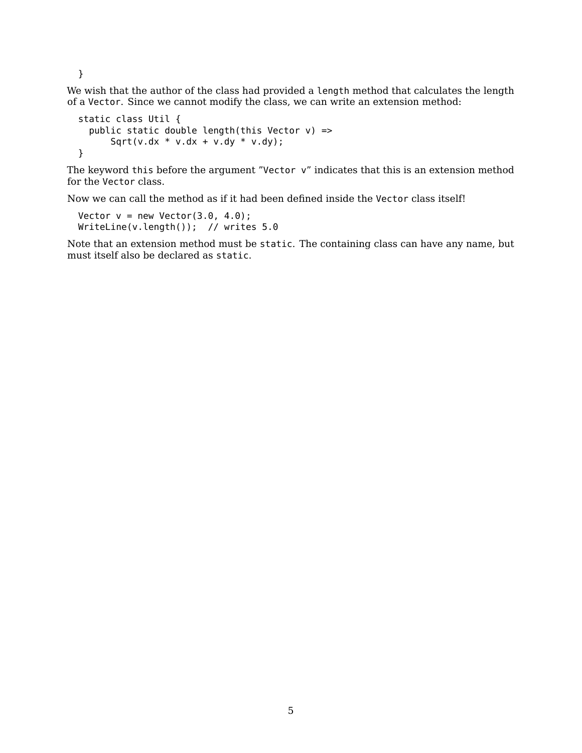```
}
```

We wish that the author of the class had provided a `length` method that calculates the length of a `Vector`. Since we cannot modify the class, we can write an extension method:

```
static class Util {
  public static double length(this Vector v) =>
      Sqrt(v.dx * v.dx + v.dy * v.dy);
}
```

The keyword `this` before the argument "`Vector v`" indicates that this is an extension method for the `Vector` class.

Now we can call the method as if it had been defined inside the `Vector` class itself!

```
Vector v = new Vector(3.0, 4.0);
WriteLine(v.length());  // writes 5.0
```

Note that an extension method must be `static`. The containing class can have any name, but must itself also be declared as `static`.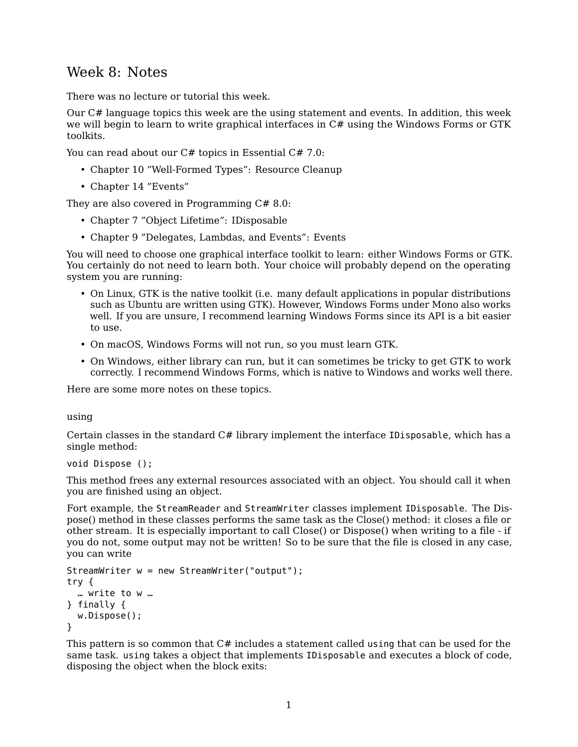# Week 8: Notes

There was no lecture or tutorial this week.

Our C# language topics this week are the using statement and events. In addition, this week we will begin to learn to write graphical interfaces in C# using the Windows Forms or GTK toolkits.

You can read about our C# topics in Essential C# 7.0:

- Chapter 10 "Well-Formed Types": Resource Cleanup
- Chapter 14 "Events"

They are also covered in Programming C# 8.0:

- Chapter 7 "Object Lifetime": IDisposable
- Chapter 9 "Delegates, Lambdas, and Events": Events

You will need to choose one graphical interface toolkit to learn: either Windows Forms or GTK. You certainly do not need to learn both. Your choice will probably depend on the operating system you are running:

- On Linux, GTK is the native toolkit (i.e. many default applications in popular distributions such as Ubuntu are written using GTK). However, Windows Forms under Mono also works well. If you are unsure, I recommend learning Windows Forms since its API is a bit easier to use.
- On macOS, Windows Forms will not run, so you must learn GTK.
- On Windows, either library can run, but it can sometimes be tricky to get GTK to work correctly. I recommend Windows Forms, which is native to Windows and works well there.

Here are some more notes on these topics.

## using

Certain classes in the standard C# library implement the interface `IDisposable`, which has a single method:

```
void Dispose ();
```

This method frees any external resources associated with an object. You should call it when you are finished using an object.

Fort example, the `StreamReader` and `StreamWriter` classes implement `IDisposable`. The Dispose() method in these classes performs the same task as the Close() method: it closes a file or other stream. It is especially important to call Close() or Dispose() when writing to a file - if you do not, some output may not be written! So to be sure that the file is closed in any case, you can write

```
StreamWriter w = new StreamWriter("output");
try {
  … write to w …
} finally {
  w.Dispose();
}
```

This pattern is so common that C# includes a statement called `using` that can be used for the same task. `using` takes a object that implements `IDisposable` and executes a block of code, disposing the object when the block exits: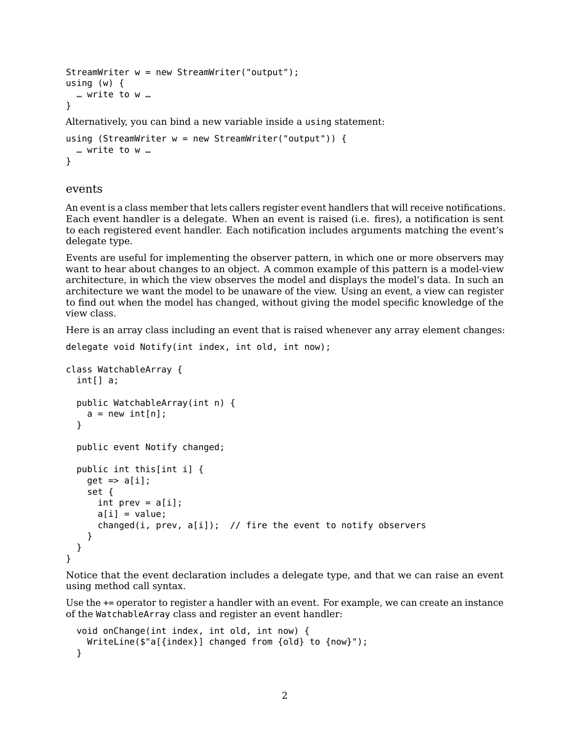```
StreamWriter w = new StreamWriter("output");
using (w) {
  … write to w …
}
```

Alternatively, you can bind a new variable inside a `using` statement:

```
using (StreamWriter w = new StreamWriter("output")) {
  … write to w …
}
```

## events

An event is a class member that lets callers register event handlers that will receive notifications. Each event handler is a delegate. When an event is raised (i.e. fires), a notification is sent to each registered event handler. Each notification includes arguments matching the event's delegate type.

Events are useful for implementing the observer pattern, in which one or more observers may want to hear about changes to an object. A common example of this pattern is a model-view architecture, in which the view observes the model and displays the model's data. In such an architecture we want the model to be unaware of the view. Using an event, a view can register to find out when the model has changed, without giving the model specific knowledge of the view class.

Here is an array class including an event that is raised whenever any array element changes:

```
delegate void Notify(int index, int old, int now);

class WatchableArray {
  int[] a;

  public WatchableArray(int n) {
    a = new int[n];
  }

  public event Notify changed;

  public int this[int i] {
    get => a[i];
    set {
      int prev = a[i];
      a[i] = value;
      changed(i, prev, a[i]);  // fire the event to notify observers
    }
  }
}
```

Notice that the event declaration includes a delegate type, and that we can raise an event using method call syntax.

Use the += operator to register a handler with an event. For example, we can create an instance of the `WatchableArray` class and register an event handler:

```
  void onChange(int index, int old, int now) {
    WriteLine($"a[{index}] changed from {old} to {now}");
  }
```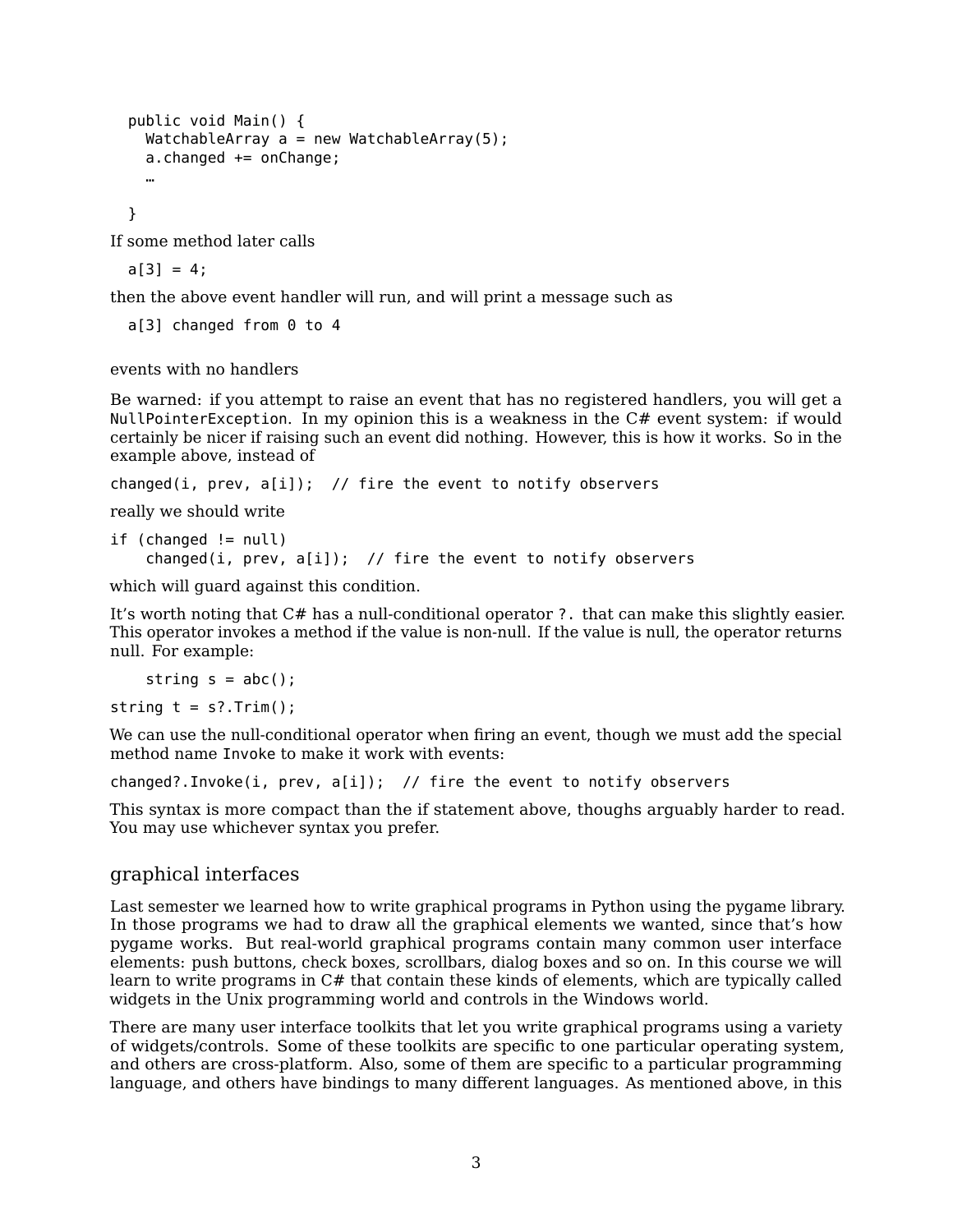```
  public void Main() {
    WatchableArray a = new WatchableArray(5);
    a.changed += onChange;
    …

  }
```

If some method later calls

```
  a[3] = 4;
```

then the above event handler will run, and will print a message such as

```
  a[3] changed from 0 to 4
```

### events with no handlers

Be warned: if you attempt to raise an event that has no registered handlers, you will get a `NullPointerException`. In my opinion this is a weakness in the C# event system: if would certainly be nicer if raising such an event did nothing. However, this is how it works. So in the example above, instead of

```
changed(i, prev, a[i]);  // fire the event to notify observers
```

really we should write

```
if (changed != null)
    changed(i, prev, a[i]);  // fire the event to notify observers
```

which will guard against this condition.

It's worth noting that C# has a null-conditional operator `?.` that can make this slightly easier. This operator invokes a method if the value is non-null. If the value is null, the operator returns null. For example:

```
    string s = abc();
string t = s?.Trim();
```

We can use the null-conditional operator when firing an event, though we must add the special method name `Invoke` to make it work with events:

```
changed?.Invoke(i, prev, a[i]);  // fire the event to notify observers
```

This syntax is more compact than the if statement above, thoughs arguably harder to read. You may use whichever syntax you prefer.

## graphical interfaces

Last semester we learned how to write graphical programs in Python using the pygame library. In those programs we had to draw all the graphical elements we wanted, since that's how pygame works. But real-world graphical programs contain many common user interface elements: push buttons, check boxes, scrollbars, dialog boxes and so on. In this course we will learn to write programs in C# that contain these kinds of elements, which are typically called widgets in the Unix programming world and controls in the Windows world.

There are many user interface toolkits that let you write graphical programs using a variety of widgets/controls. Some of these toolkits are specific to one particular operating system, and others are cross-platform. Also, some of them are specific to a particular programming language, and others have bindings to many different languages. As mentioned above, in this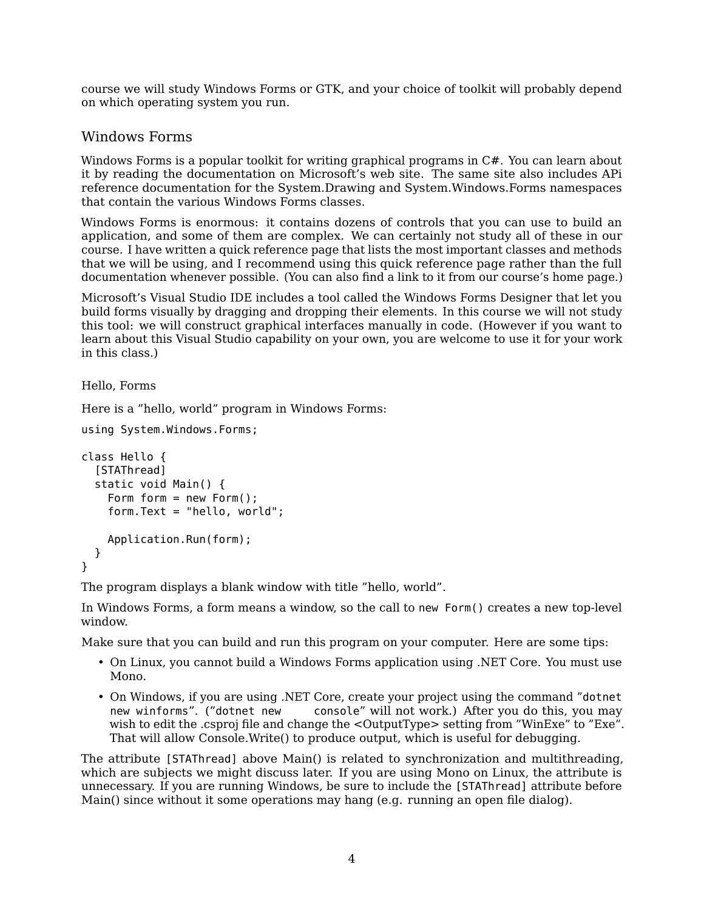course we will study Windows Forms or GTK, and your choice of toolkit will probably depend on which operating system you run.

## Windows Forms

Windows Forms is a popular toolkit for writing graphical programs in C#. You can learn about it by reading the documentation on Microsoft's web site. The same site also includes APi reference documentation for the System.Drawing and System.Windows.Forms namespaces that contain the various Windows Forms classes.

Windows Forms is enormous: it contains dozens of controls that you can use to build an application, and some of them are complex. We can certainly not study all of these in our course. I have written a quick reference page that lists the most important classes and methods that we will be using, and I recommend using this quick reference page rather than the full documentation whenever possible. (You can also find a link to it from our course's home page.)

Microsoft's Visual Studio IDE includes a tool called the Windows Forms Designer that let you build forms visually by dragging and dropping their elements. In this course we will not study this tool: we will construct graphical interfaces manually in code. (However if you want to learn about this Visual Studio capability on your own, you are welcome to use it for your work in this class.)

### Hello, Forms

Here is a "hello, world" program in Windows Forms:

```
using System.Windows.Forms;

class Hello {
  [STAThread]
  static void Main() {
    Form form = new Form();
    form.Text = "hello, world";

    Application.Run(form);
  }
}
```

The program displays a blank window with title "hello, world".

In Windows Forms, a form means a window, so the call to `new Form()` creates a new top-level window.

Make sure that you can build and run this program on your computer. Here are some tips:

- On Linux, you cannot build a Windows Forms application using .NET Core. You must use Mono.
- On Windows, if you are using .NET Core, create your project using the command "`dotnet new winforms`". ("`dotnet new console`" will not work.) After you do this, you may wish to edit the .csproj file and change the <OutputType> setting from "WinExe" to "Exe". That will allow Console.Write() to produce output, which is useful for debugging.

The attribute `[STAThread]` above Main() is related to synchronization and multithreading, which are subjects we might discuss later. If you are using Mono on Linux, the attribute is unnecessary. If you are running Windows, be sure to include the `[STAThread]` attribute before Main() since without it some operations may hang (e.g. running an open file dialog).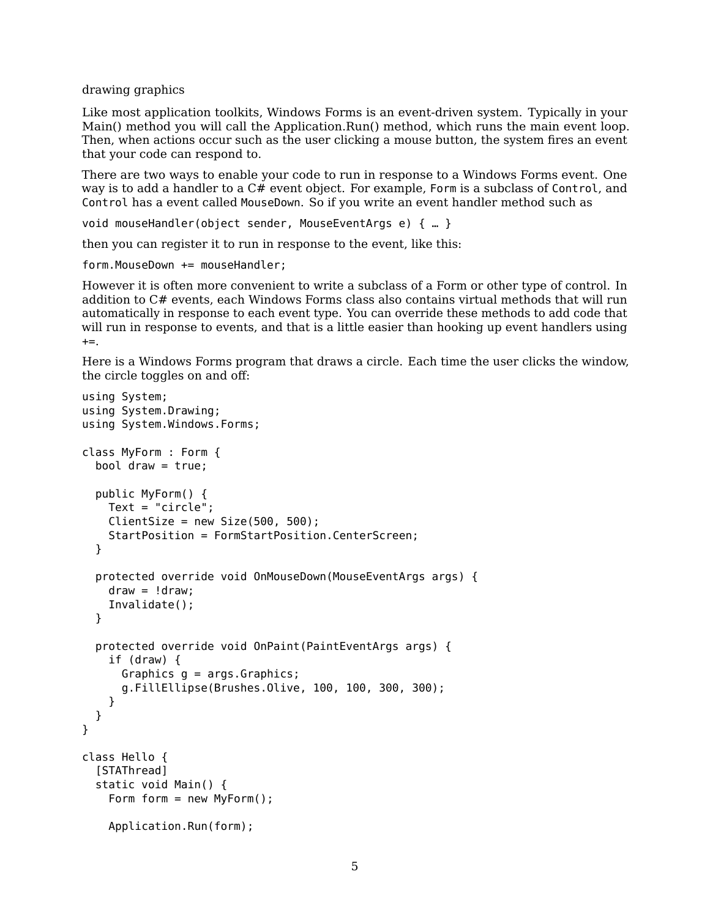drawing graphics

Like most application toolkits, Windows Forms is an event-driven system. Typically in your Main() method you will call the Application.Run() method, which runs the main event loop. Then, when actions occur such as the user clicking a mouse button, the system fires an event that your code can respond to.

There are two ways to enable your code to run in response to a Windows Forms event. One way is to add a handler to a C# event object. For example, `Form` is a subclass of `Control`, and `Control` has a event called `MouseDown`. So if you write an event handler method such as

```
void mouseHandler(object sender, MouseEventArgs e) { … }
```

then you can register it to run in response to the event, like this:

```
form.MouseDown += mouseHandler;
```

However it is often more convenient to write a subclass of a Form or other type of control. In addition to C# events, each Windows Forms class also contains virtual methods that will run automatically in response to each event type. You can override these methods to add code that will run in response to events, and that is a little easier than hooking up event handlers using +=.

Here is a Windows Forms program that draws a circle. Each time the user clicks the window, the circle toggles on and off:

```
using System;
using System.Drawing;
using System.Windows.Forms;

class MyForm : Form {
  bool draw = true;

  public MyForm() {
    Text = "circle";
    ClientSize = new Size(500, 500);
    StartPosition = FormStartPosition.CenterScreen;
  }

  protected override void OnMouseDown(MouseEventArgs args) {
    draw = !draw;
    Invalidate();
  }

  protected override void OnPaint(PaintEventArgs args) {
    if (draw) {
      Graphics g = args.Graphics;
      g.FillEllipse(Brushes.Olive, 100, 100, 300, 300);
    }
  }
}

class Hello {
  [STAThread]
  static void Main() {
    Form form = new MyForm();

    Application.Run(form);
```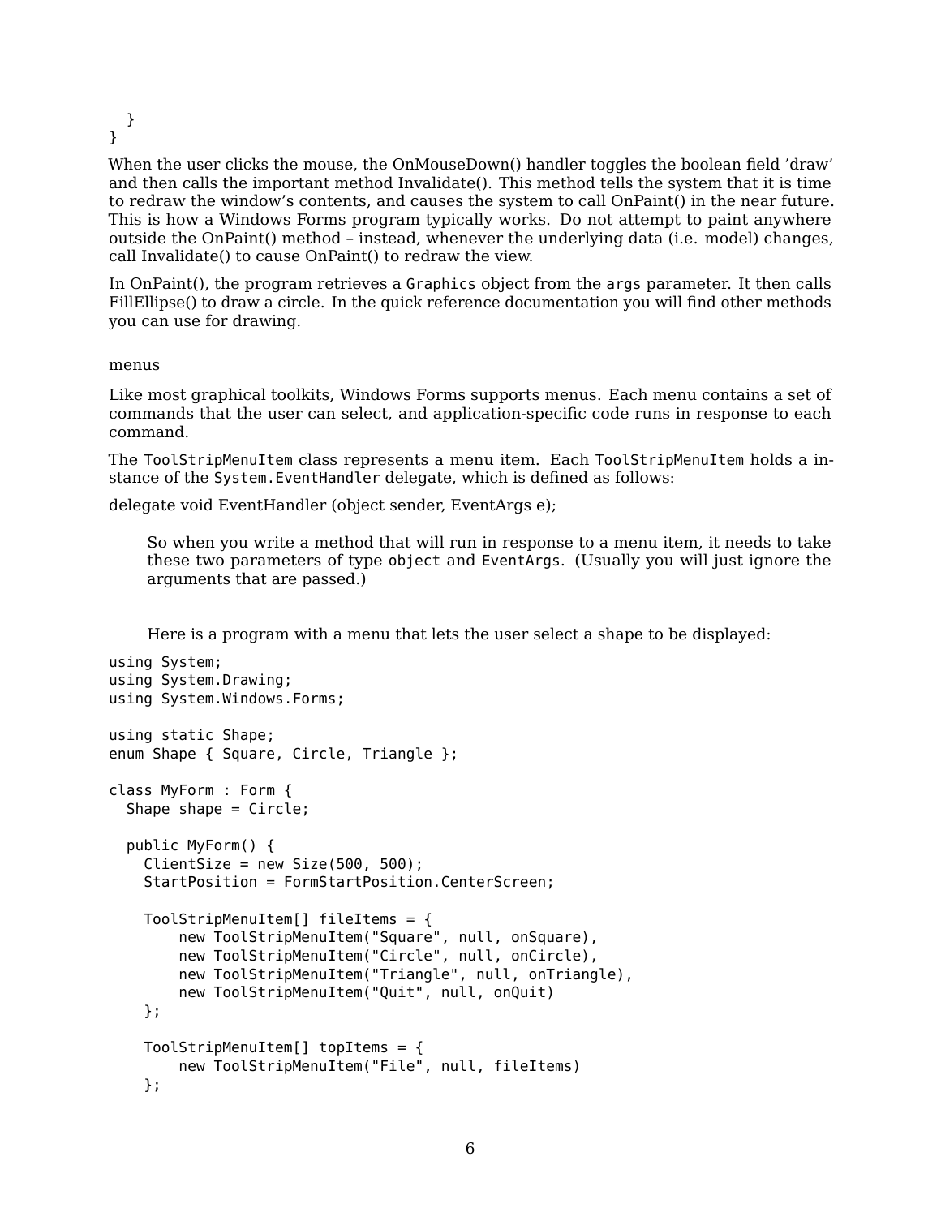```
  }
}
```

When the user clicks the mouse, the OnMouseDown() handler toggles the boolean field 'draw' and then calls the important method Invalidate(). This method tells the system that it is time to redraw the window's contents, and causes the system to call OnPaint() in the near future. This is how a Windows Forms program typically works. Do not attempt to paint anywhere outside the OnPaint() method – instead, whenever the underlying data (i.e. model) changes, call Invalidate() to cause OnPaint() to redraw the view.

In OnPaint(), the program retrieves a `Graphics` object from the `args` parameter. It then calls FillEllipse() to draw a circle. In the quick reference documentation you will find other methods you can use for drawing.

### menus

Like most graphical toolkits, Windows Forms supports menus. Each menu contains a set of commands that the user can select, and application-specific code runs in response to each command.

The `ToolStripMenuItem` class represents a menu item. Each `ToolStripMenuItem` holds a instance of the `System.EventHandler` delegate, which is defined as follows:

delegate void EventHandler (object sender, EventArgs e);

> So when you write a method that will run in response to a menu item, it needs to take these two parameters of type `object` and `EventArgs`. (Usually you will just ignore the arguments that are passed.)
>
> Here is a program with a menu that lets the user select a shape to be displayed:

```
using System;
using System.Drawing;
using System.Windows.Forms;

using static Shape;
enum Shape { Square, Circle, Triangle };

class MyForm : Form {
  Shape shape = Circle;

  public MyForm() {
    ClientSize = new Size(500, 500);
    StartPosition = FormStartPosition.CenterScreen;

    ToolStripMenuItem[] fileItems = {
        new ToolStripMenuItem("Square", null, onSquare),
        new ToolStripMenuItem("Circle", null, onCircle),
        new ToolStripMenuItem("Triangle", null, onTriangle),
        new ToolStripMenuItem("Quit", null, onQuit)
    };

    ToolStripMenuItem[] topItems = {
        new ToolStripMenuItem("File", null, fileItems)
    };
```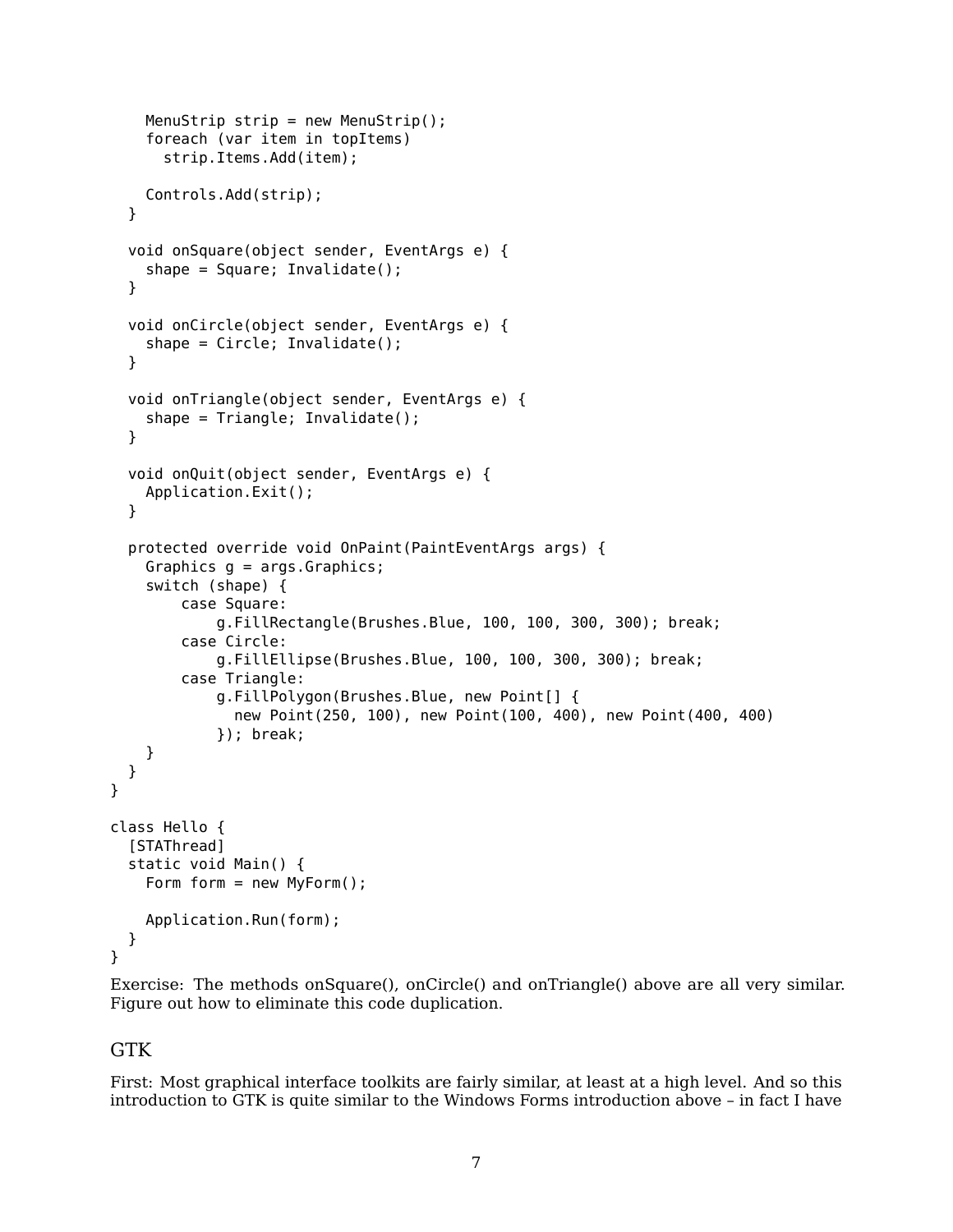```
    MenuStrip strip = new MenuStrip();
    foreach (var item in topItems)
      strip.Items.Add(item);

    Controls.Add(strip);
  }

  void onSquare(object sender, EventArgs e) {
    shape = Square; Invalidate();
  }

  void onCircle(object sender, EventArgs e) {
    shape = Circle; Invalidate();
  }

  void onTriangle(object sender, EventArgs e) {
    shape = Triangle; Invalidate();
  }

  void onQuit(object sender, EventArgs e) {
    Application.Exit();
  }

  protected override void OnPaint(PaintEventArgs args) {
    Graphics g = args.Graphics;
    switch (shape) {
        case Square:
            g.FillRectangle(Brushes.Blue, 100, 100, 300, 300); break;
        case Circle:
            g.FillEllipse(Brushes.Blue, 100, 100, 300, 300); break;
        case Triangle:
            g.FillPolygon(Brushes.Blue, new Point[] {
              new Point(250, 100), new Point(100, 400), new Point(400, 400)
            }); break;
    }
  }
}

class Hello {
  [STAThread]
  static void Main() {
    Form form = new MyForm();

    Application.Run(form);
  }
}
```

Exercise: The methods onSquare(), onCircle() and onTriangle() above are all very similar. Figure out how to eliminate this code duplication.

## GTK

First: Most graphical interface toolkits are fairly similar, at least at a high level. And so this introduction to GTK is quite similar to the Windows Forms introduction above – in fact I have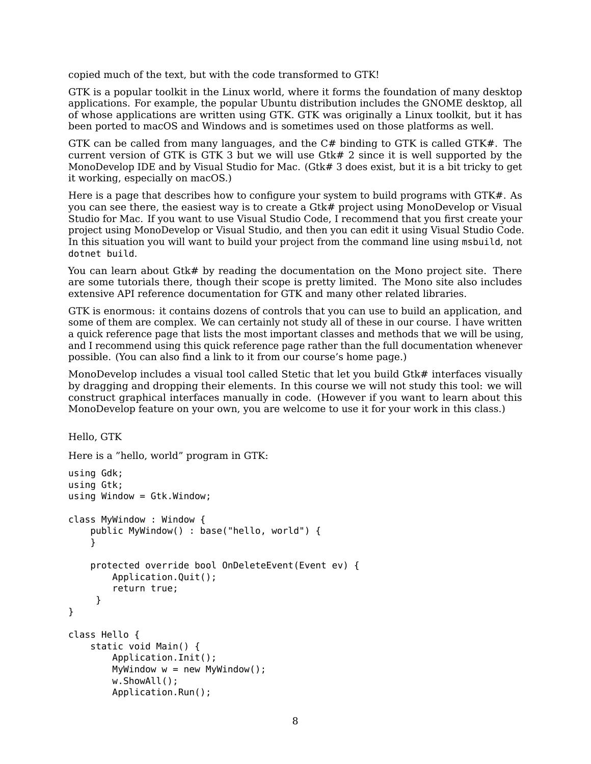copied much of the text, but with the code transformed to GTK!

GTK is a popular toolkit in the Linux world, where it forms the foundation of many desktop applications. For example, the popular Ubuntu distribution includes the GNOME desktop, all of whose applications are written using GTK. GTK was originally a Linux toolkit, but it has been ported to macOS and Windows and is sometimes used on those platforms as well.

GTK can be called from many languages, and the C# binding to GTK is called GTK#. The current version of GTK is GTK 3 but we will use Gtk# 2 since it is well supported by the MonoDevelop IDE and by Visual Studio for Mac. (Gtk# 3 does exist, but it is a bit tricky to get it working, especially on macOS.)

Here is a page that describes how to configure your system to build programs with GTK#. As you can see there, the easiest way is to create a Gtk# project using MonoDevelop or Visual Studio for Mac. If you want to use Visual Studio Code, I recommend that you first create your project using MonoDevelop or Visual Studio, and then you can edit it using Visual Studio Code. In this situation you will want to build your project from the command line using `msbuild`, not `dotnet build`.

You can learn about Gtk# by reading the documentation on the Mono project site. There are some tutorials there, though their scope is pretty limited. The Mono site also includes extensive API reference documentation for GTK and many other related libraries.

GTK is enormous: it contains dozens of controls that you can use to build an application, and some of them are complex. We can certainly not study all of these in our course. I have written a quick reference page that lists the most important classes and methods that we will be using, and I recommend using this quick reference page rather than the full documentation whenever possible. (You can also find a link to it from our course's home page.)

MonoDevelop includes a visual tool called Stetic that let you build Gtk# interfaces visually by dragging and dropping their elements. In this course we will not study this tool: we will construct graphical interfaces manually in code. (However if you want to learn about this MonoDevelop feature on your own, you are welcome to use it for your work in this class.)

## Hello, GTK

Here is a "hello, world" program in GTK:

```
using Gdk;
using Gtk;
using Window = Gtk.Window;

class MyWindow : Window {
    public MyWindow() : base("hello, world") {
    }

    protected override bool OnDeleteEvent(Event ev) {
        Application.Quit();
        return true;
     }
}

class Hello {
    static void Main() {
        Application.Init();
        MyWindow w = new MyWindow();
        w.ShowAll();
        Application.Run();
```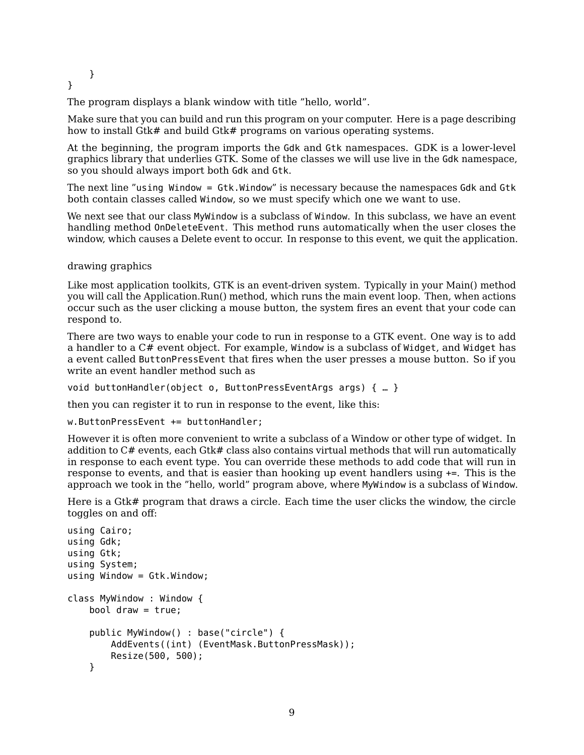```
    }
}
```

The program displays a blank window with title "hello, world".

Make sure that you can build and run this program on your computer. Here is a page describing how to install Gtk# and build Gtk# programs on various operating systems.

At the beginning, the program imports the `Gdk` and `Gtk` namespaces. GDK is a lower-level graphics library that underlies GTK. Some of the classes we will use live in the `Gdk` namespace, so you should always import both `Gdk` and `Gtk`.

The next line "`using Window = Gtk.Window`" is necessary because the namespaces `Gdk` and `Gtk` both contain classes called `Window`, so we must specify which one we want to use.

We next see that our class `MyWindow` is a subclass of `Window`. In this subclass, we have an event handling method `OnDeleteEvent`. This method runs automatically when the user closes the window, which causes a Delete event to occur. In response to this event, we quit the application.

## drawing graphics

Like most application toolkits, GTK is an event-driven system. Typically in your Main() method you will call the Application.Run() method, which runs the main event loop. Then, when actions occur such as the user clicking a mouse button, the system fires an event that your code can respond to.

There are two ways to enable your code to run in response to a GTK event. One way is to add a handler to a C# event object. For example, `Window` is a subclass of `Widget`, and `Widget` has a event called `ButtonPressEvent` that fires when the user presses a mouse button. So if you write an event handler method such as

```
void buttonHandler(object o, ButtonPressEventArgs args) { … }
```

then you can register it to run in response to the event, like this:

```
w.ButtonPressEvent += buttonHandler;
```

However it is often more convenient to write a subclass of a Window or other type of widget. In addition to C# events, each Gtk# class also contains virtual methods that will run automatically in response to each event type. You can override these methods to add code that will run in response to events, and that is easier than hooking up event handlers using +=. This is the approach we took in the "hello, world" program above, where `MyWindow` is a subclass of `Window`.

Here is a Gtk# program that draws a circle. Each time the user clicks the window, the circle toggles on and off:

```
using Cairo;
using Gdk;
using Gtk;
using System;
using Window = Gtk.Window;

class MyWindow : Window {
    bool draw = true;

    public MyWindow() : base("circle") {
        AddEvents((int) (EventMask.ButtonPressMask));
        Resize(500, 500);
    }
```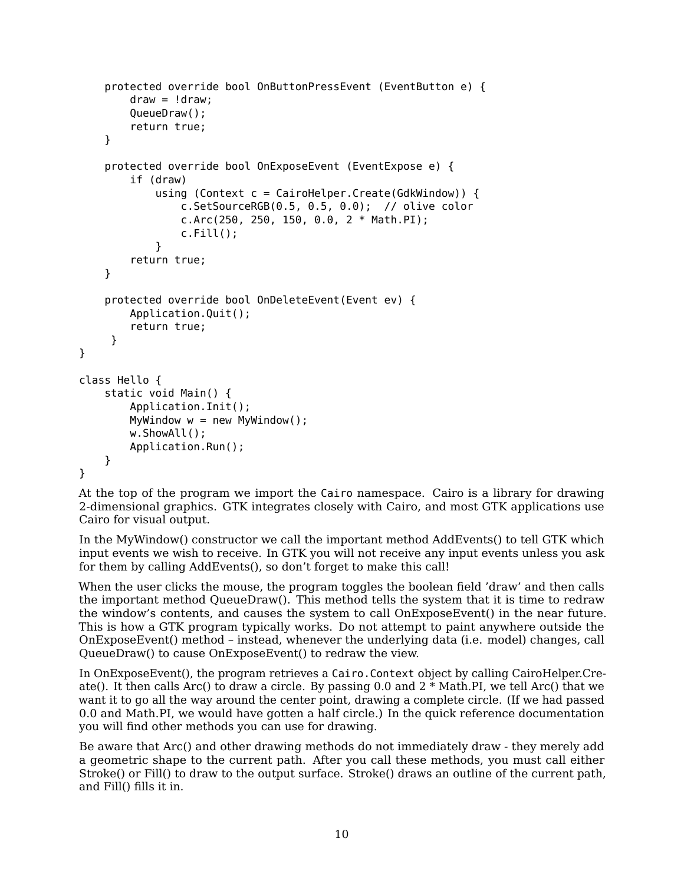```
    protected override bool OnButtonPressEvent (EventButton e) {
        draw = !draw;
        QueueDraw();
        return true;
    }

    protected override bool OnExposeEvent (EventExpose e) {
        if (draw)
            using (Context c = CairoHelper.Create(GdkWindow)) {
                c.SetSourceRGB(0.5, 0.5, 0.0);  // olive color
                c.Arc(250, 250, 150, 0.0, 2 * Math.PI);
                c.Fill();
            }
        return true;
    }

    protected override bool OnDeleteEvent(Event ev) {
        Application.Quit();
        return true;
     }
}

class Hello {
    static void Main() {
        Application.Init();
        MyWindow w = new MyWindow();
        w.ShowAll();
        Application.Run();
    }
}
```

At the top of the program we import the `Cairo` namespace. Cairo is a library for drawing 2-dimensional graphics. GTK integrates closely with Cairo, and most GTK applications use Cairo for visual output.

In the MyWindow() constructor we call the important method AddEvents() to tell GTK which input events we wish to receive. In GTK you will not receive any input events unless you ask for them by calling AddEvents(), so don't forget to make this call!

When the user clicks the mouse, the program toggles the boolean field 'draw' and then calls the important method QueueDraw(). This method tells the system that it is time to redraw the window's contents, and causes the system to call OnExposeEvent() in the near future. This is how a GTK program typically works. Do not attempt to paint anywhere outside the OnExposeEvent() method – instead, whenever the underlying data (i.e. model) changes, call QueueDraw() to cause OnExposeEvent() to redraw the view.

In OnExposeEvent(), the program retrieves a `Cairo.Context` object by calling CairoHelper.Create(). It then calls Arc() to draw a circle. By passing 0.0 and 2 * Math.PI, we tell Arc() that we want it to go all the way around the center point, drawing a complete circle. (If we had passed 0.0 and Math.PI, we would have gotten a half circle.) In the quick reference documentation you will find other methods you can use for drawing.

Be aware that Arc() and other drawing methods do not immediately draw - they merely add a geometric shape to the current path. After you call these methods, you must call either Stroke() or Fill() to draw to the output surface. Stroke() draws an outline of the current path, and Fill() fills it in.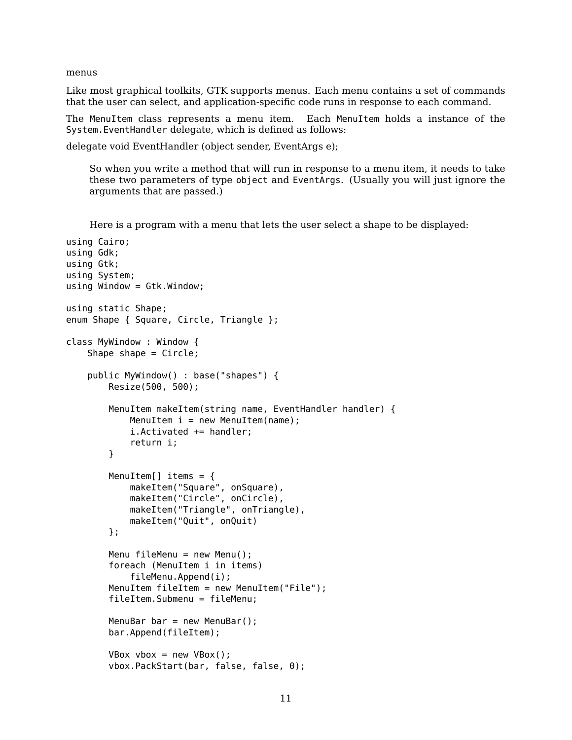menus

Like most graphical toolkits, GTK supports menus. Each menu contains a set of commands that the user can select, and application-specific code runs in response to each command.

The `MenuItem` class represents a menu item. Each `MenuItem` holds a instance of the `System.EventHandler` delegate, which is defined as follows:

delegate void EventHandler (object sender, EventArgs e);

> So when you write a method that will run in response to a menu item, it needs to take these two parameters of type `object` and `EventArgs`. (Usually you will just ignore the arguments that are passed.)
>
> Here is a program with a menu that lets the user select a shape to be displayed:

```
using Cairo;
using Gdk;
using Gtk;
using System;
using Window = Gtk.Window;

using static Shape;
enum Shape { Square, Circle, Triangle };

class MyWindow : Window {
    Shape shape = Circle;

    public MyWindow() : base("shapes") {
        Resize(500, 500);

        MenuItem makeItem(string name, EventHandler handler) {
            MenuItem i = new MenuItem(name);
            i.Activated += handler;
            return i;
        }

        MenuItem[] items = {
            makeItem("Square", onSquare),
            makeItem("Circle", onCircle),
            makeItem("Triangle", onTriangle),
            makeItem("Quit", onQuit)
        };

        Menu fileMenu = new Menu();
        foreach (MenuItem i in items)
            fileMenu.Append(i);
        MenuItem fileItem = new MenuItem("File");
        fileItem.Submenu = fileMenu;

        MenuBar bar = new MenuBar();
        bar.Append(fileItem);

        VBox vbox = new VBox();
        vbox.PackStart(bar, false, false, 0);
```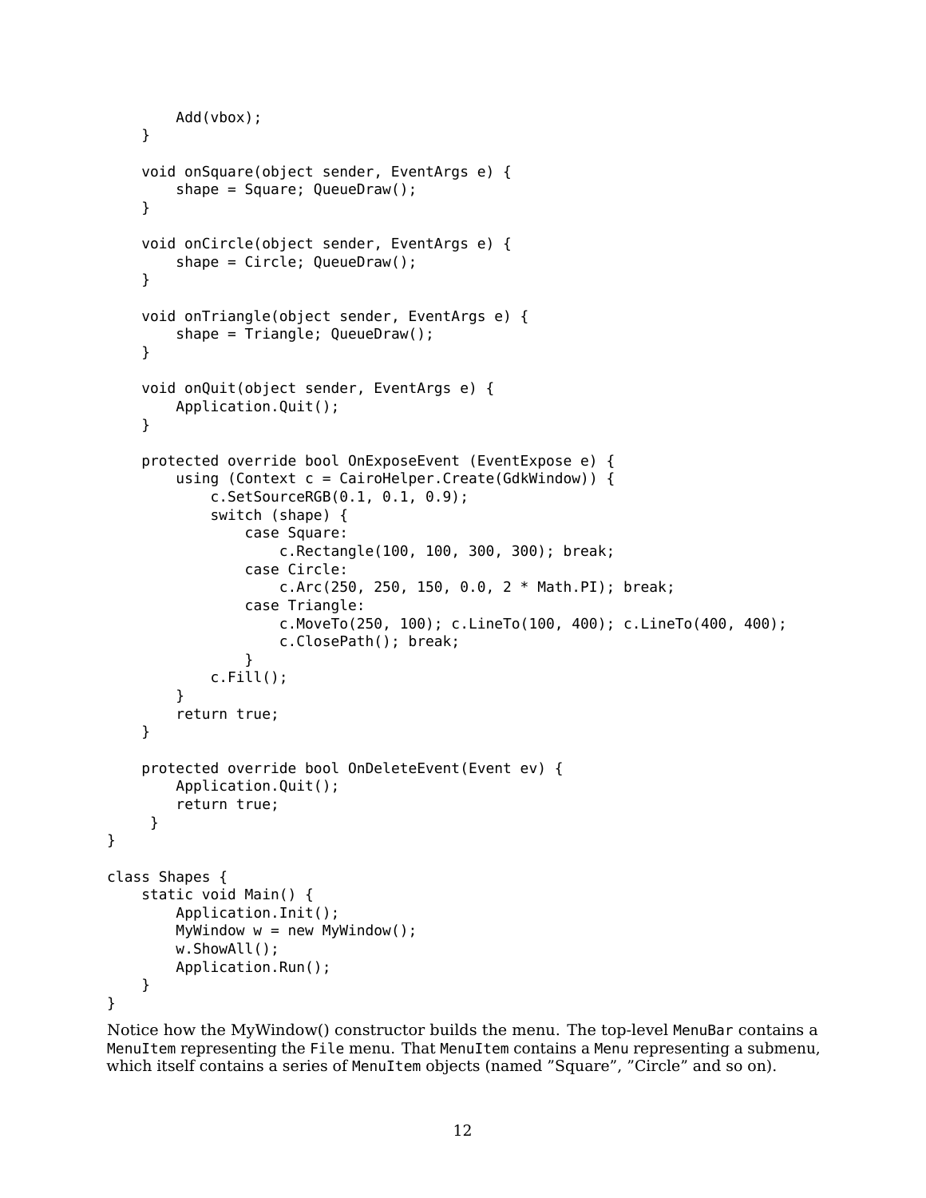```
        Add(vbox);
    }

    void onSquare(object sender, EventArgs e) {
        shape = Square; QueueDraw();
    }

    void onCircle(object sender, EventArgs e) {
        shape = Circle; QueueDraw();
    }

    void onTriangle(object sender, EventArgs e) {
        shape = Triangle; QueueDraw();
    }

    void onQuit(object sender, EventArgs e) {
        Application.Quit();
    }

    protected override bool OnExposeEvent (EventExpose e) {
        using (Context c = CairoHelper.Create(GdkWindow)) {
            c.SetSourceRGB(0.1, 0.1, 0.9);
            switch (shape) {
                case Square:
                    c.Rectangle(100, 100, 300, 300); break;
                case Circle:
                    c.Arc(250, 250, 150, 0.0, 2 * Math.PI); break;
                case Triangle:
                    c.MoveTo(250, 100); c.LineTo(100, 400); c.LineTo(400, 400);
                    c.ClosePath(); break;
                }
            c.Fill();
        }
        return true;
    }

    protected override bool OnDeleteEvent(Event ev) {
        Application.Quit();
        return true;
     }
}

class Shapes {
    static void Main() {
        Application.Init();
        MyWindow w = new MyWindow();
        w.ShowAll();
        Application.Run();
    }
}
```

Notice how the MyWindow() constructor builds the menu. The top-level `MenuBar` contains a `MenuItem` representing the `File` menu. That `MenuItem` contains a `Menu` representing a submenu, which itself contains a series of `MenuItem` objects (named "Square", "Circle" and so on).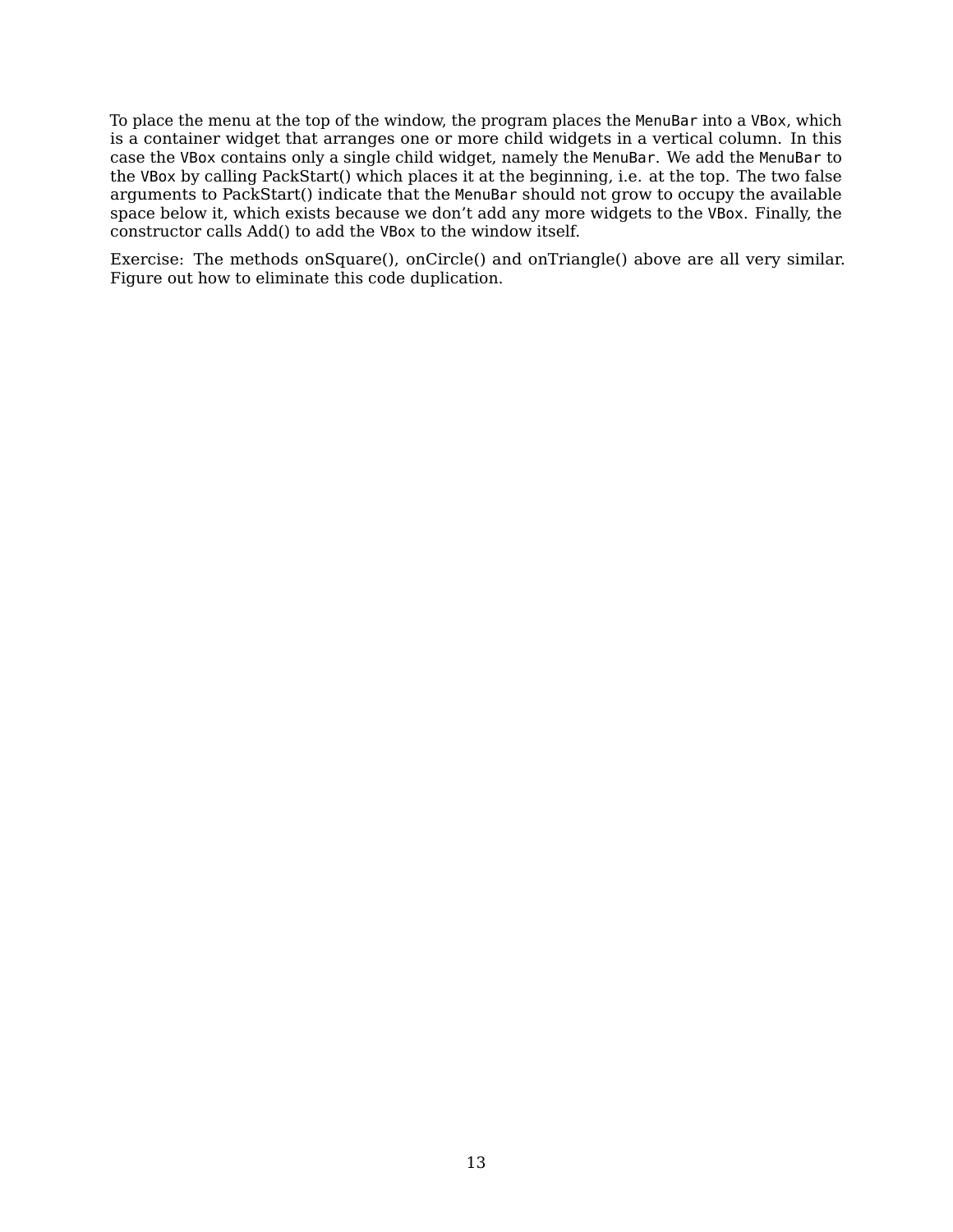To place the menu at the top of the window, the program places the `MenuBar` into a `VBox`, which is a container widget that arranges one or more child widgets in a vertical column. In this case the `VBox` contains only a single child widget, namely the `MenuBar`. We add the `MenuBar` to the `VBox` by calling PackStart() which places it at the beginning, i.e. at the top. The two false arguments to PackStart() indicate that the `MenuBar` should not grow to occupy the available space below it, which exists because we don't add any more widgets to the `VBox`. Finally, the constructor calls Add() to add the `VBox` to the window itself.

Exercise: The methods onSquare(), onCircle() and onTriangle() above are all very similar. Figure out how to eliminate this code duplication.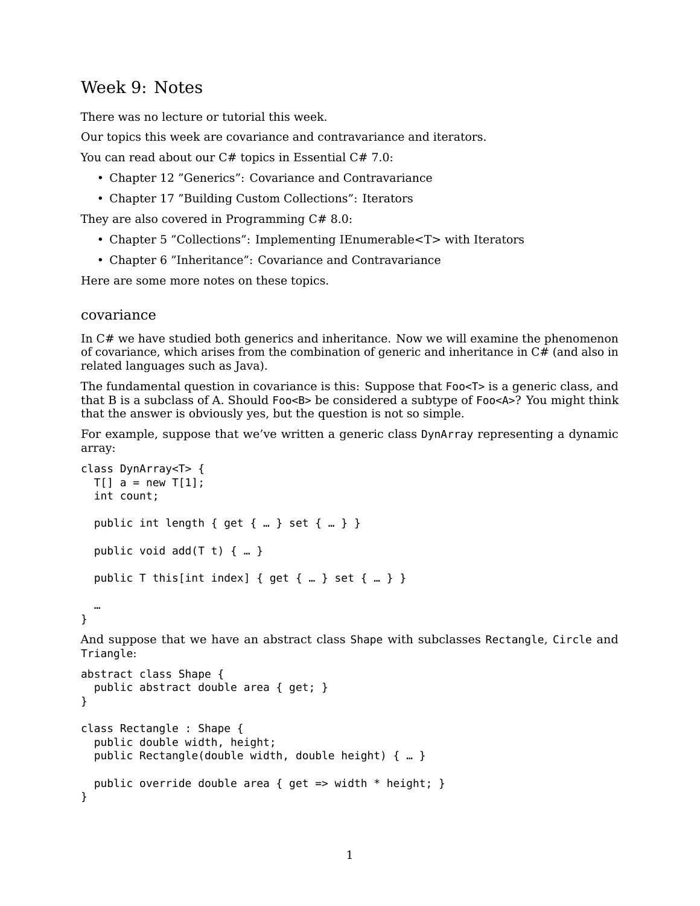# Week 9: Notes

There was no lecture or tutorial this week.

Our topics this week are covariance and contravariance and iterators.

You can read about our C# topics in Essential C# 7.0:

- Chapter 12 "Generics": Covariance and Contravariance
- Chapter 17 "Building Custom Collections": Iterators

They are also covered in Programming C# 8.0:

- Chapter 5 "Collections": Implementing IEnumerable<T> with Iterators
- Chapter 6 "Inheritance": Covariance and Contravariance

Here are some more notes on these topics.

## covariance

In C# we have studied both generics and inheritance. Now we will examine the phenomenon of covariance, which arises from the combination of generic and inheritance in C# (and also in related languages such as Java).

The fundamental question in covariance is this: Suppose that `Foo<T>` is a generic class, and that B is a subclass of A. Should `Foo<B>` be considered a subtype of `Foo<A>`? You might think that the answer is obviously yes, but the question is not so simple.

For example, suppose that we've written a generic class `DynArray` representing a dynamic array:

```
class DynArray<T> {
  T[] a = new T[1];
  int count;

  public int length { get { … } set { … } }

  public void add(T t) { … }

  public T this[int index] { get { … } set { … } }

  …
}
```

And suppose that we have an abstract class `Shape` with subclasses `Rectangle`, `Circle` and `Triangle`:

```
abstract class Shape {
  public abstract double area { get; }
}

class Rectangle : Shape {
  public double width, height;
  public Rectangle(double width, double height) { … }

  public override double area { get => width * height; }
}
```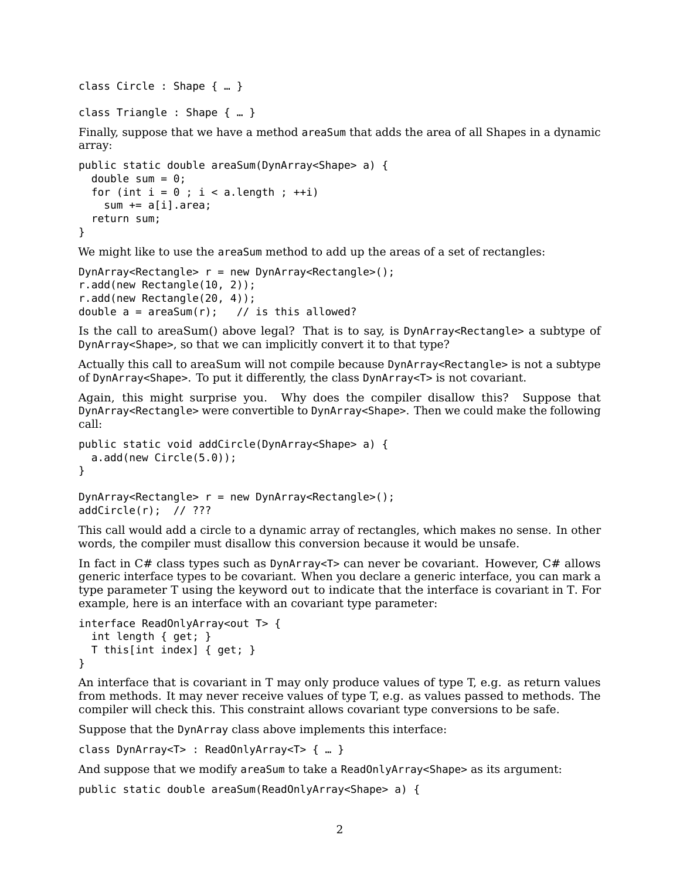```
class Circle : Shape { … }

class Triangle : Shape { … }
```

Finally, suppose that we have a method `areaSum` that adds the area of all Shapes in a dynamic array:

```
public static double areaSum(DynArray<Shape> a) {
  double sum = 0;
  for (int i = 0 ; i < a.length ; ++i)
    sum += a[i].area;
  return sum;
}
```

We might like to use the `areaSum` method to add up the areas of a set of rectangles:

```
DynArray<Rectangle> r = new DynArray<Rectangle>();
r.add(new Rectangle(10, 2));
r.add(new Rectangle(20, 4));
double a = areaSum(r);   // is this allowed?
```

Is the call to areaSum() above legal? That is to say, is `DynArray<Rectangle>` a subtype of `DynArray<Shape>`, so that we can implicitly convert it to that type?

Actually this call to areaSum will not compile because `DynArray<Rectangle>` is not a subtype of `DynArray<Shape>`. To put it differently, the class `DynArray<T>` is not covariant.

Again, this might surprise you. Why does the compiler disallow this? Suppose that `DynArray<Rectangle>` were convertible to `DynArray<Shape>`. Then we could make the following call:

```
public static void addCircle(DynArray<Shape> a) {
  a.add(new Circle(5.0));
}

DynArray<Rectangle> r = new DynArray<Rectangle>();
addCircle(r);  // ???
```

This call would add a circle to a dynamic array of rectangles, which makes no sense. In other words, the compiler must disallow this conversion because it would be unsafe.

In fact in C# class types such as `DynArray<T>` can never be covariant. However, C# allows generic interface types to be covariant. When you declare a generic interface, you can mark a type parameter T using the keyword `out` to indicate that the interface is covariant in T. For example, here is an interface with an covariant type parameter:

```
interface ReadOnlyArray<out T> {
  int length { get; }
  T this[int index] { get; }
}
```

An interface that is covariant in T may only produce values of type T, e.g. as return values from methods. It may never receive values of type T, e.g. as values passed to methods. The compiler will check this. This constraint allows covariant type conversions to be safe.

Suppose that the `DynArray` class above implements this interface:

```
class DynArray<T> : ReadOnlyArray<T> { … }
```

And suppose that we modify `areaSum` to take a `ReadOnlyArray<Shape>` as its argument:

```
public static double areaSum(ReadOnlyArray<Shape> a) {
```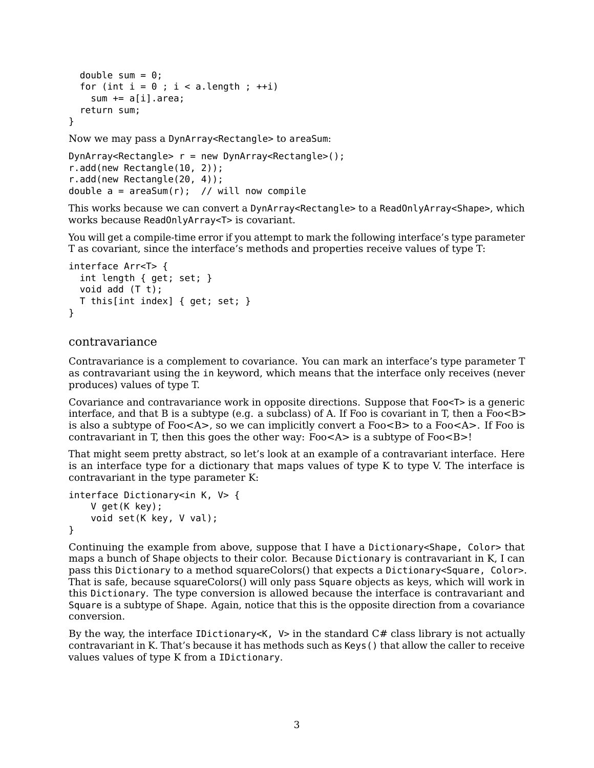```
  double sum = 0;
  for (int i = 0 ; i < a.length ; ++i)
    sum += a[i].area;
  return sum;
}
```

Now we may pass a `DynArray<Rectangle>` to `areaSum`:

```
DynArray<Rectangle> r = new DynArray<Rectangle>();
r.add(new Rectangle(10, 2));
r.add(new Rectangle(20, 4));
double a = areaSum(r);  // will now compile
```

This works because we can convert a `DynArray<Rectangle>` to a `ReadOnlyArray<Shape>`, which works because `ReadOnlyArray<T>` is covariant.

You will get a compile-time error if you attempt to mark the following interface's type parameter T as covariant, since the interface's methods and properties receive values of type T:

```
interface Arr<T> {
  int length { get; set; }
  void add (T t);
  T this[int index] { get; set; }
}
```

## contravariance

Contravariance is a complement to covariance. You can mark an interface's type parameter T as contravariant using the `in` keyword, which means that the interface only receives (never produces) values of type T.

Covariance and contravariance work in opposite directions. Suppose that `Foo<T>` is a generic interface, and that B is a subtype (e.g. a subclass) of A. If Foo is covariant in T, then a Foo<B> is also a subtype of Foo<A>, so we can implicitly convert a Foo<B> to a Foo<A>. If Foo is contravariant in T, then this goes the other way: Foo<A> is a subtype of Foo<B>!

That might seem pretty abstract, so let's look at an example of a contravariant interface. Here is an interface type for a dictionary that maps values of type K to type V. The interface is contravariant in the type parameter K:

```
interface Dictionary<in K, V> {
    V get(K key);
    void set(K key, V val);
}
```

Continuing the example from above, suppose that I have a `Dictionary<Shape, Color>` that maps a bunch of `Shape` objects to their color. Because `Dictionary` is contravariant in K, I can pass this `Dictionary` to a method squareColors() that expects a `Dictionary<Square, Color>`. That is safe, because squareColors() will only pass `Square` objects as keys, which will work in this `Dictionary`. The type conversion is allowed because the interface is contravariant and `Square` is a subtype of `Shape`. Again, notice that this is the opposite direction from a covariance conversion.

By the way, the interface `IDictionary<K, V>` in the standard C# class library is not actually contravariant in K. That's because it has methods such as `Keys()` that allow the caller to receive values values of type K from a `IDictionary`.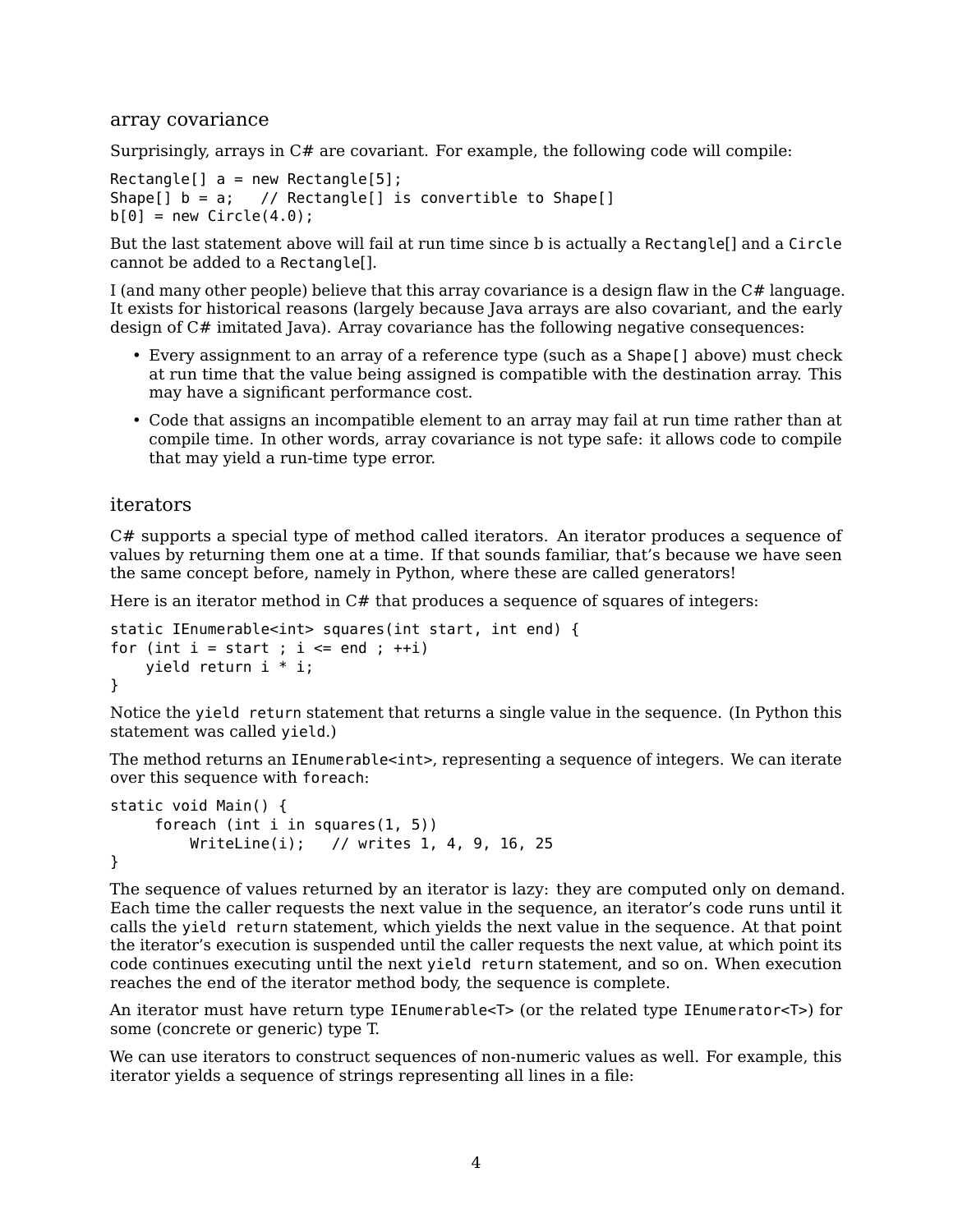## array covariance

Surprisingly, arrays in C# are covariant. For example, the following code will compile:

```
Rectangle[] a = new Rectangle[5];
Shape[] b = a;   // Rectangle[] is convertible to Shape[]
b[0] = new Circle(4.0);
```

But the last statement above will fail at run time since b is actually a `Rectangle`[] and a `Circle` cannot be added to a `Rectangle`[].

I (and many other people) believe that this array covariance is a design flaw in the C# language. It exists for historical reasons (largely because Java arrays are also covariant, and the early design of C# imitated Java). Array covariance has the following negative consequences:

- Every assignment to an array of a reference type (such as a `Shape[]` above) must check at run time that the value being assigned is compatible with the destination array. This may have a significant performance cost.
- Code that assigns an incompatible element to an array may fail at run time rather than at compile time. In other words, array covariance is not type safe: it allows code to compile that may yield a run-time type error.

## iterators

C# supports a special type of method called iterators. An iterator produces a sequence of values by returning them one at a time. If that sounds familiar, that's because we have seen the same concept before, namely in Python, where these are called generators!

Here is an iterator method in C# that produces a sequence of squares of integers:

```
static IEnumerable<int> squares(int start, int end) {
for (int i = start ; i <= end ; ++i)
    yield return i * i;
}
```

Notice the `yield return` statement that returns a single value in the sequence. (In Python this statement was called `yield`.)

The method returns an `IEnumerable<int>`, representing a sequence of integers. We can iterate over this sequence with `foreach`:

```
static void Main() {
     foreach (int i in squares(1, 5))
         WriteLine(i);   // writes 1, 4, 9, 16, 25
}
```

The sequence of values returned by an iterator is lazy: they are computed only on demand. Each time the caller requests the next value in the sequence, an iterator's code runs until it calls the `yield return` statement, which yields the next value in the sequence. At that point the iterator's execution is suspended until the caller requests the next value, at which point its code continues executing until the next `yield return` statement, and so on. When execution reaches the end of the iterator method body, the sequence is complete.

An iterator must have return type `IEnumerable<T>` (or the related type `IEnumerator<T>`) for some (concrete or generic) type T.

We can use iterators to construct sequences of non-numeric values as well. For example, this iterator yields a sequence of strings representing all lines in a file: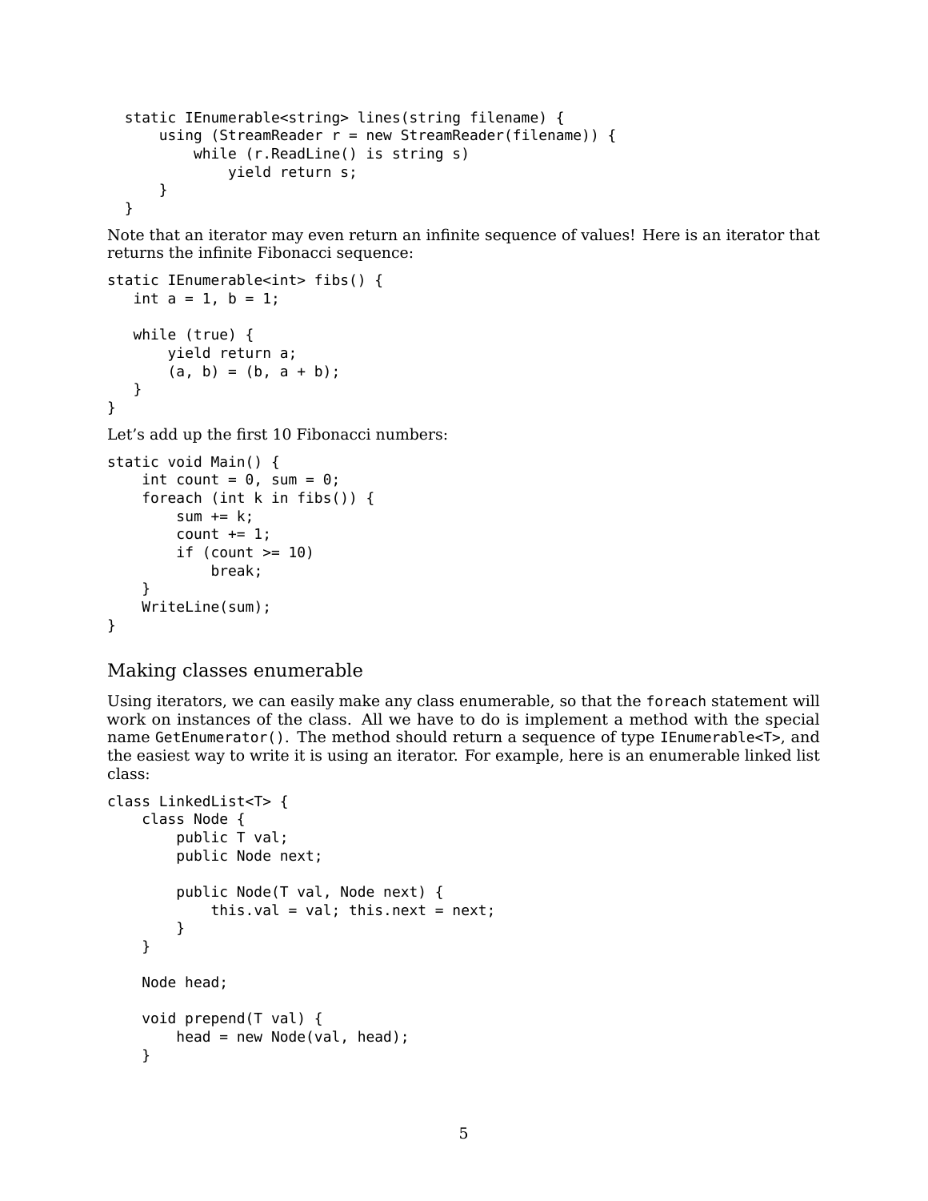```
static IEnumerable<string> lines(string filename) {
    using (StreamReader r = new StreamReader(filename)) {
        while (r.ReadLine() is string s)
            yield return s;
    }
}
```

Note that an iterator may even return an infinite sequence of values! Here is an iterator that returns the infinite Fibonacci sequence:

```
static IEnumerable<int> fibs() {
   int a = 1, b = 1;

   while (true) {
       yield return a;
       (a, b) = (b, a + b);
   }
}
```

Let's add up the first 10 Fibonacci numbers:

```
static void Main() {
    int count = 0, sum = 0;
    foreach (int k in fibs()) {
        sum += k;
        count += 1;
        if (count >= 10)
            break;
    }
    WriteLine(sum);
}
```

## Making classes enumerable

Using iterators, we can easily make any class enumerable, so that the `foreach` statement will work on instances of the class. All we have to do is implement a method with the special name `GetEnumerator()`. The method should return a sequence of type `IEnumerable<T>`, and the easiest way to write it is using an iterator. For example, here is an enumerable linked list class:

```
class LinkedList<T> {
    class Node {
        public T val;
        public Node next;

        public Node(T val, Node next) {
            this.val = val; this.next = next;
        }
    }

    Node head;

    void prepend(T val) {
        head = new Node(val, head);
    }
```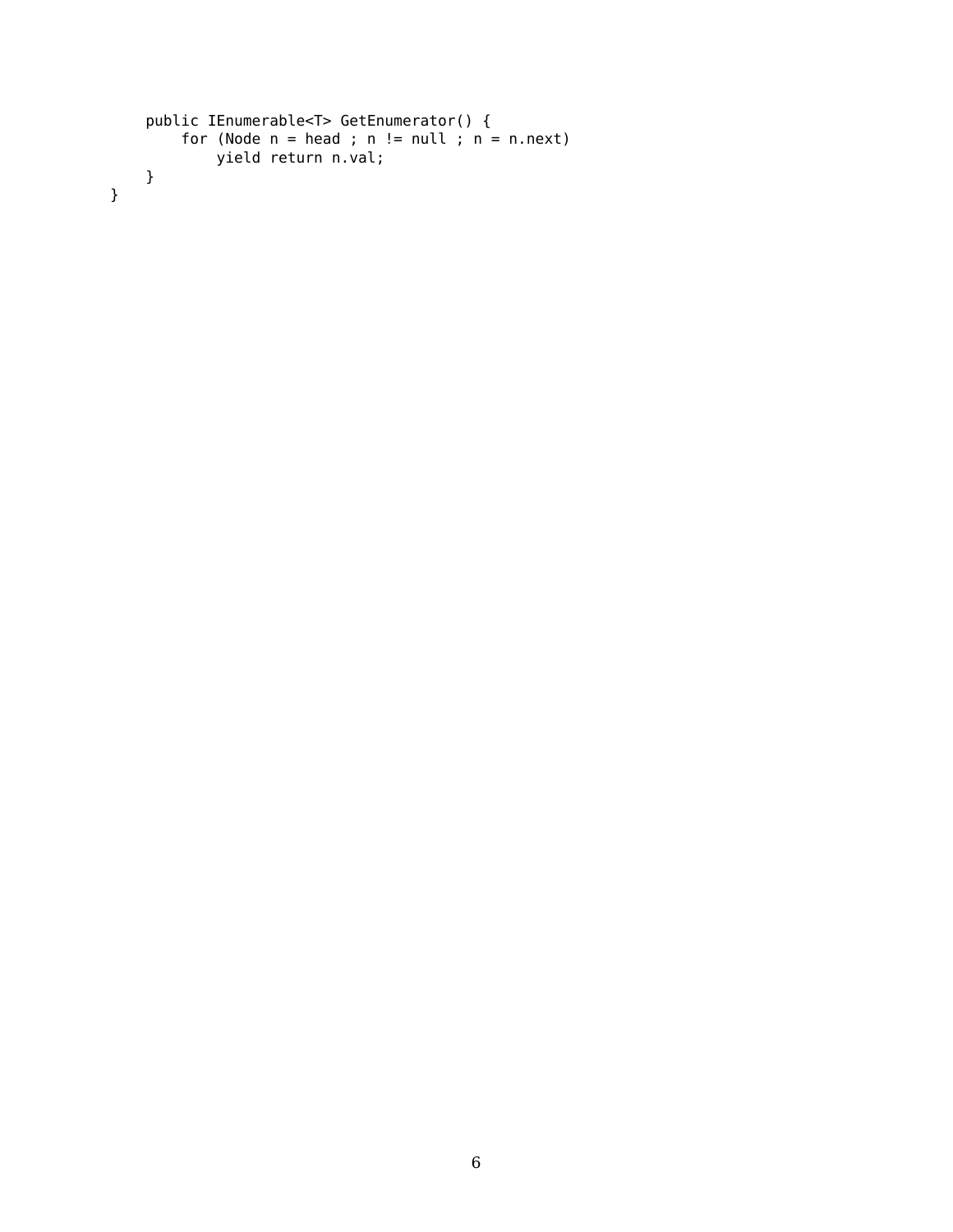```
    public IEnumerable<T> GetEnumerator() {
        for (Node n = head ; n != null ; n = n.next)
            yield return n.val;
    }
}
```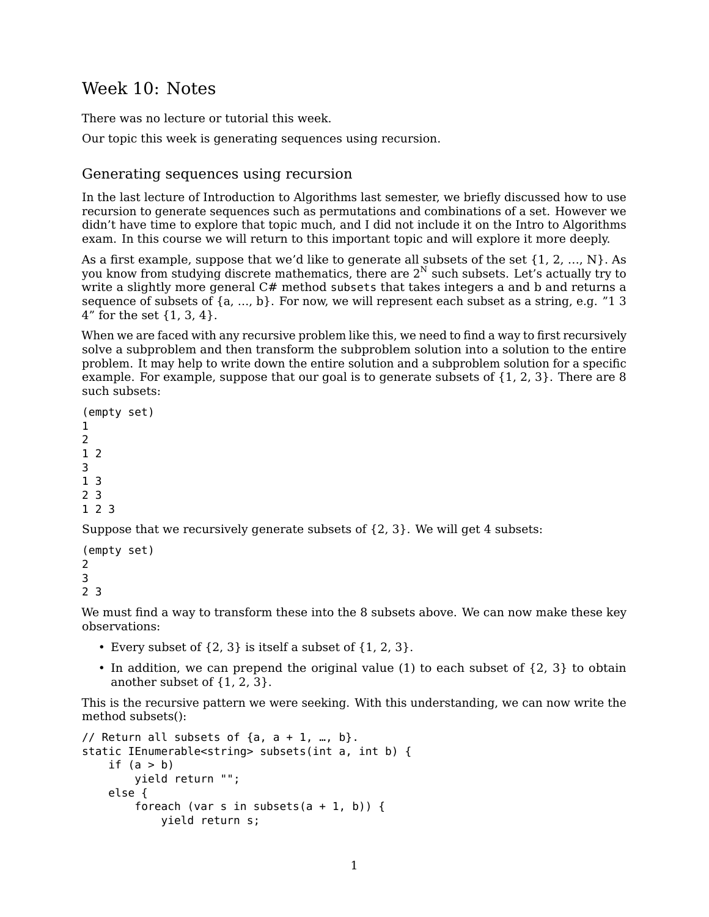# Week 10: Notes

There was no lecture or tutorial this week.

Our topic this week is generating sequences using recursion.

## Generating sequences using recursion

In the last lecture of Introduction to Algorithms last semester, we briefly discussed how to use recursion to generate sequences such as permutations and combinations of a set. However we didn't have time to explore that topic much, and I did not include it on the Intro to Algorithms exam. In this course we will return to this important topic and will explore it more deeply.

As a first example, suppose that we'd like to generate all subsets of the set {1, 2, ..., N}. As you know from studying discrete mathematics, there are $2^N$ such subsets. Let's actually try to write a slightly more general C# method `subsets` that takes integers a and b and returns a sequence of subsets of {a, ..., b}. For now, we will represent each subset as a string, e.g. "1 3 4" for the set {1, 3, 4}.

When we are faced with any recursive problem like this, we need to find a way to first recursively solve a subproblem and then transform the subproblem solution into a solution to the entire problem. It may help to write down the entire solution and a subproblem solution for a specific example. For example, suppose that our goal is to generate subsets of {1, 2, 3}. There are 8 such subsets:

```
(empty set)
1
2
1 2
3
1 3
2 3
1 2 3
```

Suppose that we recursively generate subsets of {2, 3}. We will get 4 subsets:

```
(empty set)
2
3
2 3
```

We must find a way to transform these into the 8 subsets above. We can now make these key observations:

- Every subset of {2, 3} is itself a subset of {1, 2, 3}.
- In addition, we can prepend the original value (1) to each subset of {2, 3} to obtain another subset of {1, 2, 3}.

This is the recursive pattern we were seeking. With this understanding, we can now write the method subsets():

```
// Return all subsets of {a, a + 1, …, b}.
static IEnumerable<string> subsets(int a, int b) {
    if (a > b)
        yield return "";
    else {
        foreach (var s in subsets(a + 1, b)) {
            yield return s;
```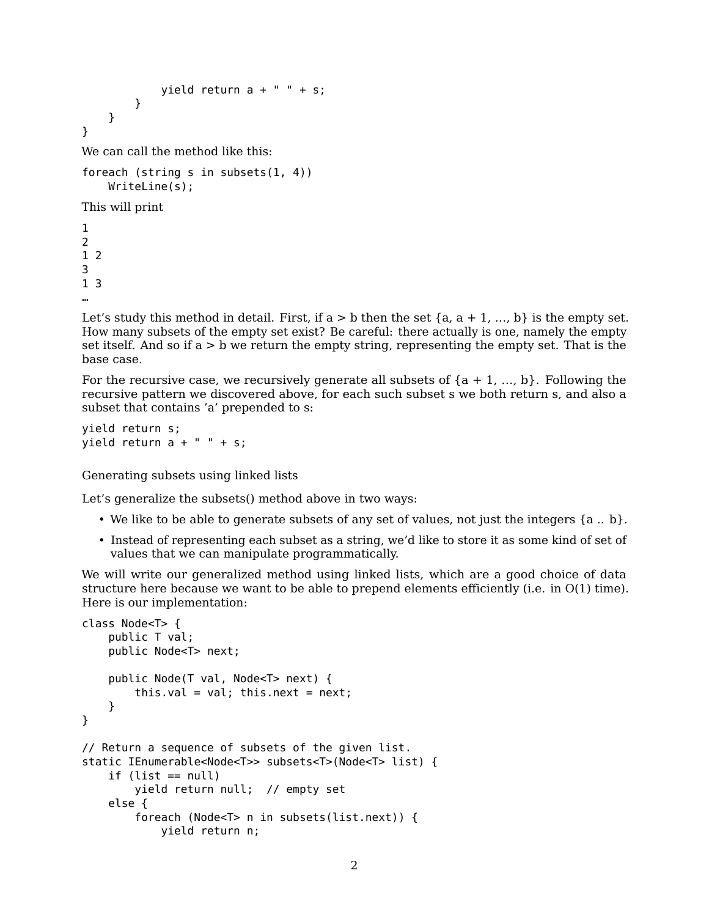```
            yield return a + " " + s;
        }
    }
}
```

We can call the method like this:

```
foreach (string s in subsets(1, 4))
    WriteLine(s);
```

This will print

```
1
2
1 2
3
1 3
…
```

Let's study this method in detail. First, if a > b then the set {a, a + 1, …, b} is the empty set. How many subsets of the empty set exist? Be careful: there actually is one, namely the empty set itself. And so if a > b we return the empty string, representing the empty set. That is the base case.

For the recursive case, we recursively generate all subsets of {a + 1, …, b}. Following the recursive pattern we discovered above, for each such subset s we both return s, and also a subset that contains 'a' prepended to s:

```
yield return s;
yield return a + " " + s;
```

## Generating subsets using linked lists

Let's generalize the subsets() method above in two ways:

- We like to be able to generate subsets of any set of values, not just the integers {a .. b}.
- Instead of representing each subset as a string, we'd like to store it as some kind of set of values that we can manipulate programmatically.

We will write our generalized method using linked lists, which are a good choice of data structure here because we want to be able to prepend elements efficiently (i.e. in O(1) time). Here is our implementation:

```
class Node<T> {
    public T val;
    public Node<T> next;

    public Node(T val, Node<T> next) {
        this.val = val; this.next = next;
    }
}

// Return a sequence of subsets of the given list.
static IEnumerable<Node<T>> subsets<T>(Node<T> list) {
    if (list == null)
        yield return null;  // empty set
    else {
        foreach (Node<T> n in subsets(list.next)) {
            yield return n;
```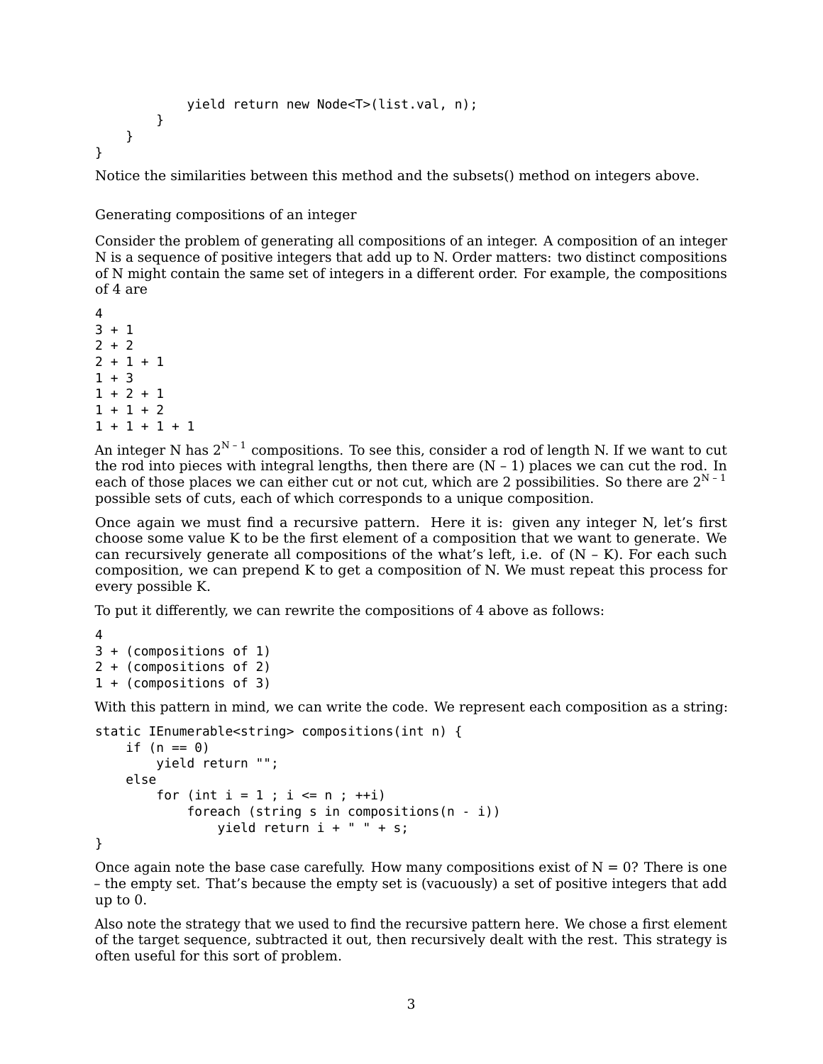```
            yield return new Node<T>(list.val, n);
        }
    }
}
```

Notice the similarities between this method and the subsets() method on integers above.

## Generating compositions of an integer

Consider the problem of generating all compositions of an integer. A composition of an integer N is a sequence of positive integers that add up to N. Order matters: two distinct compositions of N might contain the same set of integers in a different order. For example, the compositions of 4 are

```
4
3 + 1
2 + 2
2 + 1 + 1
1 + 3
1 + 2 + 1
1 + 1 + 2
1 + 1 + 1 + 1
```

An integer N has $2^{N-1}$ compositions. To see this, consider a rod of length N. If we want to cut the rod into pieces with integral lengths, then there are (N – 1) places we can cut the rod. In each of those places we can either cut or not cut, which are 2 possibilities. So there are $2^{N-1}$ possible sets of cuts, each of which corresponds to a unique composition.

Once again we must find a recursive pattern. Here it is: given any integer N, let's first choose some value K to be the first element of a composition that we want to generate. We can recursively generate all compositions of the what's left, i.e. of (N – K). For each such composition, we can prepend K to get a composition of N. We must repeat this process for every possible K.

To put it differently, we can rewrite the compositions of 4 above as follows:

```
4
3 + (compositions of 1)
2 + (compositions of 2)
1 + (compositions of 3)
```

With this pattern in mind, we can write the code. We represent each composition as a string:

```
static IEnumerable<string> compositions(int n) {
    if (n == 0)
        yield return "";
    else
        for (int i = 1 ; i <= n ; ++i)
            foreach (string s in compositions(n - i))
                yield return i + " " + s;
}
```

Once again note the base case carefully. How many compositions exist of N = 0? There is one – the empty set. That's because the empty set is (vacuously) a set of positive integers that add up to 0.

Also note the strategy that we used to find the recursive pattern here. We chose a first element of the target sequence, subtracted it out, then recursively dealt with the rest. This strategy is often useful for this sort of problem.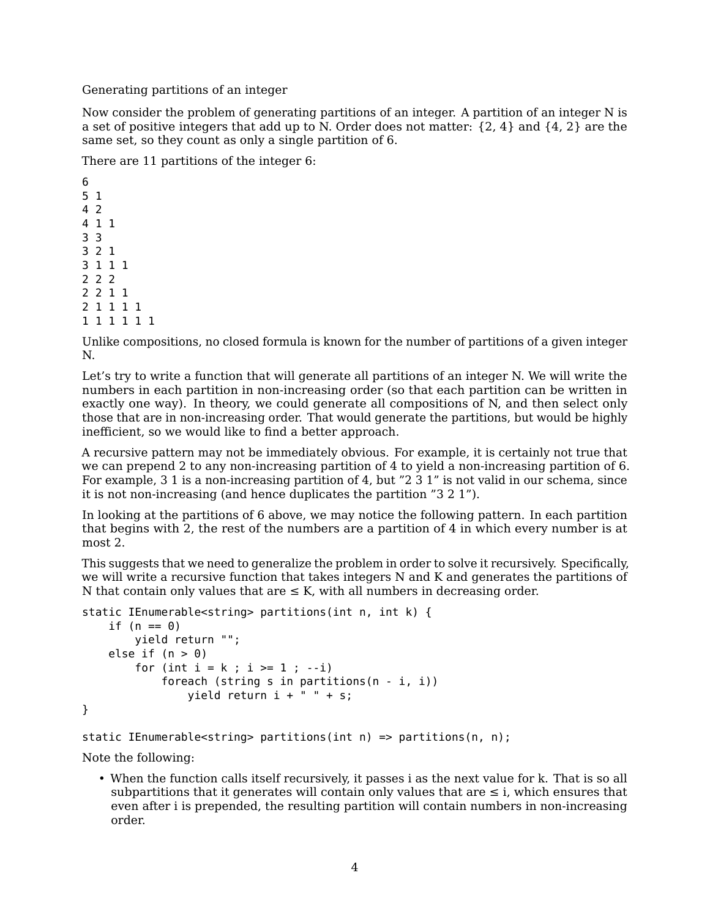## Generating partitions of an integer

Now consider the problem of generating partitions of an integer. A partition of an integer N is a set of positive integers that add up to N. Order does not matter: {2, 4} and {4, 2} are the same set, so they count as only a single partition of 6.

There are 11 partitions of the integer 6:

```
6
5 1
4 2
4 1 1
3 3
3 2 1
3 1 1 1
2 2 2
2 2 1 1
2 1 1 1 1
1 1 1 1 1 1
```

Unlike compositions, no closed formula is known for the number of partitions of a given integer N.

Let's try to write a function that will generate all partitions of an integer N. We will write the numbers in each partition in non-increasing order (so that each partition can be written in exactly one way). In theory, we could generate all compositions of N, and then select only those that are in non-increasing order. That would generate the partitions, but would be highly inefficient, so we would like to find a better approach.

A recursive pattern may not be immediately obvious. For example, it is certainly not true that we can prepend 2 to any non-increasing partition of 4 to yield a non-increasing partition of 6. For example, 3 1 is a non-increasing partition of 4, but "2 3 1" is not valid in our schema, since it is not non-increasing (and hence duplicates the partition "3 2 1").

In looking at the partitions of 6 above, we may notice the following pattern. In each partition that begins with 2, the rest of the numbers are a partition of 4 in which every number is at most 2.

This suggests that we need to generalize the problem in order to solve it recursively. Specifically, we will write a recursive function that takes integers N and K and generates the partitions of N that contain only values that are ≤ K, with all numbers in decreasing order.

```
static IEnumerable<string> partitions(int n, int k) {
    if (n == 0)
        yield return "";
    else if (n > 0)
        for (int i = k ; i >= 1 ; --i)
            foreach (string s in partitions(n - i, i))
                yield return i + " " + s;
}

static IEnumerable<string> partitions(int n) => partitions(n, n);
```

Note the following:

- When the function calls itself recursively, it passes i as the next value for k. That is so all subpartitions that it generates will contain only values that are ≤ i, which ensures that even after i is prepended, the resulting partition will contain numbers in non-increasing order.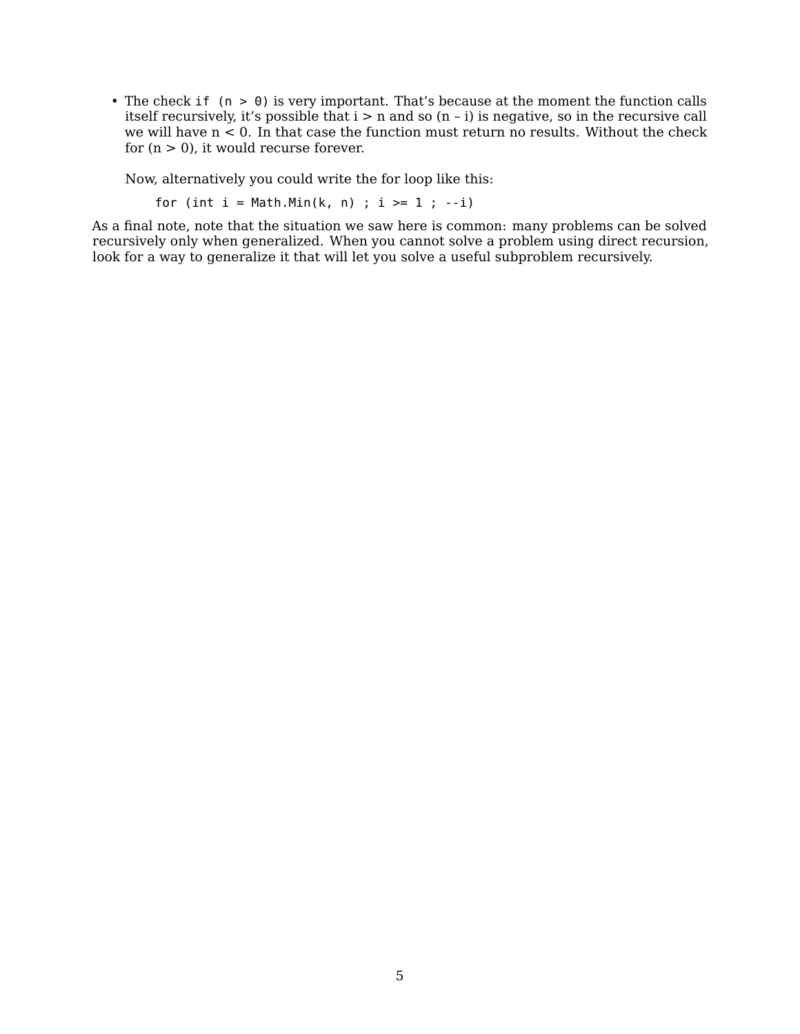- The check `if (n > 0)` is very important. That's because at the moment the function calls itself recursively, it's possible that i > n and so (n – i) is negative, so in the recursive call we will have n < 0. In that case the function must return no results. Without the check for (n > 0), it would recurse forever.

  Now, alternatively you could write the for loop like this:

  ```
  for (int i = Math.Min(k, n) ; i >= 1 ; --i)
  ```

As a final note, note that the situation we saw here is common: many problems can be solved recursively only when generalized. When you cannot solve a problem using direct recursion, look for a way to generalize it that will let you solve a useful subproblem recursively.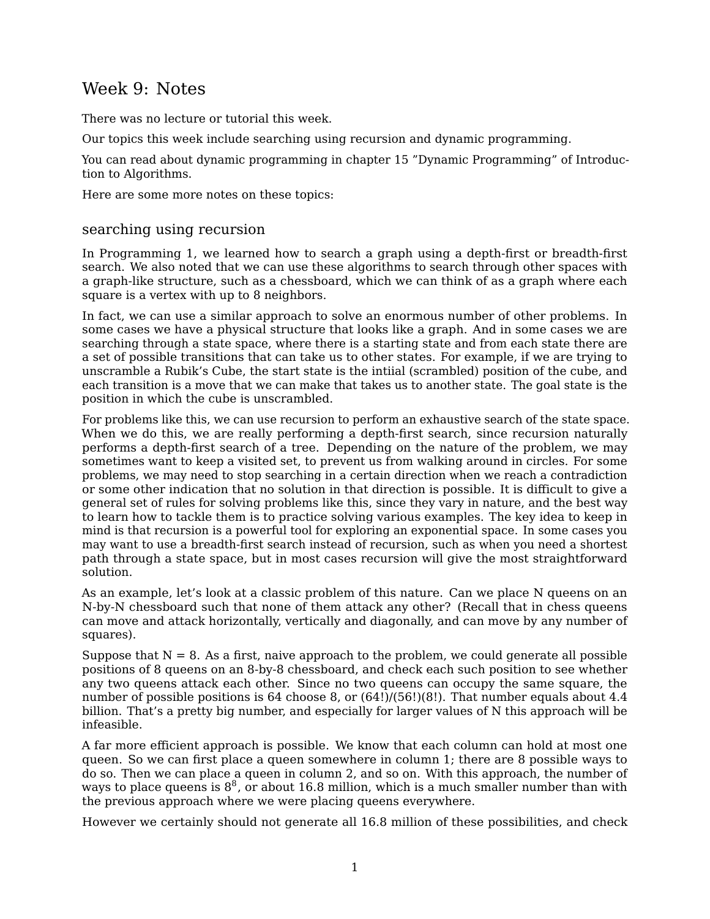# Week 9: Notes

There was no lecture or tutorial this week.

Our topics this week include searching using recursion and dynamic programming.

You can read about dynamic programming in chapter 15 "Dynamic Programming" of Introduction to Algorithms.

Here are some more notes on these topics:

## searching using recursion

In Programming 1, we learned how to search a graph using a depth-first or breadth-first search. We also noted that we can use these algorithms to search through other spaces with a graph-like structure, such as a chessboard, which we can think of as a graph where each square is a vertex with up to 8 neighbors.

In fact, we can use a similar approach to solve an enormous number of other problems. In some cases we have a physical structure that looks like a graph. And in some cases we are searching through a state space, where there is a starting state and from each state there are a set of possible transitions that can take us to other states. For example, if we are trying to unscramble a Rubik's Cube, the start state is the intiial (scrambled) position of the cube, and each transition is a move that we can make that takes us to another state. The goal state is the position in which the cube is unscrambled.

For problems like this, we can use recursion to perform an exhaustive search of the state space. When we do this, we are really performing a depth-first search, since recursion naturally performs a depth-first search of a tree. Depending on the nature of the problem, we may sometimes want to keep a visited set, to prevent us from walking around in circles. For some problems, we may need to stop searching in a certain direction when we reach a contradiction or some other indication that no solution in that direction is possible. It is difficult to give a general set of rules for solving problems like this, since they vary in nature, and the best way to learn how to tackle them is to practice solving various examples. The key idea to keep in mind is that recursion is a powerful tool for exploring an exponential space. In some cases you may want to use a breadth-first search instead of recursion, such as when you need a shortest path through a state space, but in most cases recursion will give the most straightforward solution.

As an example, let's look at a classic problem of this nature. Can we place N queens on an N-by-N chessboard such that none of them attack any other? (Recall that in chess queens can move and attack horizontally, vertically and diagonally, and can move by any number of squares).

Suppose that N = 8. As a first, naive approach to the problem, we could generate all possible positions of 8 queens on an 8-by-8 chessboard, and check each such position to see whether any two queens attack each other. Since no two queens can occupy the same square, the number of possible positions is 64 choose 8, or (64!)/(56!)(8!). That number equals about 4.4 billion. That's a pretty big number, and especially for larger values of N this approach will be infeasible.

A far more efficient approach is possible. We know that each column can hold at most one queen. So we can first place a queen somewhere in column 1; there are 8 possible ways to do so. Then we can place a queen in column 2, and so on. With this approach, the number of ways to place queens is $8^8$, or about 16.8 million, which is a much smaller number than with the previous approach where we were placing queens everywhere.

However we certainly should not generate all 16.8 million of these possibilities, and check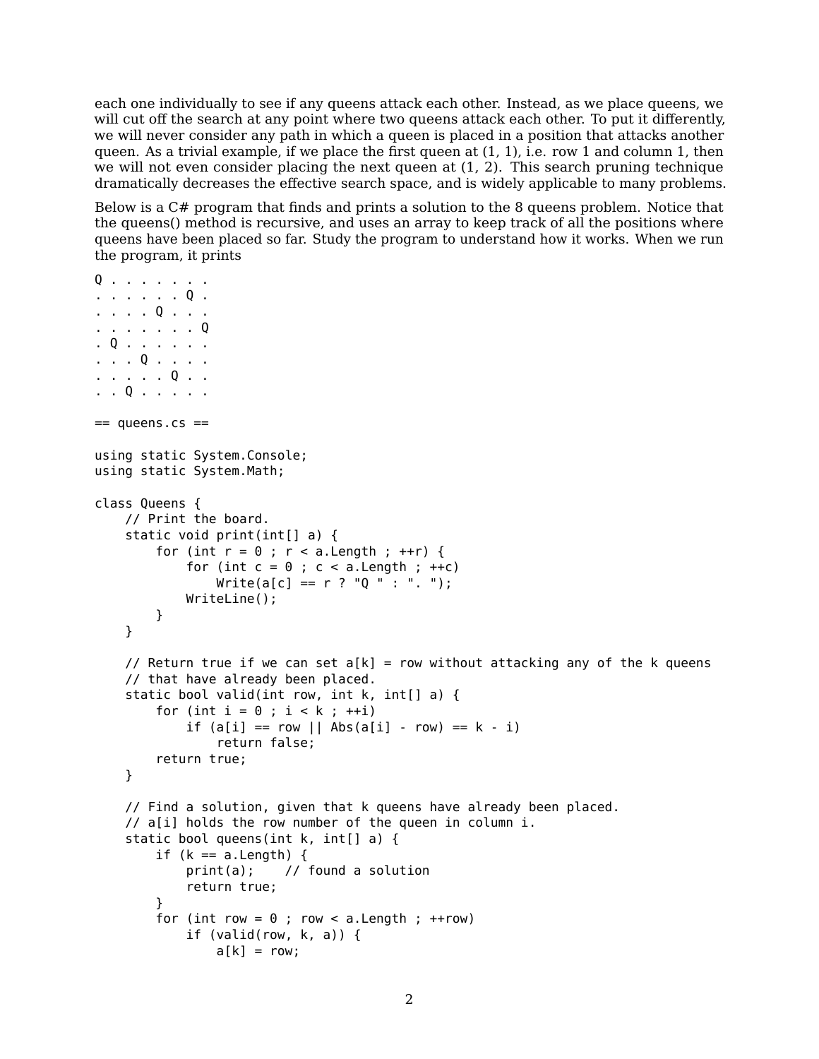each one individually to see if any queens attack each other. Instead, as we place queens, we will cut off the search at any point where two queens attack each other. To put it differently, we will never consider any path in which a queen is placed in a position that attacks another queen. As a trivial example, if we place the first queen at (1, 1), i.e. row 1 and column 1, then we will not even consider placing the next queen at (1, 2). This search pruning technique dramatically decreases the effective search space, and is widely applicable to many problems.

Below is a C# program that finds and prints a solution to the 8 queens problem. Notice that the queens() method is recursive, and uses an array to keep track of all the positions where queens have been placed so far. Study the program to understand how it works. When we run the program, it prints

```
Q . . . . . . .
. . . . . . Q .
. . . . Q . . .
. . . . . . . Q
. Q . . . . . .
. . . Q . . . .
. . . . . Q . .
. . Q . . . . .
```

```
== queens.cs ==

using static System.Console;
using static System.Math;

class Queens {
    // Print the board.
    static void print(int[] a) {
        for (int r = 0 ; r < a.Length ; ++r) {
            for (int c = 0 ; c < a.Length ; ++c)
                Write(a[c] == r ? "Q " : ". ");
            WriteLine();
        }
    }

    // Return true if we can set a[k] = row without attacking any of the k queens
    // that have already been placed.
    static bool valid(int row, int k, int[] a) {
        for (int i = 0 ; i < k ; ++i)
            if (a[i] == row || Abs(a[i] - row) == k - i)
                return false;
        return true;
    }

    // Find a solution, given that k queens have already been placed.
    // a[i] holds the row number of the queen in column i.
    static bool queens(int k, int[] a) {
        if (k == a.Length) {
            print(a);    // found a solution
            return true;
        }
        for (int row = 0 ; row < a.Length ; ++row)
            if (valid(row, k, a)) {
                a[k] = row;
```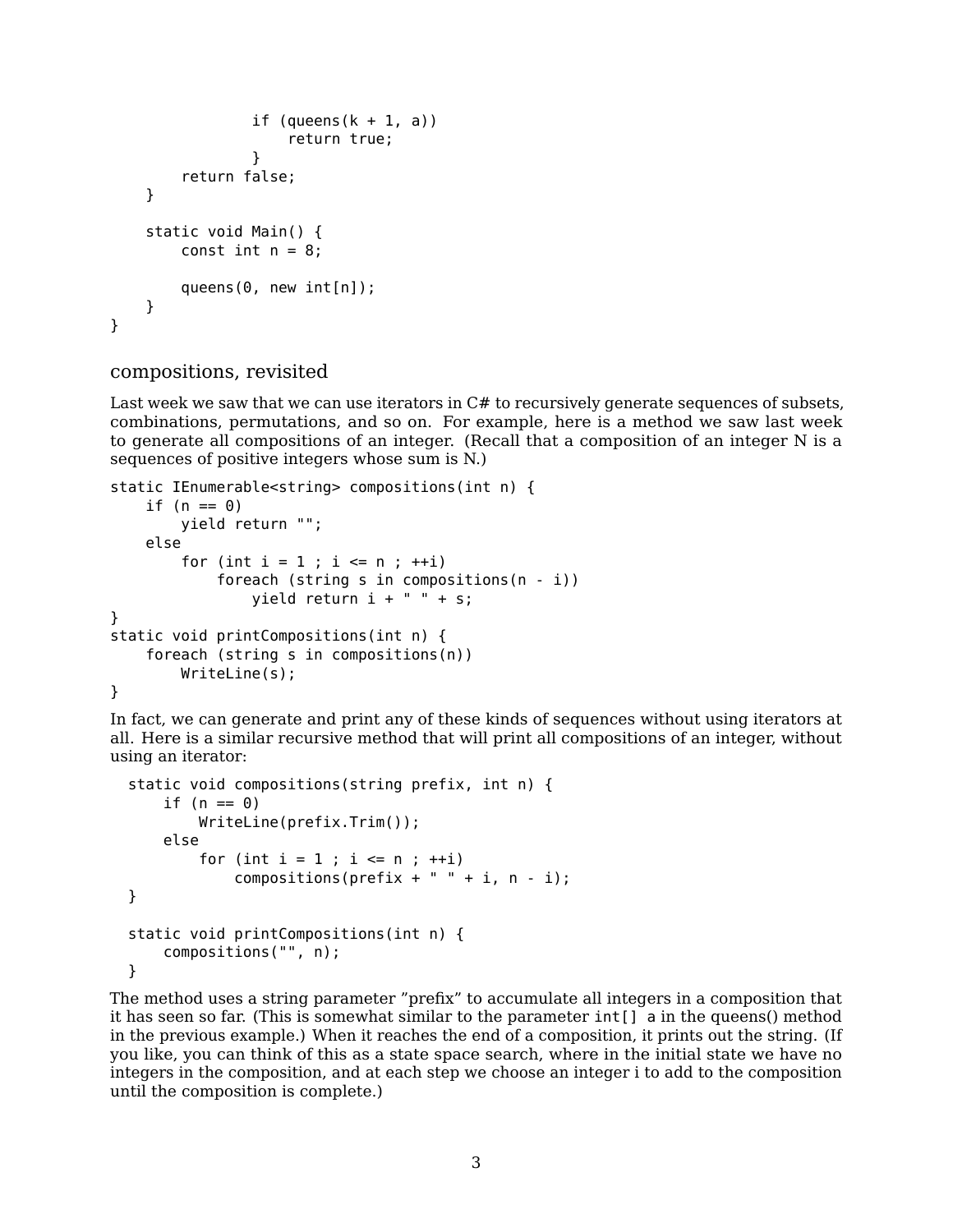```
                if (queens(k + 1, a))
                    return true;
                }
        return false;
    }

    static void Main() {
        const int n = 8;

        queens(0, new int[n]);
    }
}
```

## compositions, revisited

Last week we saw that we can use iterators in C# to recursively generate sequences of subsets, combinations, permutations, and so on. For example, here is a method we saw last week to generate all compositions of an integer. (Recall that a composition of an integer N is a sequences of positive integers whose sum is N.)

```
static IEnumerable<string> compositions(int n) {
    if (n == 0)
        yield return "";
    else
        for (int i = 1 ; i <= n ; ++i)
            foreach (string s in compositions(n - i))
                yield return i + " " + s;
}
static void printCompositions(int n) {
    foreach (string s in compositions(n))
        WriteLine(s);
}
```

In fact, we can generate and print any of these kinds of sequences without using iterators at all. Here is a similar recursive method that will print all compositions of an integer, without using an iterator:

```
  static void compositions(string prefix, int n) {
      if (n == 0)
          WriteLine(prefix.Trim());
      else
          for (int i = 1 ; i <= n ; ++i)
              compositions(prefix + " " + i, n - i);
  }

  static void printCompositions(int n) {
      compositions("", n);
  }
```

The method uses a string parameter "prefix" to accumulate all integers in a composition that it has seen so far. (This is somewhat similar to the parameter `int[] a` in the queens() method in the previous example.) When it reaches the end of a composition, it prints out the string. (If you like, you can think of this as a state space search, where in the initial state we have no integers in the composition, and at each step we choose an integer i to add to the composition until the composition is complete.)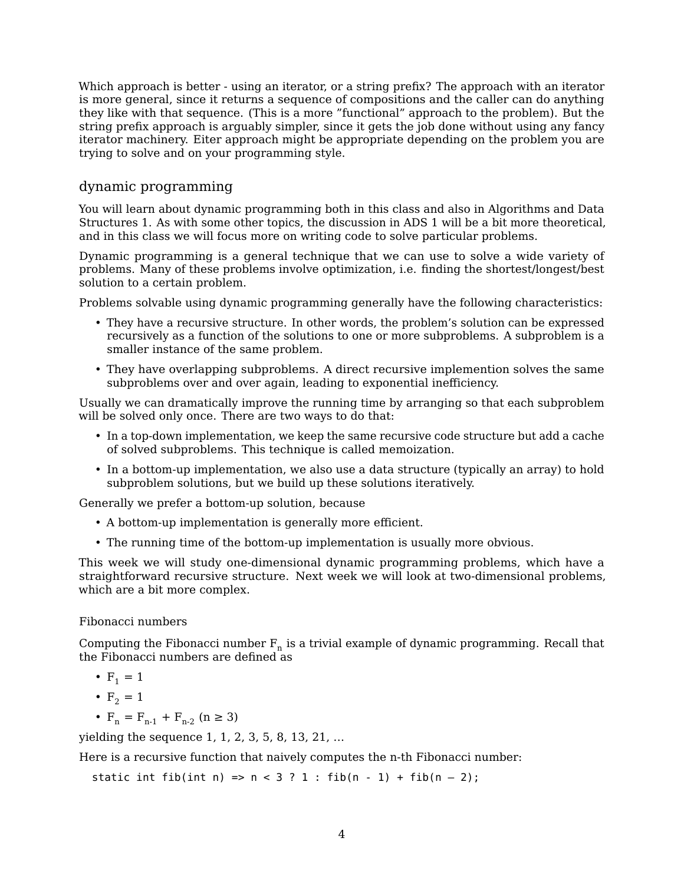Which approach is better - using an iterator, or a string prefix? The approach with an iterator is more general, since it returns a sequence of compositions and the caller can do anything they like with that sequence. (This is a more ”functional” approach to the problem). But the string prefix approach is arguably simpler, since it gets the job done without using any fancy iterator machinery. Eiter approach might be appropriate depending on the problem you are trying to solve and on your programming style.

## dynamic programming

You will learn about dynamic programming both in this class and also in Algorithms and Data Structures 1. As with some other topics, the discussion in ADS 1 will be a bit more theoretical, and in this class we will focus more on writing code to solve particular problems.

Dynamic programming is a general technique that we can use to solve a wide variety of problems. Many of these problems involve optimization, i.e. finding the shortest/longest/best solution to a certain problem.

Problems solvable using dynamic programming generally have the following characteristics:

- They have a recursive structure. In other words, the problem's solution can be expressed recursively as a function of the solutions to one or more subproblems. A subproblem is a smaller instance of the same problem.
- They have overlapping subproblems. A direct recursive implemention solves the same subproblems over and over again, leading to exponential inefficiency.

Usually we can dramatically improve the running time by arranging so that each subproblem will be solved only once. There are two ways to do that:

- In a top-down implementation, we keep the same recursive code structure but add a cache of solved subproblems. This technique is called memoization.
- In a bottom-up implementation, we also use a data structure (typically an array) to hold subproblem solutions, but we build up these solutions iteratively.

Generally we prefer a bottom-up solution, because

- A bottom-up implementation is generally more efficient.
- The running time of the bottom-up implementation is usually more obvious.

This week we will study one-dimensional dynamic programming problems, which have a straightforward recursive structure. Next week we will look at two-dimensional problems, which are a bit more complex.

### Fibonacci numbers

Computing the Fibonacci number $F_n$ is a trivial example of dynamic programming. Recall that the Fibonacci numbers are defined as

- $F_1 = 1$
- $F_2 = 1$
- $F_n = F_{n-1} + F_{n-2}$ ($n \geq 3$)

yielding the sequence 1, 1, 2, 3, 5, 8, 13, 21, …

Here is a recursive function that naively computes the n-th Fibonacci number:

```
static int fib(int n) => n < 3 ? 1 : fib(n - 1) + fib(n – 2);
```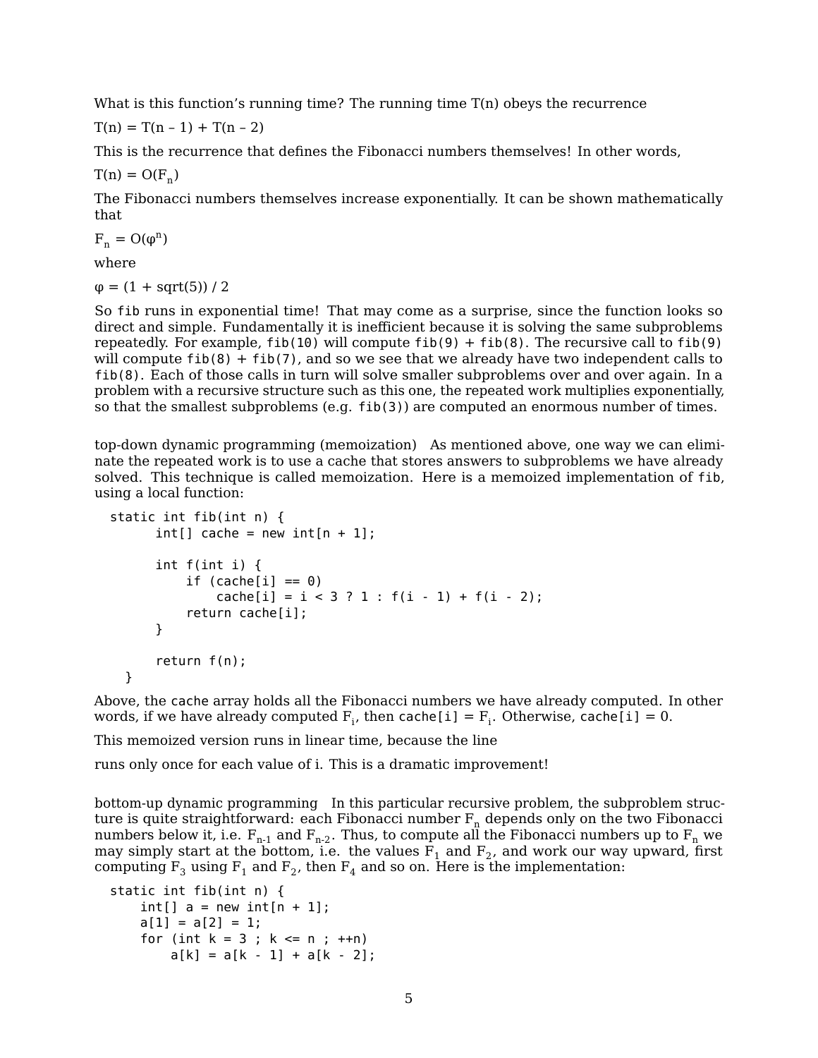What is this function's running time? The running time T(n) obeys the recurrence

$T(n) = T(n - 1) + T(n - 2)$

This is the recurrence that defines the Fibonacci numbers themselves! In other words,

$T(n) = O(F_n)$

The Fibonacci numbers themselves increase exponentially. It can be shown mathematically that

$F_n = O(\varphi^n)$

where

$\varphi = (1 + \text{sqrt}(5)) / 2$

So `fib` runs in exponential time! That may come as a surprise, since the function looks so direct and simple. Fundamentally it is inefficient because it is solving the same subproblems repeatedly. For example, `fib(10)` will compute `fib(9) + fib(8)`. The recursive call to `fib(9)` will compute `fib(8) + fib(7)`, and so we see that we already have two independent calls to `fib(8)`. Each of those calls in turn will solve smaller subproblems over and over again. In a problem with a recursive structure such as this one, the repeated work multiplies exponentially, so that the smallest subproblems (e.g. `fib(3)`) are computed an enormous number of times.

**top-down dynamic programming (memoization)** As mentioned above, one way we can eliminate the repeated work is to use a cache that stores answers to subproblems we have already solved. This technique is called memoization. Here is a memoized implementation of `fib`, using a local function:

```
static int fib(int n) {
      int[] cache = new int[n + 1];

      int f(int i) {
          if (cache[i] == 0)
              cache[i] = i < 3 ? 1 : f(i - 1) + f(i - 2);
          return cache[i];
      }

      return f(n);
  }
```

Above, the `cache` array holds all the Fibonacci numbers we have already computed. In other words, if we have already computed $F_i$, then `cache[i]` = $F_i$. Otherwise, `cache[i]` = 0.

This memoized version runs in linear time, because the line

runs only once for each value of i. This is a dramatic improvement!

**bottom-up dynamic programming** In this particular recursive problem, the subproblem structure is quite straightforward: each Fibonacci number $F_n$ depends only on the two Fibonacci numbers below it, i.e. $F_{n-1}$ and $F_{n-2}$. Thus, to compute all the Fibonacci numbers up to $F_n$ we may simply start at the bottom, i.e. the values $F_1$ and $F_2$, and work our way upward, first computing $F_3$ using $F_1$ and $F_2$, then $F_4$ and so on. Here is the implementation:

```
static int fib(int n) {
    int[] a = new int[n + 1];
    a[1] = a[2] = 1;
    for (int k = 3 ; k <= n ; ++n)
        a[k] = a[k - 1] + a[k - 2];
```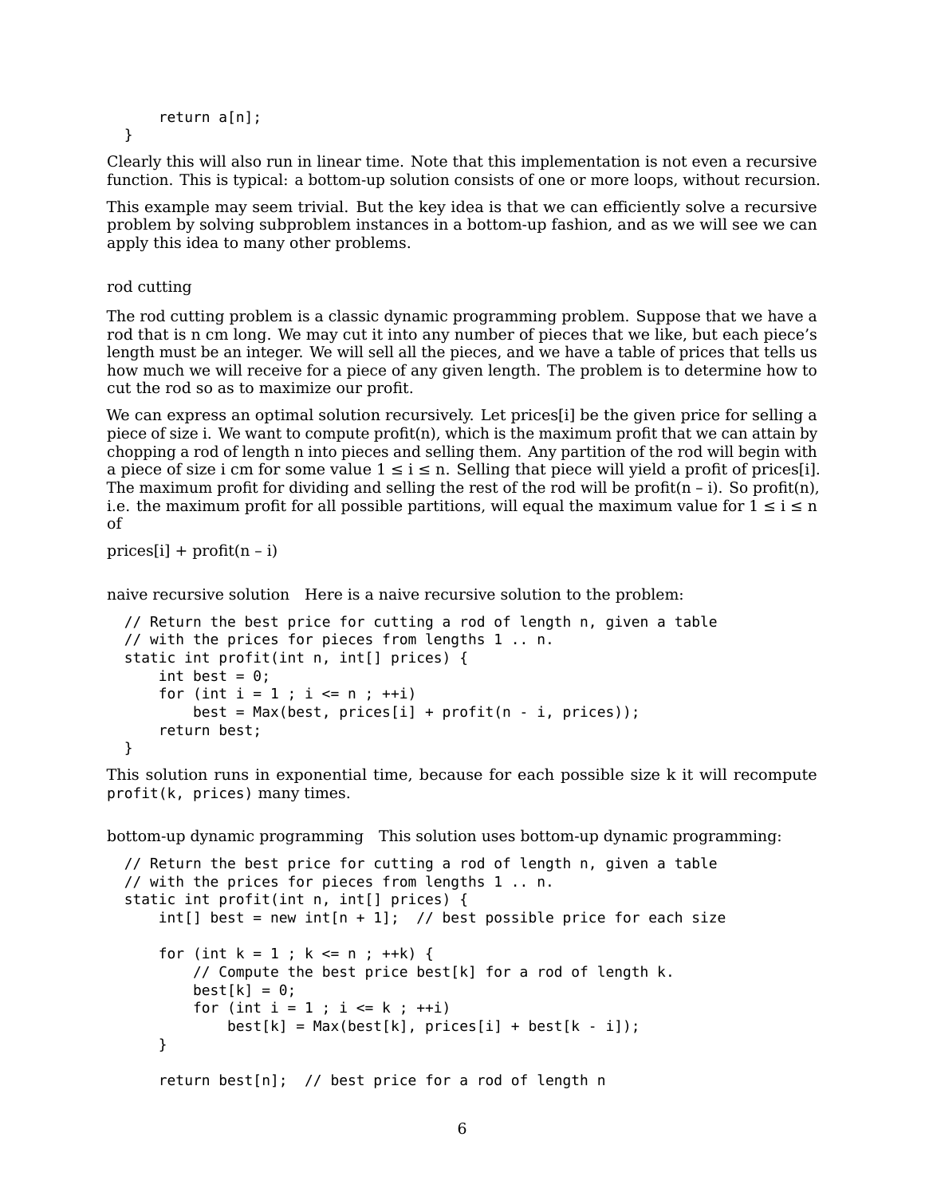```
    return a[n];
}
```

Clearly this will also run in linear time. Note that this implementation is not even a recursive function. This is typical: a bottom-up solution consists of one or more loops, without recursion.

This example may seem trivial. But the key idea is that we can efficiently solve a recursive problem by solving subproblem instances in a bottom-up fashion, and as we will see we can apply this idea to many other problems.

### rod cutting

The rod cutting problem is a classic dynamic programming problem. Suppose that we have a rod that is n cm long. We may cut it into any number of pieces that we like, but each piece's length must be an integer. We will sell all the pieces, and we have a table of prices that tells us how much we will receive for a piece of any given length. The problem is to determine how to cut the rod so as to maximize our profit.

We can express an optimal solution recursively. Let prices[i] be the given price for selling a piece of size i. We want to compute profit(n), which is the maximum profit that we can attain by chopping a rod of length n into pieces and selling them. Any partition of the rod will begin with a piece of size i cm for some value $1 \leq i \leq n$. Selling that piece will yield a profit of prices[i]. The maximum profit for dividing and selling the rest of the rod will be profit(n – i). So profit(n), i.e. the maximum profit for all possible partitions, will equal the maximum value for $1 \leq i \leq n$ of

prices[i] + profit(n – i)

**naive recursive solution** Here is a naive recursive solution to the problem:

```
// Return the best price for cutting a rod of length n, given a table
// with the prices for pieces from lengths 1 .. n.
static int profit(int n, int[] prices) {
    int best = 0;
    for (int i = 1 ; i <= n ; ++i)
        best = Max(best, prices[i] + profit(n - i, prices));
    return best;
}
```

This solution runs in exponential time, because for each possible size k it will recompute `profit(k, prices)` many times.

**bottom-up dynamic programming** This solution uses bottom-up dynamic programming:

```
// Return the best price for cutting a rod of length n, given a table
// with the prices for pieces from lengths 1 .. n.
static int profit(int n, int[] prices) {
    int[] best = new int[n + 1];  // best possible price for each size

    for (int k = 1 ; k <= n ; ++k) {
        // Compute the best price best[k] for a rod of length k.
        best[k] = 0;
        for (int i = 1 ; i <= k ; ++i)
            best[k] = Max(best[k], prices[i] + best[k - i]);
    }

    return best[n];  // best price for a rod of length n
```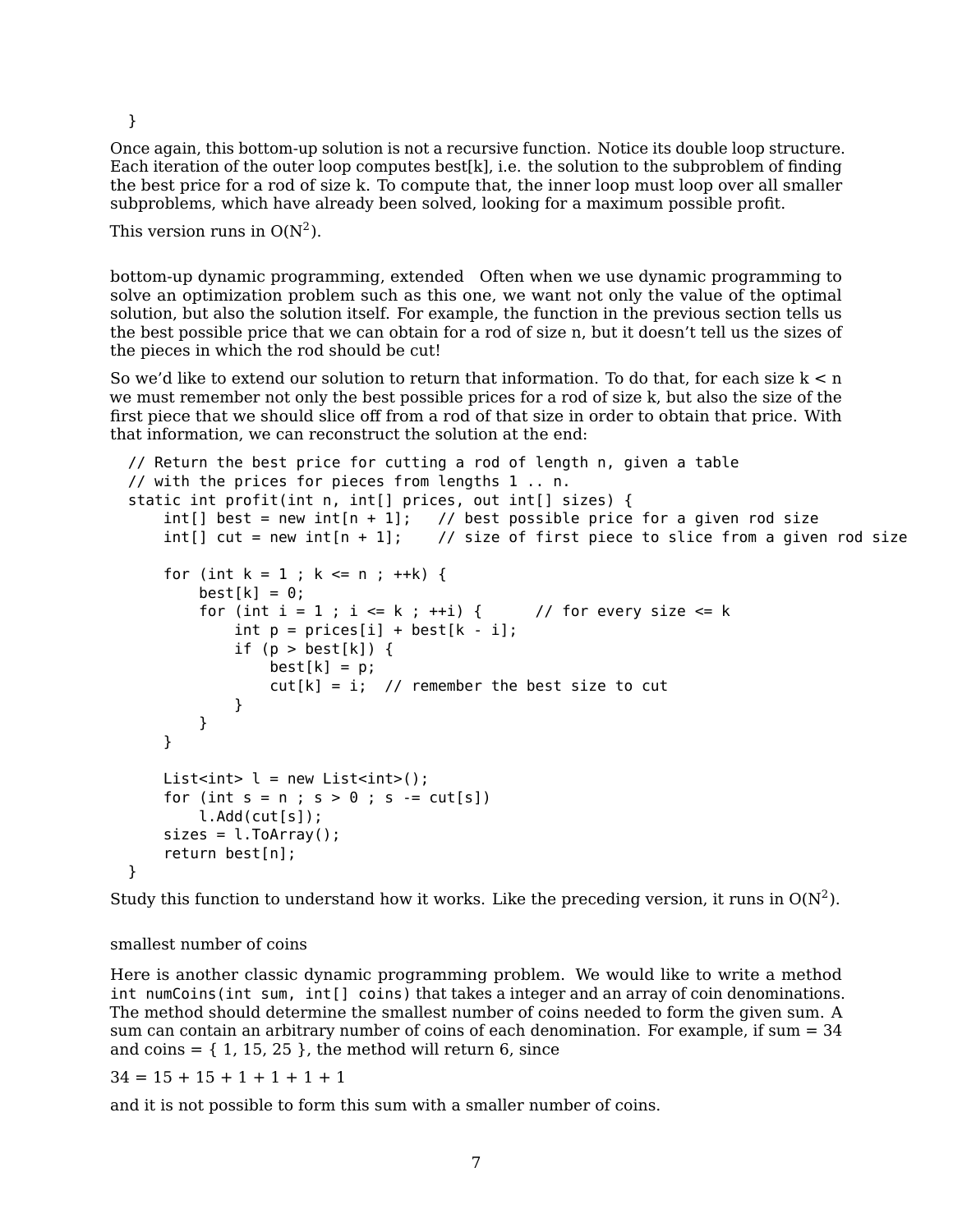```
}
```

Once again, this bottom-up solution is not a recursive function. Notice its double loop structure. Each iteration of the outer loop computes best[k], i.e. the solution to the subproblem of finding the best price for a rod of size k. To compute that, the inner loop must loop over all smaller subproblems, which have already been solved, looking for a maximum possible profit.

This version runs in $O(N^2)$.

### bottom-up dynamic programming, extended

Often when we use dynamic programming to solve an optimization problem such as this one, we want not only the value of the optimal solution, but also the solution itself. For example, the function in the previous section tells us the best possible price that we can obtain for a rod of size n, but it doesn't tell us the sizes of the pieces in which the rod should be cut!

So we'd like to extend our solution to return that information. To do that, for each size k < n we must remember not only the best possible prices for a rod of size k, but also the size of the first piece that we should slice off from a rod of that size in order to obtain that price. With that information, we can reconstruct the solution at the end:

```
// Return the best price for cutting a rod of length n, given a table
// with the prices for pieces from lengths 1 .. n.
static int profit(int n, int[] prices, out int[] sizes) {
    int[] best = new int[n + 1];   // best possible price for a given rod size
    int[] cut = new int[n + 1];    // size of first piece to slice from a given rod size

    for (int k = 1 ; k <= n ; ++k) {
        best[k] = 0;
        for (int i = 1 ; i <= k ; ++i) {      // for every size <= k
            int p = prices[i] + best[k - i];
            if (p > best[k]) {
                best[k] = p;
                cut[k] = i;  // remember the best size to cut
            }
        }
    }

    List<int> l = new List<int>();
    for (int s = n ; s > 0 ; s -= cut[s])
        l.Add(cut[s]);
    sizes = l.ToArray();
    return best[n];
}
```

Study this function to understand how it works. Like the preceding version, it runs in $O(N^2)$.

### smallest number of coins

Here is another classic dynamic programming problem. We would like to write a method `int numCoins(int sum, int[] coins)` that takes a integer and an array of coin denominations. The method should determine the smallest number of coins needed to form the given sum. A sum can contain an arbitrary number of coins of each denomination. For example, if sum = 34 and coins = { 1, 15, 25 }, the method will return 6, since

34 = 15 + 15 + 1 + 1 + 1 + 1

and it is not possible to form this sum with a smaller number of coins.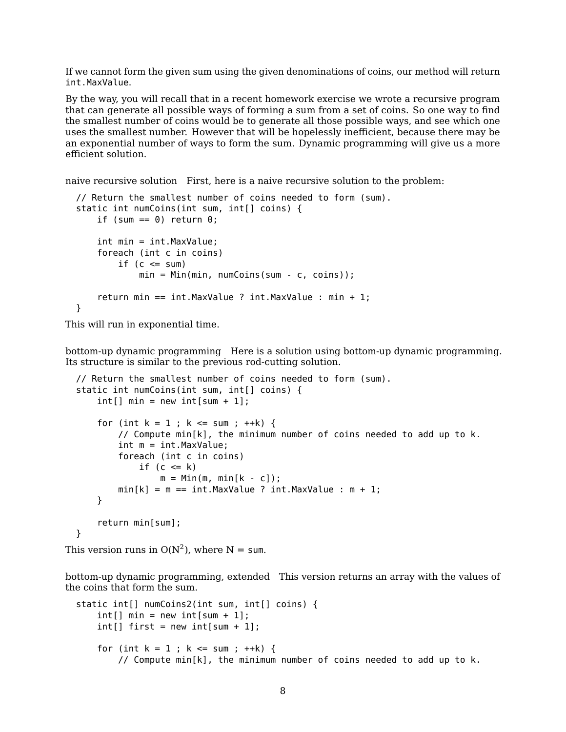If we cannot form the given sum using the given denominations of coins, our method will return `int.MaxValue`.

By the way, you will recall that in a recent homework exercise we wrote a recursive program that can generate all possible ways of forming a sum from a set of coins. So one way to find the smallest number of coins would be to generate all those possible ways, and see which one uses the smallest number. However that will be hopelessly inefficient, because there may be an exponential number of ways to form the sum. Dynamic programming will give us a more efficient solution.

naive recursive solution First, here is a naive recursive solution to the problem:

```
// Return the smallest number of coins needed to form (sum).
static int numCoins(int sum, int[] coins) {
    if (sum == 0) return 0;

    int min = int.MaxValue;
    foreach (int c in coins)
        if (c <= sum)
            min = Min(min, numCoins(sum - c, coins));

    return min == int.MaxValue ? int.MaxValue : min + 1;
}
```

This will run in exponential time.

bottom-up dynamic programming Here is a solution using bottom-up dynamic programming. Its structure is similar to the previous rod-cutting solution.

```
// Return the smallest number of coins needed to form (sum).
static int numCoins(int sum, int[] coins) {
    int[] min = new int[sum + 1];

    for (int k = 1 ; k <= sum ; ++k) {
        // Compute min[k], the minimum number of coins needed to add up to k.
        int m = int.MaxValue;
        foreach (int c in coins)
            if (c <= k)
                m = Min(m, min[k - c]);
        min[k] = m == int.MaxValue ? int.MaxValue : m + 1;
    }

    return min[sum];
}
```

This version runs in $O(N^2)$, where N = `sum`.

bottom-up dynamic programming, extended This version returns an array with the values of the coins that form the sum.

```
static int[] numCoins2(int sum, int[] coins) {
    int[] min = new int[sum + 1];
    int[] first = new int[sum + 1];

    for (int k = 1 ; k <= sum ; ++k) {
        // Compute min[k], the minimum number of coins needed to add up to k.
```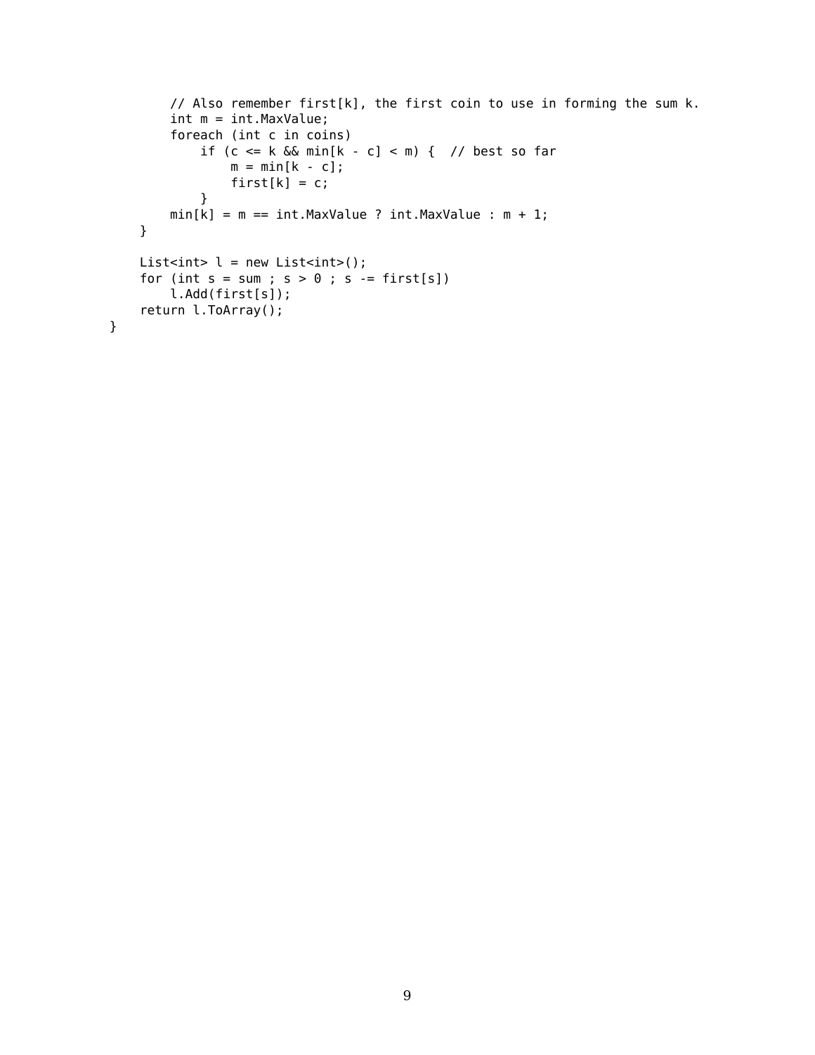```
        // Also remember first[k], the first coin to use in forming the sum k.
        int m = int.MaxValue;
        foreach (int c in coins)
            if (c <= k && min[k - c] < m) {  // best so far
                m = min[k - c];
                first[k] = c;
            }
        min[k] = m == int.MaxValue ? int.MaxValue : m + 1;
    }

    List<int> l = new List<int>();
    for (int s = sum ; s > 0 ; s -= first[s])
        l.Add(first[s]);
    return l.ToArray();
}
```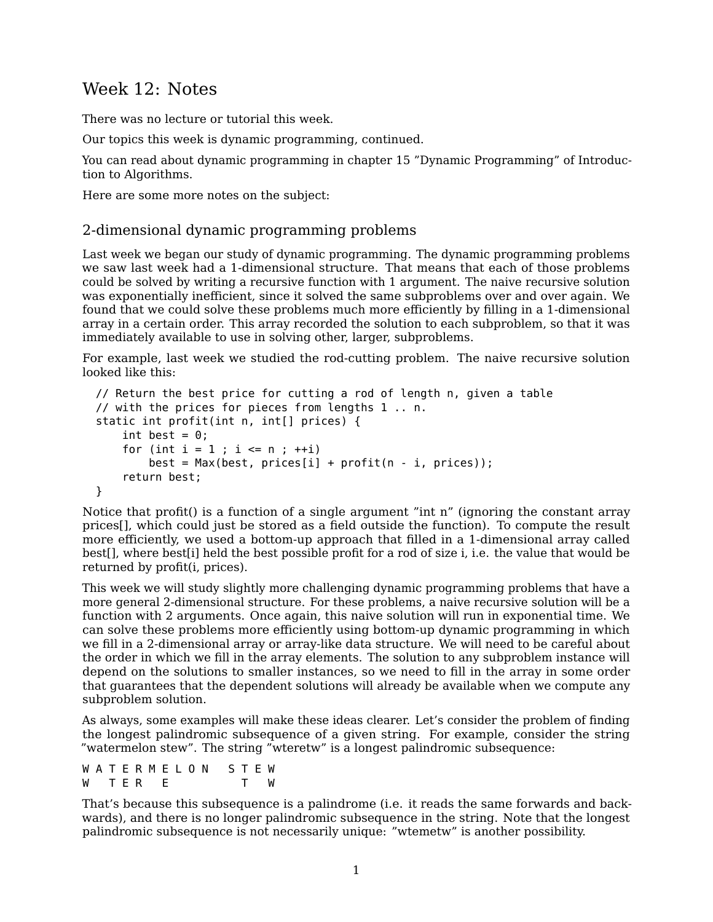# Week 12: Notes

There was no lecture or tutorial this week.

Our topics this week is dynamic programming, continued.

You can read about dynamic programming in chapter 15 "Dynamic Programming" of Introduction to Algorithms.

Here are some more notes on the subject:

## 2-dimensional dynamic programming problems

Last week we began our study of dynamic programming. The dynamic programming problems we saw last week had a 1-dimensional structure. That means that each of those problems could be solved by writing a recursive function with 1 argument. The naive recursive solution was exponentially inefficient, since it solved the same subproblems over and over again. We found that we could solve these problems much more efficiently by filling in a 1-dimensional array in a certain order. This array recorded the solution to each subproblem, so that it was immediately available to use in solving other, larger, subproblems.

For example, last week we studied the rod-cutting problem. The naive recursive solution looked like this:

```
// Return the best price for cutting a rod of length n, given a table
// with the prices for pieces from lengths 1 .. n.
static int profit(int n, int[] prices) {
    int best = 0;
    for (int i = 1 ; i <= n ; ++i)
        best = Max(best, prices[i] + profit(n - i, prices));
    return best;
}
```

Notice that profit() is a function of a single argument "int n" (ignoring the constant array prices[], which could just be stored as a field outside the function). To compute the result more efficiently, we used a bottom-up approach that filled in a 1-dimensional array called best[], where best[i] held the best possible profit for a rod of size i, i.e. the value that would be returned by profit(i, prices).

This week we will study slightly more challenging dynamic programming problems that have a more general 2-dimensional structure. For these problems, a naive recursive solution will be a function with 2 arguments. Once again, this naive solution will run in exponential time. We can solve these problems more efficiently using bottom-up dynamic programming in which we fill in a 2-dimensional array or array-like data structure. We will need to be careful about the order in which we fill in the array elements. The solution to any subproblem instance will depend on the solutions to smaller instances, so we need to fill in the array in some order that guarantees that the dependent solutions will already be available when we compute any subproblem solution.

As always, some examples will make these ideas clearer. Let's consider the problem of finding the longest palindromic subsequence of a given string. For example, consider the string "watermelon stew". The string "wteretw" is a longest palindromic subsequence:

```
W A T E R M E L O N   S T E W
W   T E R   E           T   W
```

That's because this subsequence is a palindrome (i.e. it reads the same forwards and backwards), and there is no longer palindromic subsequence in the string. Note that the longest palindromic subsequence is not necessarily unique: "wtemetw" is another possibility.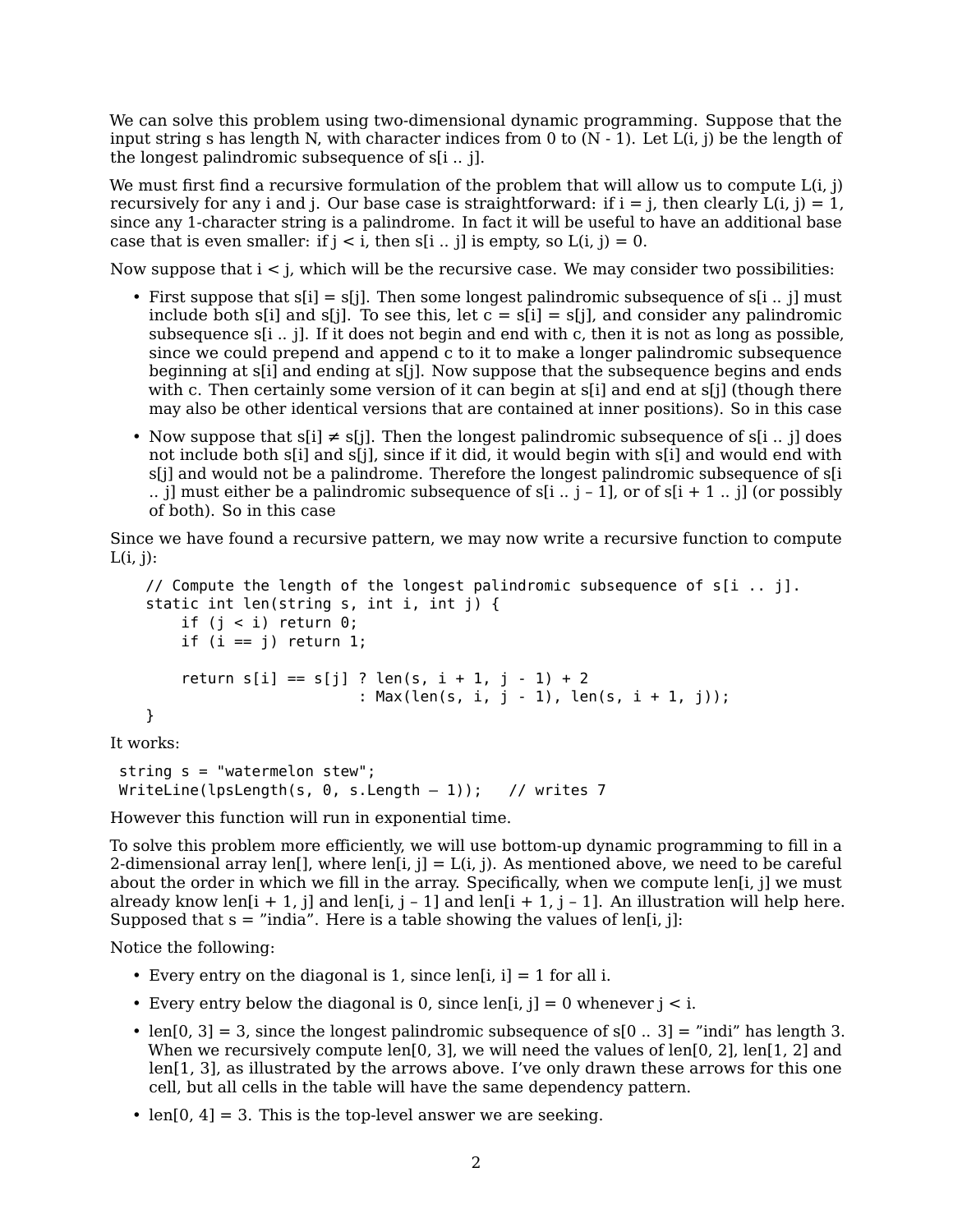We can solve this problem using two-dimensional dynamic programming. Suppose that the input string s has length N, with character indices from 0 to (N - 1). Let L(i, j) be the length of the longest palindromic subsequence of s[i .. j].

We must first find a recursive formulation of the problem that will allow us to compute L(i, j) recursively for any i and j. Our base case is straightforward: if i = j, then clearly L(i, j) = 1, since any 1-character string is a palindrome. In fact it will be useful to have an additional base case that is even smaller: if j < i, then s[i .. j] is empty, so L(i, j) = 0.

Now suppose that i < j, which will be the recursive case. We may consider two possibilities:

- First suppose that s[i] = s[j]. Then some longest palindromic subsequence of s[i .. j] must include both s[i] and s[j]. To see this, let c = s[i] = s[j], and consider any palindromic subsequence s[i .. j]. If it does not begin and end with c, then it is not as long as possible, since we could prepend and append c to it to make a longer palindromic subsequence beginning at s[i] and ending at s[j]. Now suppose that the subsequence begins and ends with c. Then certainly some version of it can begin at s[i] and end at s[j] (though there may also be other identical versions that are contained at inner positions). So in this case
- Now suppose that s[i] ≠ s[j]. Then the longest palindromic subsequence of s[i .. j] does not include both s[i] and s[j], since if it did, it would begin with s[i] and would end with s[j] and would not be a palindrome. Therefore the longest palindromic subsequence of s[i .. j] must either be a palindromic subsequence of s[i .. j – 1], or of s[i + 1 .. j] (or possibly of both). So in this case

Since we have found a recursive pattern, we may now write a recursive function to compute L(i, j):

```
// Compute the length of the longest palindromic subsequence of s[i .. j].
static int len(string s, int i, int j) {
    if (j < i) return 0;
    if (i == j) return 1;

    return s[i] == s[j] ? len(s, i + 1, j - 1) + 2
                        : Max(len(s, i, j - 1), len(s, i + 1, j));
}
```

It works:

```
string s = "watermelon stew";
WriteLine(lpsLength(s, 0, s.Length – 1));   // writes 7
```

However this function will run in exponential time.

To solve this problem more efficiently, we will use bottom-up dynamic programming to fill in a 2-dimensional array len[], where len[i, j] = L(i, j). As mentioned above, we need to be careful about the order in which we fill in the array. Specifically, when we compute len[i, j] we must already know len[i + 1, j] and len[i, j – 1] and len[i + 1, j – 1]. An illustration will help here. Supposed that s = "india". Here is a table showing the values of len[i, j]:

Notice the following:

- Every entry on the diagonal is 1, since len[i, i] = 1 for all i.
- Every entry below the diagonal is 0, since len[i, j] = 0 whenever j < i.
- len[0, 3] = 3, since the longest palindromic subsequence of s[0 .. 3] = "indi" has length 3. When we recursively compute len[0, 3], we will need the values of len[0, 2], len[1, 2] and len[1, 3], as illustrated by the arrows above. I've only drawn these arrows for this one cell, but all cells in the table will have the same dependency pattern.
- len[0, 4] = 3. This is the top-level answer we are seeking.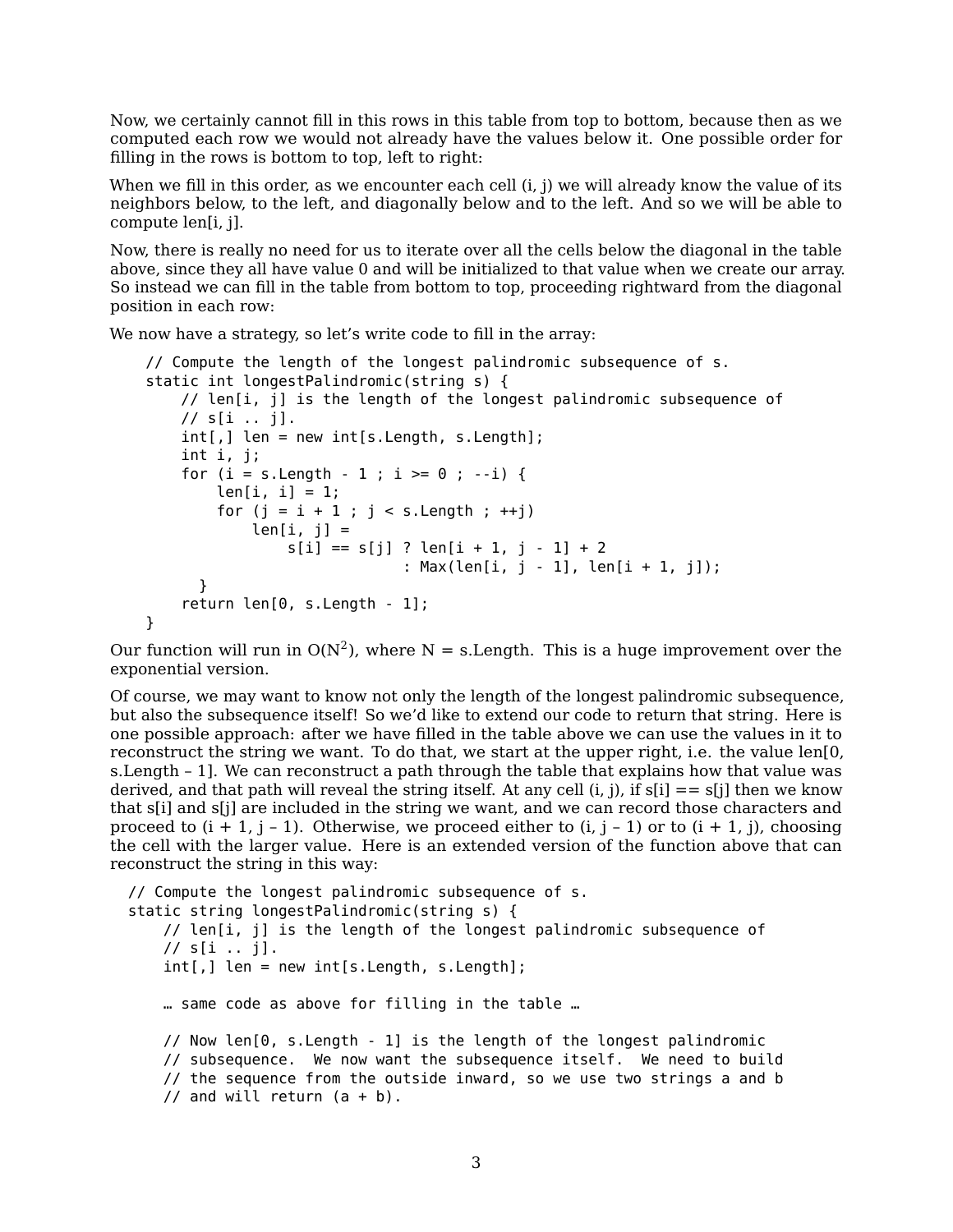Now, we certainly cannot fill in this rows in this table from top to bottom, because then as we computed each row we would not already have the values below it. One possible order for filling in the rows is bottom to top, left to right:

When we fill in this order, as we encounter each cell (i, j) we will already know the value of its neighbors below, to the left, and diagonally below and to the left. And so we will be able to compute len[i, j].

Now, there is really no need for us to iterate over all the cells below the diagonal in the table above, since they all have value 0 and will be initialized to that value when we create our array. So instead we can fill in the table from bottom to top, proceeding rightward from the diagonal position in each row:

We now have a strategy, so let's write code to fill in the array:

```
// Compute the length of the longest palindromic subsequence of s.
static int longestPalindromic(string s) {
    // len[i, j] is the length of the longest palindromic subsequence of
    // s[i .. j].
    int[,] len = new int[s.Length, s.Length];
    int i, j;
    for (i = s.Length - 1 ; i >= 0 ; --i) {
        len[i, i] = 1;
        for (j = i + 1 ; j < s.Length ; ++j)
            len[i, j] =
                s[i] == s[j] ? len[i + 1, j - 1] + 2
                             : Max(len[i, j - 1], len[i + 1, j]);
      }
    return len[0, s.Length - 1];
}
```

Our function will run in $O(N^2)$, where N = s.Length. This is a huge improvement over the exponential version.

Of course, we may want to know not only the length of the longest palindromic subsequence, but also the subsequence itself! So we'd like to extend our code to return that string. Here is one possible approach: after we have filled in the table above we can use the values in it to reconstruct the string we want. To do that, we start at the upper right, i.e. the value len[0, s.Length – 1]. We can reconstruct a path through the table that explains how that value was derived, and that path will reveal the string itself. At any cell (i, j), if s[i] == s[j] then we know that s[i] and s[j] are included in the string we want, and we can record those characters and proceed to (i + 1, j – 1). Otherwise, we proceed either to (i, j – 1) or to (i + 1, j), choosing the cell with the larger value. Here is an extended version of the function above that can reconstruct the string in this way:

```
// Compute the longest palindromic subsequence of s.
static string longestPalindromic(string s) {
    // len[i, j] is the length of the longest palindromic subsequence of
    // s[i .. j].
    int[,] len = new int[s.Length, s.Length];

    … same code as above for filling in the table …

    // Now len[0, s.Length - 1] is the length of the longest palindromic
    // subsequence.  We now want the subsequence itself.  We need to build
    // the sequence from the outside inward, so we use two strings a and b
    // and will return (a + b).
```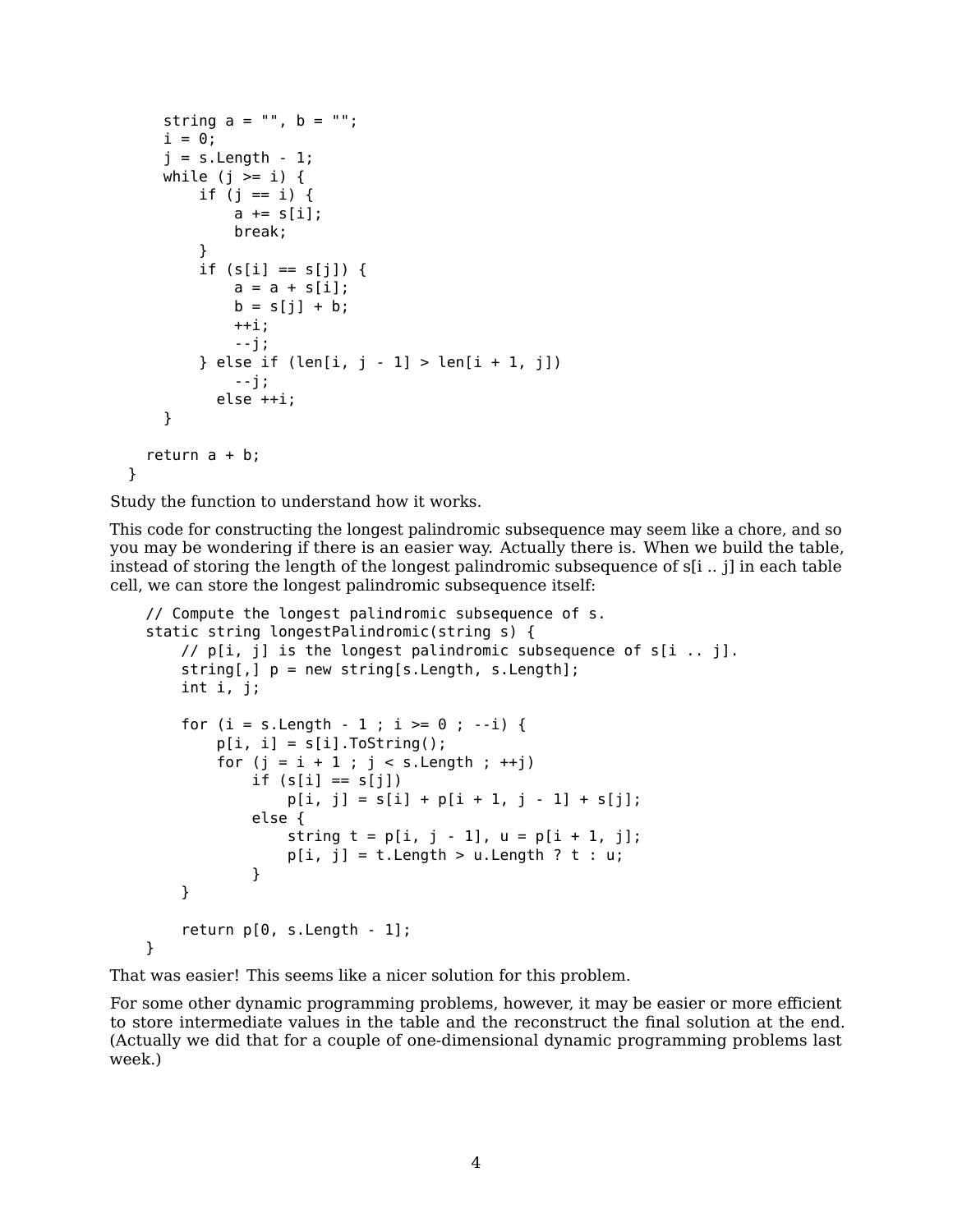```
        string a = "", b = "";
        i = 0;
        j = s.Length - 1;
        while (j >= i) {
            if (j == i) {
                a += s[i];
                break;
            }
            if (s[i] == s[j]) {
                a = a + s[i];
                b = s[j] + b;
                ++i;
                --j;
            } else if (len[i, j - 1] > len[i + 1, j])
                --j;
              else ++i;
        }

      return a + b;
    }
```

Study the function to understand how it works.

This code for constructing the longest palindromic subsequence may seem like a chore, and so you may be wondering if there is an easier way. Actually there is. When we build the table, instead of storing the length of the longest palindromic subsequence of s[i .. j] in each table cell, we can store the longest palindromic subsequence itself:

```
    // Compute the longest palindromic subsequence of s.
    static string longestPalindromic(string s) {
        // p[i, j] is the longest palindromic subsequence of s[i .. j].
        string[,] p = new string[s.Length, s.Length];
        int i, j;

        for (i = s.Length - 1 ; i >= 0 ; --i) {
            p[i, i] = s[i].ToString();
            for (j = i + 1 ; j < s.Length ; ++j)
                if (s[i] == s[j])
                    p[i, j] = s[i] + p[i + 1, j - 1] + s[j];
                else {
                    string t = p[i, j - 1], u = p[i + 1, j];
                    p[i, j] = t.Length > u.Length ? t : u;
                }
        }

        return p[0, s.Length - 1];
    }
```

That was easier! This seems like a nicer solution for this problem.

For some other dynamic programming problems, however, it may be easier or more efficient to store intermediate values in the table and the reconstruct the final solution at the end. (Actually we did that for a couple of one-dimensional dynamic programming problems last week.)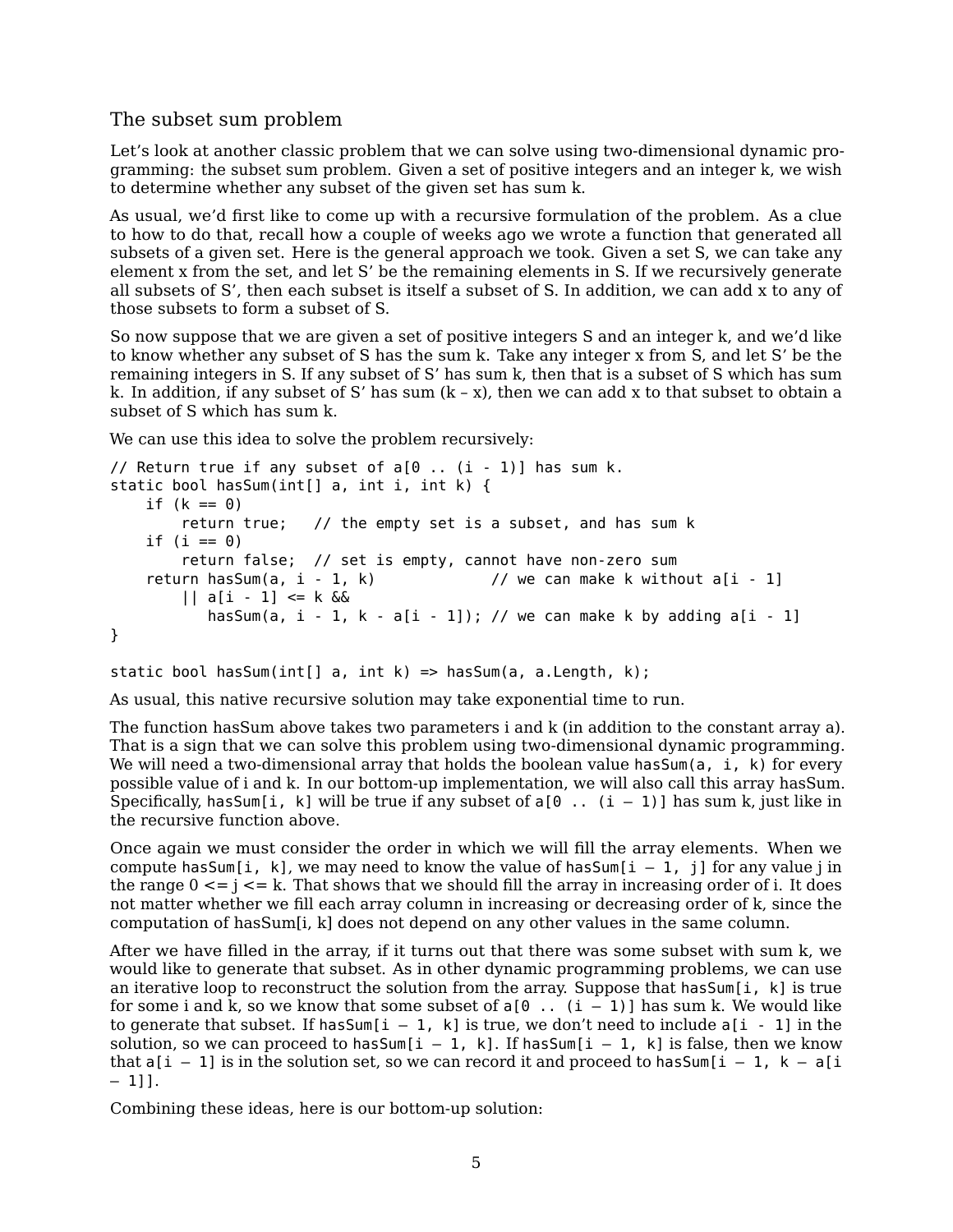## The subset sum problem

Let's look at another classic problem that we can solve using two-dimensional dynamic programming: the subset sum problem. Given a set of positive integers and an integer k, we wish to determine whether any subset of the given set has sum k.

As usual, we'd first like to come up with a recursive formulation of the problem. As a clue to how to do that, recall how a couple of weeks ago we wrote a function that generated all subsets of a given set. Here is the general approach we took. Given a set S, we can take any element x from the set, and let S' be the remaining elements in S. If we recursively generate all subsets of S', then each subset is itself a subset of S. In addition, we can add x to any of those subsets to form a subset of S.

So now suppose that we are given a set of positive integers S and an integer k, and we'd like to know whether any subset of S has the sum k. Take any integer x from S, and let S' be the remaining integers in S. If any subset of S' has sum k, then that is a subset of S which has sum k. In addition, if any subset of S' has sum (k – x), then we can add x to that subset to obtain a subset of S which has sum k.

We can use this idea to solve the problem recursively:

```
// Return true if any subset of a[0 .. (i - 1)] has sum k.
static bool hasSum(int[] a, int i, int k) {
    if (k == 0)
        return true;   // the empty set is a subset, and has sum k
    if (i == 0)
        return false;  // set is empty, cannot have non-zero sum
    return hasSum(a, i - 1, k)            // we can make k without a[i - 1]
        || a[i - 1] <= k &&
           hasSum(a, i - 1, k - a[i - 1]); // we can make k by adding a[i - 1]
}

static bool hasSum(int[] a, int k) => hasSum(a, a.Length, k);
```

As usual, this native recursive solution may take exponential time to run.

The function hasSum above takes two parameters i and k (in addition to the constant array a). That is a sign that we can solve this problem using two-dimensional dynamic programming. We will need a two-dimensional array that holds the boolean value `hasSum(a, i, k)` for every possible value of i and k. In our bottom-up implementation, we will also call this array hasSum. Specifically, `hasSum[i, k]` will be true if any subset of `a[0 .. (i – 1)]` has sum k, just like in the recursive function above.

Once again we must consider the order in which we will fill the array elements. When we compute `hasSum[i, k]`, we may need to know the value of `hasSum[i – 1, j]` for any value j in the range 0 <= j <= k. That shows that we should fill the array in increasing order of i. It does not matter whether we fill each array column in increasing or decreasing order of k, since the computation of hasSum[i, k] does not depend on any other values in the same column.

After we have filled in the array, if it turns out that there was some subset with sum k, we would like to generate that subset. As in other dynamic programming problems, we can use an iterative loop to reconstruct the solution from the array. Suppose that `hasSum[i, k]` is true for some i and k, so we know that some subset of `a[0 .. (i – 1)]` has sum k. We would like to generate that subset. If `hasSum[i – 1, k]` is true, we don't need to include `a[i - 1]` in the solution, so we can proceed to `hasSum[i – 1, k]`. If `hasSum[i – 1, k]` is false, then we know that `a[i – 1]` is in the solution set, so we can record it and proceed to `hasSum[i – 1, k – a[i – 1]]`.

Combining these ideas, here is our bottom-up solution: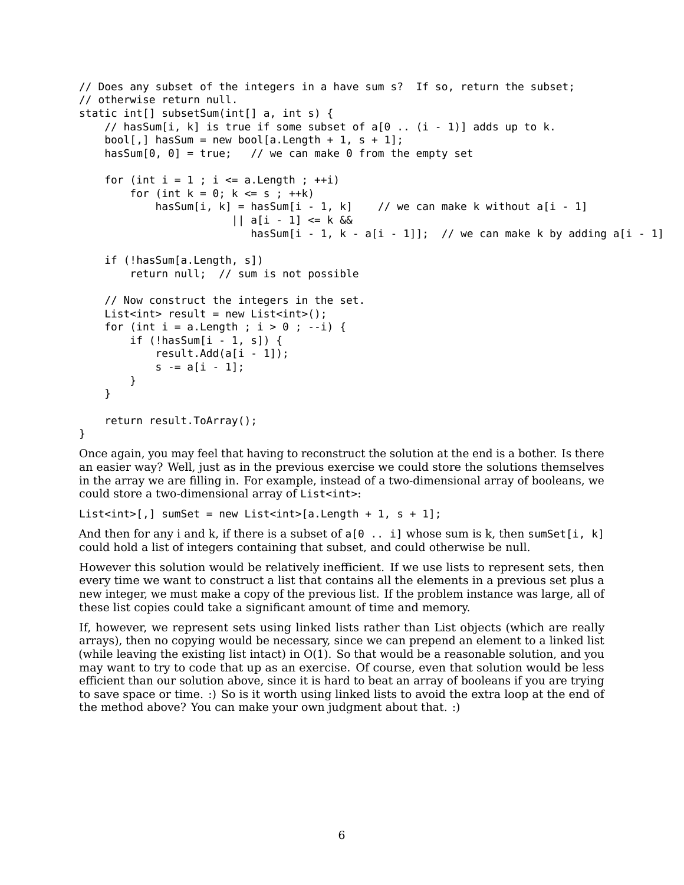```
// Does any subset of the integers in a have sum s?  If so, return the subset;
// otherwise return null.
static int[] subsetSum(int[] a, int s) {
    // hasSum[i, k] is true if some subset of a[0 .. (i - 1)] adds up to k.
    bool[,] hasSum = new bool[a.Length + 1, s + 1];
    hasSum[0, 0] = true;   // we can make 0 from the empty set

    for (int i = 1 ; i <= a.Length ; ++i)
        for (int k = 0; k <= s ; ++k)
            hasSum[i, k] = hasSum[i - 1, k]    // we can make k without a[i - 1]
                        || a[i - 1] <= k &&
                           hasSum[i - 1, k - a[i - 1]];  // we can make k by adding a[i - 1]

    if (!hasSum[a.Length, s])
        return null;  // sum is not possible

    // Now construct the integers in the set.
    List<int> result = new List<int>();
    for (int i = a.Length ; i > 0 ; --i) {
        if (!hasSum[i - 1, s]) {
            result.Add(a[i - 1]);
            s -= a[i - 1];
        }
    }

    return result.ToArray();
}
```

Once again, you may feel that having to reconstruct the solution at the end is a bother. Is there an easier way? Well, just as in the previous exercise we could store the solutions themselves in the array we are filling in. For example, instead of a two-dimensional array of booleans, we could store a two-dimensional array of `List<int>`:

```
List<int>[,] sumSet = new List<int>[a.Length + 1, s + 1];
```

And then for any i and k, if there is a subset of `a[0 .. i]` whose sum is k, then `sumSet[i, k]` could hold a list of integers containing that subset, and could otherwise be null.

However this solution would be relatively inefficient. If we use lists to represent sets, then every time we want to construct a list that contains all the elements in a previous set plus a new integer, we must make a copy of the previous list. If the problem instance was large, all of these list copies could take a significant amount of time and memory.

If, however, we represent sets using linked lists rather than List objects (which are really arrays), then no copying would be necessary, since we can prepend an element to a linked list (while leaving the existing list intact) in O(1). So that would be a reasonable solution, and you may want to try to code that up as an exercise. Of course, even that solution would be less efficient than our solution above, since it is hard to beat an array of booleans if you are trying to save space or time. :) So is it worth using linked lists to avoid the extra loop at the end of the method above? You can make your own judgment about that. :)